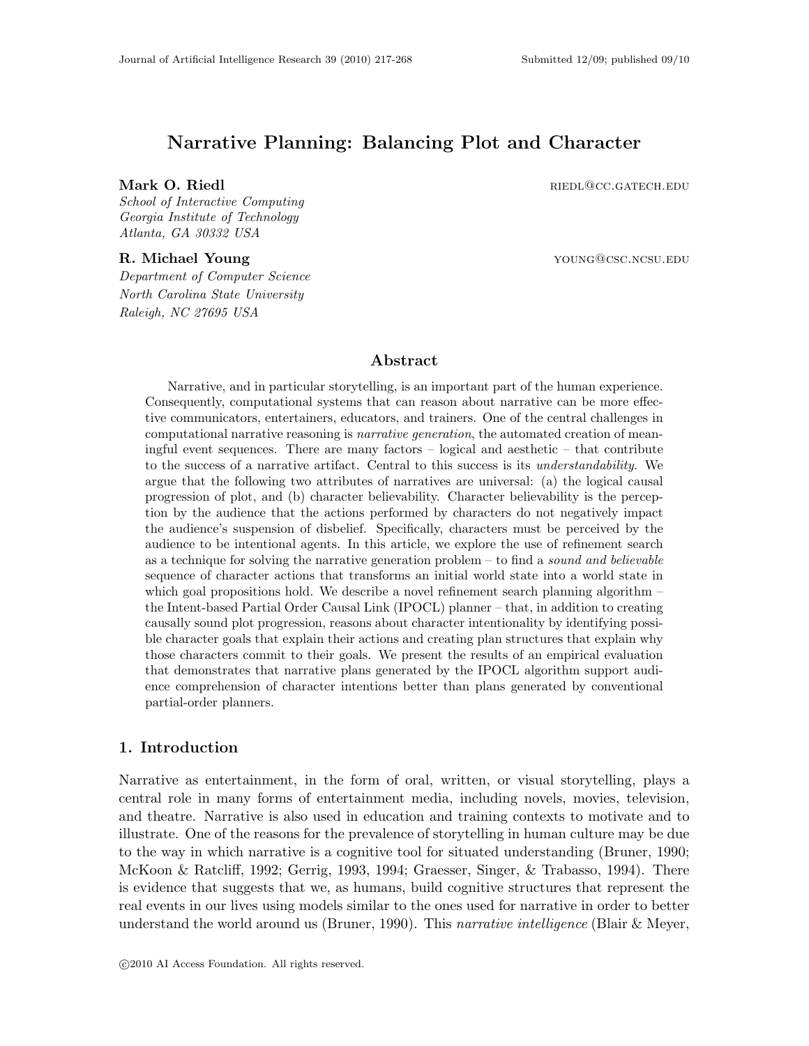# Narrative Planning: Balancing Plot and Character

**Mark O. Riedl** riedl@cc.gatech.edu
*School of Interactive Computing*
*Georgia Institute of Technology*
*Atlanta, GA 30332 USA*

**R. Michael Young** young@csc.ncsu.edu
*Department of Computer Science*
*North Carolina State University*
*Raleigh, NC 27695 USA*

## Abstract

Narrative, and in particular storytelling, is an important part of the human experience. Consequently, computational systems that can reason about narrative can be more effective communicators, entertainers, educators, and trainers. One of the central challenges in computational narrative reasoning is *narrative generation*, the automated creation of meaningful event sequences. There are many factors – logical and aesthetic – that contribute to the success of a narrative artifact. Central to this success is its *understandability*. We argue that the following two attributes of narratives are universal: (a) the logical causal progression of plot, and (b) character believability. Character believability is the perception by the audience that the actions performed by characters do not negatively impact the audience's suspension of disbelief. Specifically, characters must be perceived by the audience to be intentional agents. In this article, we explore the use of refinement search as a technique for solving the narrative generation problem – to find a *sound and believable* sequence of character actions that transforms an initial world state into a world state in which goal propositions hold. We describe a novel refinement search planning algorithm – the Intent-based Partial Order Causal Link (IPOCL) planner – that, in addition to creating causally sound plot progression, reasons about character intentionality by identifying possible character goals that explain their actions and creating plan structures that explain why those characters commit to their goals. We present the results of an empirical evaluation that demonstrates that narrative plans generated by the IPOCL algorithm support audience comprehension of character intentions better than plans generated by conventional partial-order planners.

## 1. Introduction

Narrative as entertainment, in the form of oral, written, or visual storytelling, plays a central role in many forms of entertainment media, including novels, movies, television, and theatre. Narrative is also used in education and training contexts to motivate and to illustrate. One of the reasons for the prevalence of storytelling in human culture may be due to the way in which narrative is a cognitive tool for situated understanding (Bruner, 1990; McKoon & Ratcliff, 1992; Gerrig, 1993, 1994; Graesser, Singer, & Trabasso, 1994). There is evidence that suggests that we, as humans, build cognitive structures that represent the real events in our lives using models similar to the ones used for narrative in order to better understand the world around us (Bruner, 1990). This *narrative intelligence* (Blair & Meyer,

©2010 AI Access Foundation. All rights reserved.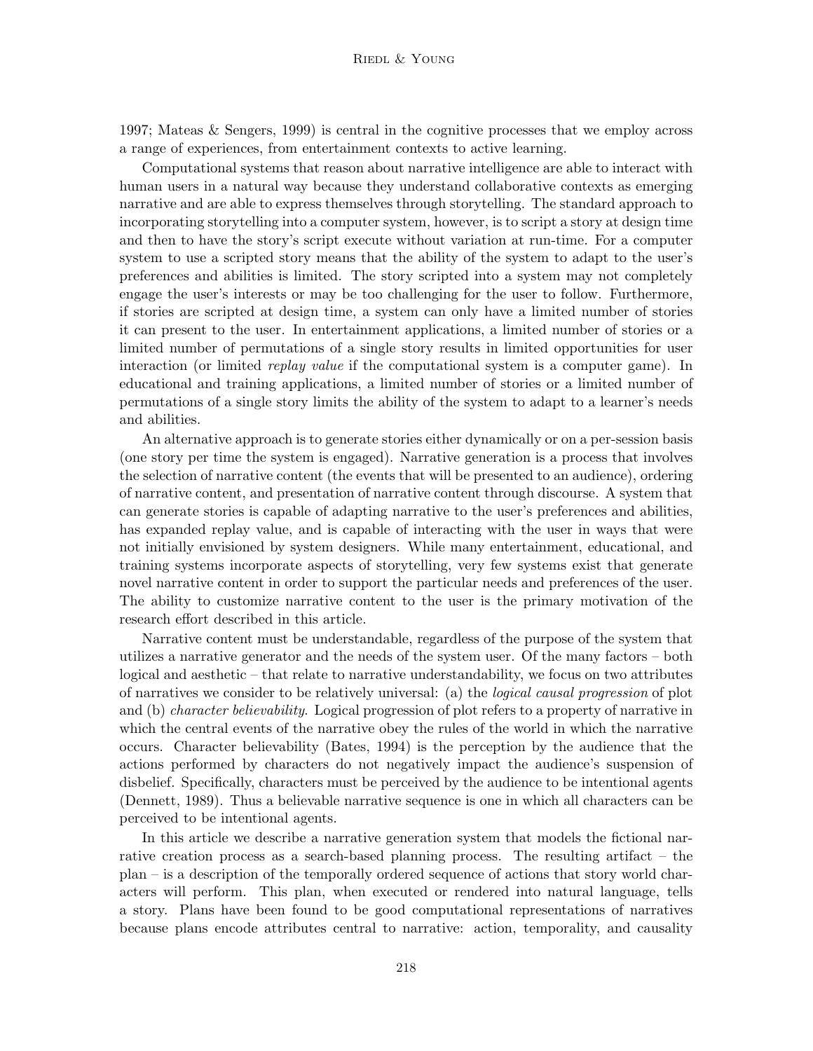1997; Mateas & Sengers, 1999) is central in the cognitive processes that we employ across a range of experiences, from entertainment contexts to active learning.

Computational systems that reason about narrative intelligence are able to interact with human users in a natural way because they understand collaborative contexts as emerging narrative and are able to express themselves through storytelling. The standard approach to incorporating storytelling into a computer system, however, is to script a story at design time and then to have the story's script execute without variation at run-time. For a computer system to use a scripted story means that the ability of the system to adapt to the user's preferences and abilities is limited. The story scripted into a system may not completely engage the user's interests or may be too challenging for the user to follow. Furthermore, if stories are scripted at design time, a system can only have a limited number of stories it can present to the user. In entertainment applications, a limited number of stories or a limited number of permutations of a single story results in limited opportunities for user interaction (or limited *replay value* if the computational system is a computer game). In educational and training applications, a limited number of stories or a limited number of permutations of a single story limits the ability of the system to adapt to a learner's needs and abilities.

An alternative approach is to generate stories either dynamically or on a per-session basis (one story per time the system is engaged). Narrative generation is a process that involves the selection of narrative content (the events that will be presented to an audience), ordering of narrative content, and presentation of narrative content through discourse. A system that can generate stories is capable of adapting narrative to the user's preferences and abilities, has expanded replay value, and is capable of interacting with the user in ways that were not initially envisioned by system designers. While many entertainment, educational, and training systems incorporate aspects of storytelling, very few systems exist that generate novel narrative content in order to support the particular needs and preferences of the user. The ability to customize narrative content to the user is the primary motivation of the research effort described in this article.

Narrative content must be understandable, regardless of the purpose of the system that utilizes a narrative generator and the needs of the system user. Of the many factors – both logical and aesthetic – that relate to narrative understandability, we focus on two attributes of narratives we consider to be relatively universal: (a) the *logical causal progression* of plot and (b) *character believability*. Logical progression of plot refers to a property of narrative in which the central events of the narrative obey the rules of the world in which the narrative occurs. Character believability (Bates, 1994) is the perception by the audience that the actions performed by characters do not negatively impact the audience's suspension of disbelief. Specifically, characters must be perceived by the audience to be intentional agents (Dennett, 1989). Thus a believable narrative sequence is one in which all characters can be perceived to be intentional agents.

In this article we describe a narrative generation system that models the fictional narrative creation process as a search-based planning process. The resulting artifact – the plan – is a description of the temporally ordered sequence of actions that story world characters will perform. This plan, when executed or rendered into natural language, tells a story. Plans have been found to be good computational representations of narratives because plans encode attributes central to narrative: action, temporality, and causality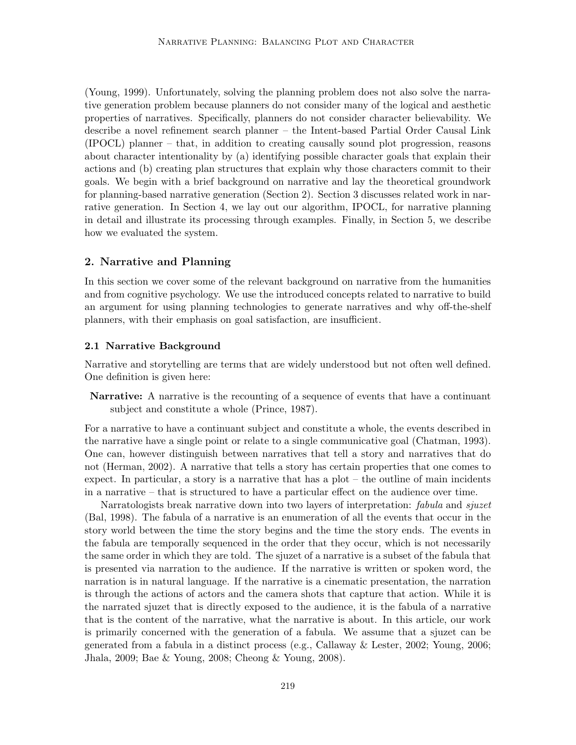(Young, 1999). Unfortunately, solving the planning problem does not also solve the narrative generation problem because planners do not consider many of the logical and aesthetic properties of narratives. Specifically, planners do not consider character believability. We describe a novel refinement search planner – the Intent-based Partial Order Causal Link (IPOCL) planner – that, in addition to creating causally sound plot progression, reasons about character intentionality by (a) identifying possible character goals that explain their actions and (b) creating plan structures that explain why those characters commit to their goals. We begin with a brief background on narrative and lay the theoretical groundwork for planning-based narrative generation (Section 2). Section 3 discusses related work in narrative generation. In Section 4, we lay out our algorithm, IPOCL, for narrative planning in detail and illustrate its processing through examples. Finally, in Section 5, we describe how we evaluated the system.

## 2. Narrative and Planning

In this section we cover some of the relevant background on narrative from the humanities and from cognitive psychology. We use the introduced concepts related to narrative to build an argument for using planning technologies to generate narratives and why off-the-shelf planners, with their emphasis on goal satisfaction, are insufficient.

### 2.1 Narrative Background

Narrative and storytelling are terms that are widely understood but not often well defined. One definition is given here:

**Narrative:** A narrative is the recounting of a sequence of events that have a continuant subject and constitute a whole (Prince, 1987).

For a narrative to have a continuant subject and constitute a whole, the events described in the narrative have a single point or relate to a single communicative goal (Chatman, 1993). One can, however distinguish between narratives that tell a story and narratives that do not (Herman, 2002). A narrative that tells a story has certain properties that one comes to expect. In particular, a story is a narrative that has a plot – the outline of main incidents in a narrative – that is structured to have a particular effect on the audience over time.

Narratologists break narrative down into two layers of interpretation: *fabula* and *sjuzet* (Bal, 1998). The fabula of a narrative is an enumeration of all the events that occur in the story world between the time the story begins and the time the story ends. The events in the fabula are temporally sequenced in the order that they occur, which is not necessarily the same order in which they are told. The sjuzet of a narrative is a subset of the fabula that is presented via narration to the audience. If the narrative is written or spoken word, the narration is in natural language. If the narrative is a cinematic presentation, the narration is through the actions of actors and the camera shots that capture that action. While it is the narrated sjuzet that is directly exposed to the audience, it is the fabula of a narrative that is the content of the narrative, what the narrative is about. In this article, our work is primarily concerned with the generation of a fabula. We assume that a sjuzet can be generated from a fabula in a distinct process (e.g., Callaway & Lester, 2002; Young, 2006; Jhala, 2009; Bae & Young, 2008; Cheong & Young, 2008).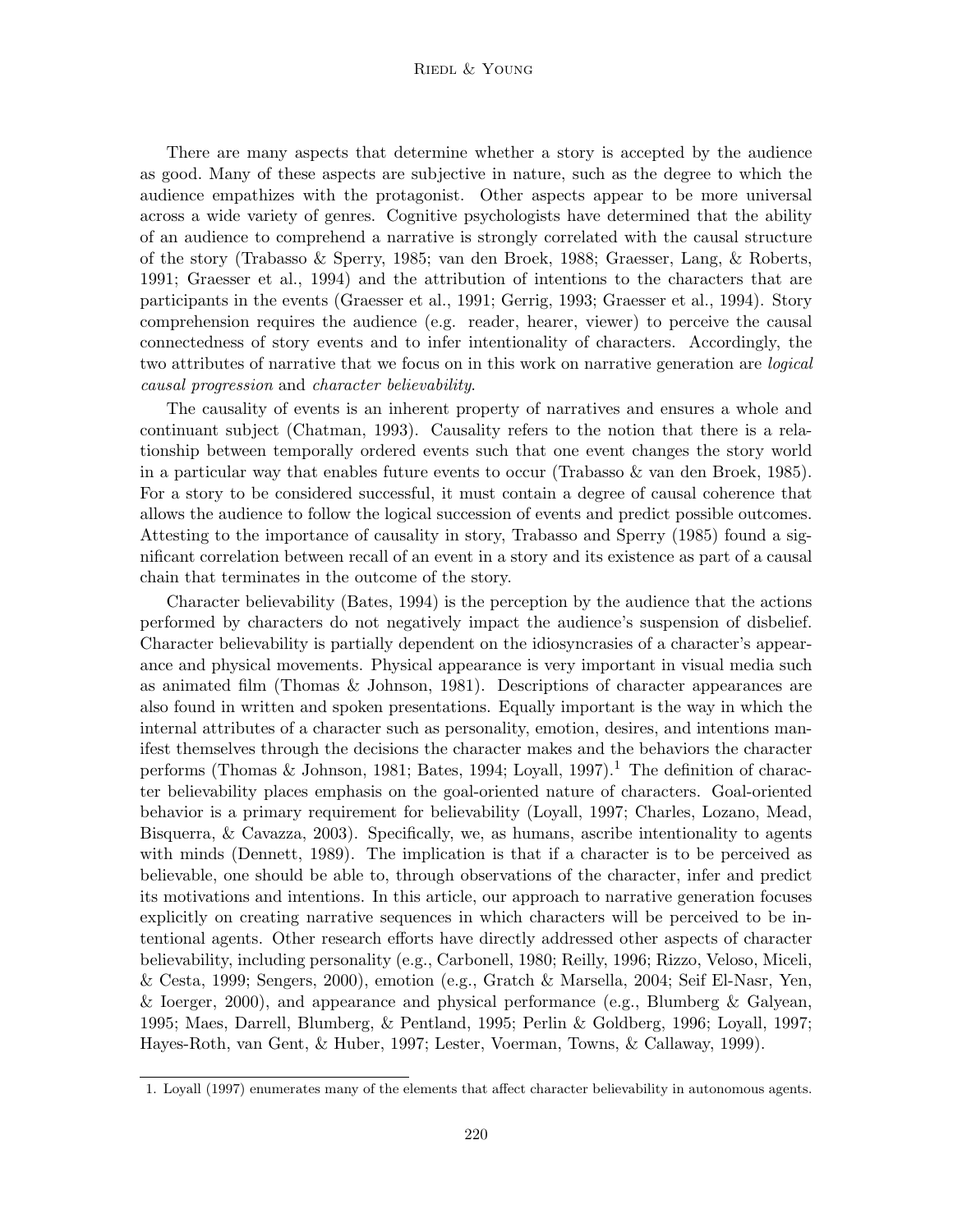There are many aspects that determine whether a story is accepted by the audience as good. Many of these aspects are subjective in nature, such as the degree to which the audience empathizes with the protagonist. Other aspects appear to be more universal across a wide variety of genres. Cognitive psychologists have determined that the ability of an audience to comprehend a narrative is strongly correlated with the causal structure of the story (Trabasso & Sperry, 1985; van den Broek, 1988; Graesser, Lang, & Roberts, 1991; Graesser et al., 1994) and the attribution of intentions to the characters that are participants in the events (Graesser et al., 1991; Gerrig, 1993; Graesser et al., 1994). Story comprehension requires the audience (e.g. reader, hearer, viewer) to perceive the causal connectedness of story events and to infer intentionality of characters. Accordingly, the two attributes of narrative that we focus on in this work on narrative generation are *logical causal progression* and *character believability*.

The causality of events is an inherent property of narratives and ensures a whole and continuant subject (Chatman, 1993). Causality refers to the notion that there is a relationship between temporally ordered events such that one event changes the story world in a particular way that enables future events to occur (Trabasso & van den Broek, 1985). For a story to be considered successful, it must contain a degree of causal coherence that allows the audience to follow the logical succession of events and predict possible outcomes. Attesting to the importance of causality in story, Trabasso and Sperry (1985) found a significant correlation between recall of an event in a story and its existence as part of a causal chain that terminates in the outcome of the story.

Character believability (Bates, 1994) is the perception by the audience that the actions performed by characters do not negatively impact the audience's suspension of disbelief. Character believability is partially dependent on the idiosyncrasies of a character's appearance and physical movements. Physical appearance is very important in visual media such as animated film (Thomas & Johnson, 1981). Descriptions of character appearances are also found in written and spoken presentations. Equally important is the way in which the internal attributes of a character such as personality, emotion, desires, and intentions manifest themselves through the decisions the character makes and the behaviors the character performs (Thomas & Johnson, 1981; Bates, 1994; Loyall, 1997).[1] The definition of character believability places emphasis on the goal-oriented nature of characters. Goal-oriented behavior is a primary requirement for believability (Loyall, 1997; Charles, Lozano, Mead, Bisquerra, & Cavazza, 2003). Specifically, we, as humans, ascribe intentionality to agents with minds (Dennett, 1989). The implication is that if a character is to be perceived as believable, one should be able to, through observations of the character, infer and predict its motivations and intentions. In this article, our approach to narrative generation focuses explicitly on creating narrative sequences in which characters will be perceived to be intentional agents. Other research efforts have directly addressed other aspects of character believability, including personality (e.g., Carbonell, 1980; Reilly, 1996; Rizzo, Veloso, Miceli, & Cesta, 1999; Sengers, 2000), emotion (e.g., Gratch & Marsella, 2004; Seif El-Nasr, Yen, & Ioerger, 2000), and appearance and physical performance (e.g., Blumberg & Galyean, 1995; Maes, Darrell, Blumberg, & Pentland, 1995; Perlin & Goldberg, 1996; Loyall, 1997; Hayes-Roth, van Gent, & Huber, 1997; Lester, Voerman, Towns, & Callaway, 1999).

1. Loyall (1997) enumerates many of the elements that affect character believability in autonomous agents.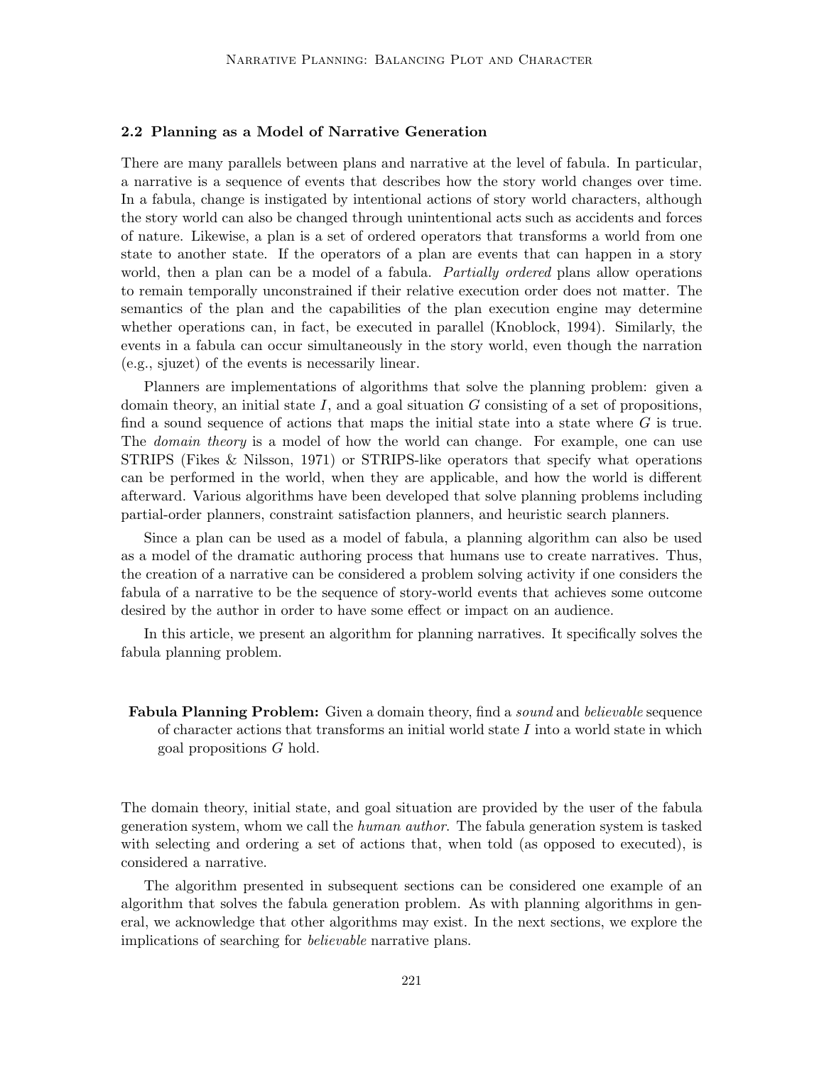### 2.2 Planning as a Model of Narrative Generation

There are many parallels between plans and narrative at the level of fabula. In particular, a narrative is a sequence of events that describes how the story world changes over time. In a fabula, change is instigated by intentional actions of story world characters, although the story world can also be changed through unintentional acts such as accidents and forces of nature. Likewise, a plan is a set of ordered operators that transforms a world from one state to another state. If the operators of a plan are events that can happen in a story world, then a plan can be a model of a fabula. *Partially ordered* plans allow operations to remain temporally unconstrained if their relative execution order does not matter. The semantics of the plan and the capabilities of the plan execution engine may determine whether operations can, in fact, be executed in parallel (Knoblock, 1994). Similarly, the events in a fabula can occur simultaneously in the story world, even though the narration (e.g., sjuzet) of the events is necessarily linear.

Planners are implementations of algorithms that solve the planning problem: given a domain theory, an initial state $I$, and a goal situation $G$ consisting of a set of propositions, find a sound sequence of actions that maps the initial state into a state where $G$ is true. The *domain theory* is a model of how the world can change. For example, one can use STRIPS (Fikes & Nilsson, 1971) or STRIPS-like operators that specify what operations can be performed in the world, when they are applicable, and how the world is different afterward. Various algorithms have been developed that solve planning problems including partial-order planners, constraint satisfaction planners, and heuristic search planners.

Since a plan can be used as a model of fabula, a planning algorithm can also be used as a model of the dramatic authoring process that humans use to create narratives. Thus, the creation of a narrative can be considered a problem solving activity if one considers the fabula of a narrative to be the sequence of story-world events that achieves some outcome desired by the author in order to have some effect or impact on an audience.

In this article, we present an algorithm for planning narratives. It specifically solves the fabula planning problem.

> **Fabula Planning Problem:** Given a domain theory, find a *sound* and *believable* sequence of character actions that transforms an initial world state $I$ into a world state in which goal propositions $G$ hold.

The domain theory, initial state, and goal situation are provided by the user of the fabula generation system, whom we call the *human author*. The fabula generation system is tasked with selecting and ordering a set of actions that, when told (as opposed to executed), is considered a narrative.

The algorithm presented in subsequent sections can be considered one example of an algorithm that solves the fabula generation problem. As with planning algorithms in general, we acknowledge that other algorithms may exist. In the next sections, we explore the implications of searching for *believable* narrative plans.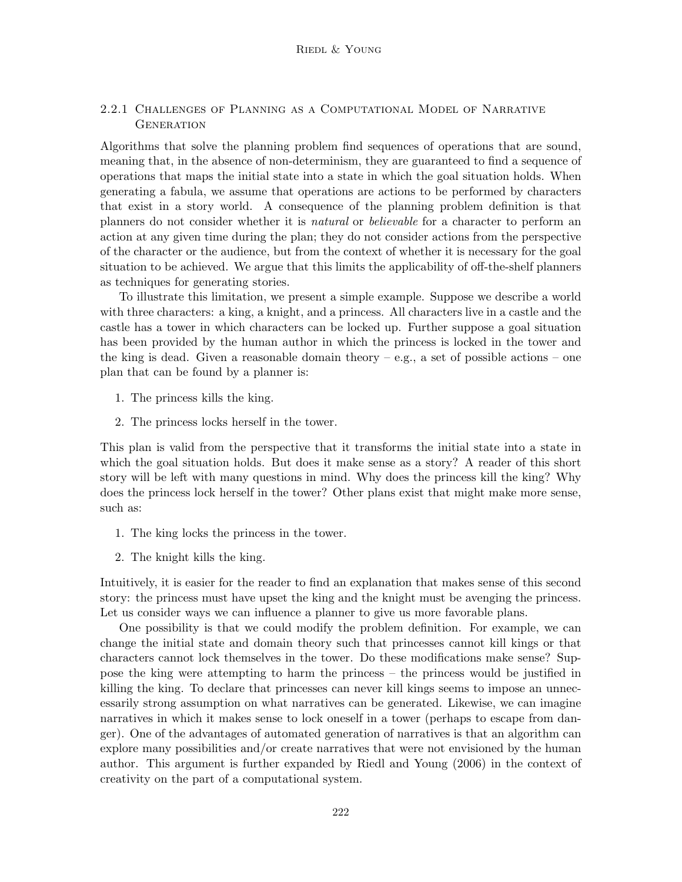#### 2.2.1 Challenges of Planning as a Computational Model of Narrative Generation

Algorithms that solve the planning problem find sequences of operations that are sound, meaning that, in the absence of non-determinism, they are guaranteed to find a sequence of operations that maps the initial state into a state in which the goal situation holds. When generating a fabula, we assume that operations are actions to be performed by characters that exist in a story world. A consequence of the planning problem definition is that planners do not consider whether it is *natural* or *believable* for a character to perform an action at any given time during the plan; they do not consider actions from the perspective of the character or the audience, but from the context of whether it is necessary for the goal situation to be achieved. We argue that this limits the applicability of off-the-shelf planners as techniques for generating stories.

To illustrate this limitation, we present a simple example. Suppose we describe a world with three characters: a king, a knight, and a princess. All characters live in a castle and the castle has a tower in which characters can be locked up. Further suppose a goal situation has been provided by the human author in which the princess is locked in the tower and the king is dead. Given a reasonable domain theory – e.g., a set of possible actions – one plan that can be found by a planner is:

1. The princess kills the king.
2. The princess locks herself in the tower.

This plan is valid from the perspective that it transforms the initial state into a state in which the goal situation holds. But does it make sense as a story? A reader of this short story will be left with many questions in mind. Why does the princess kill the king? Why does the princess lock herself in the tower? Other plans exist that might make more sense, such as:

1. The king locks the princess in the tower.
2. The knight kills the king.

Intuitively, it is easier for the reader to find an explanation that makes sense of this second story: the princess must have upset the king and the knight must be avenging the princess. Let us consider ways we can influence a planner to give us more favorable plans.

One possibility is that we could modify the problem definition. For example, we can change the initial state and domain theory such that princesses cannot kill kings or that characters cannot lock themselves in the tower. Do these modifications make sense? Suppose the king were attempting to harm the princess – the princess would be justified in killing the king. To declare that princesses can never kill kings seems to impose an unnecessarily strong assumption on what narratives can be generated. Likewise, we can imagine narratives in which it makes sense to lock oneself in a tower (perhaps to escape from danger). One of the advantages of automated generation of narratives is that an algorithm can explore many possibilities and/or create narratives that were not envisioned by the human author. This argument is further expanded by Riedl and Young (2006) in the context of creativity on the part of a computational system.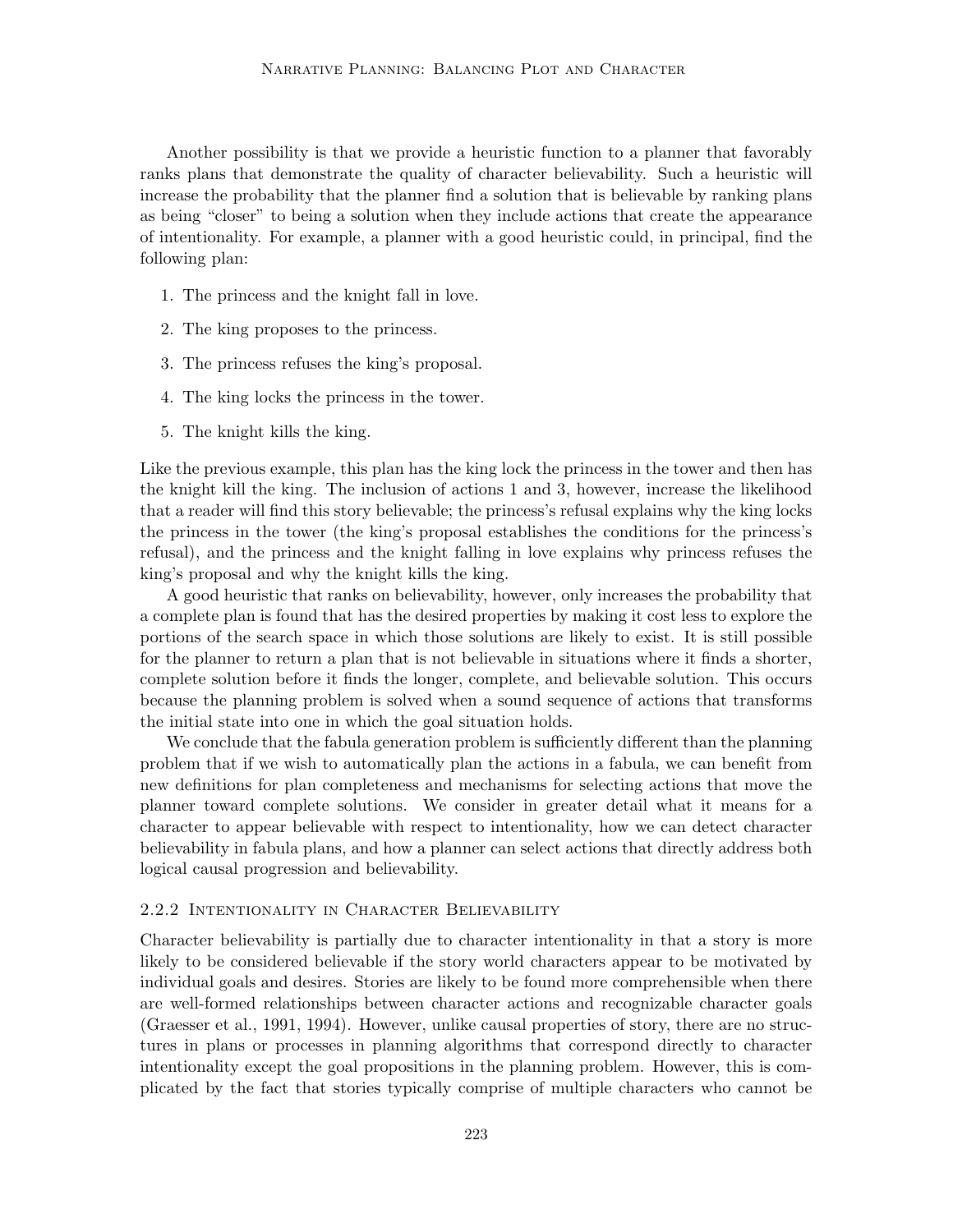Another possibility is that we provide a heuristic function to a planner that favorably ranks plans that demonstrate the quality of character believability. Such a heuristic will increase the probability that the planner find a solution that is believable by ranking plans as being "closer" to being a solution when they include actions that create the appearance of intentionality. For example, a planner with a good heuristic could, in principal, find the following plan:

1. The princess and the knight fall in love.
2. The king proposes to the princess.
3. The princess refuses the king's proposal.
4. The king locks the princess in the tower.
5. The knight kills the king.

Like the previous example, this plan has the king lock the princess in the tower and then has the knight kill the king. The inclusion of actions 1 and 3, however, increase the likelihood that a reader will find this story believable; the princess's refusal explains why the king locks the princess in the tower (the king's proposal establishes the conditions for the princess's refusal), and the princess and the knight falling in love explains why princess refuses the king's proposal and why the knight kills the king.

A good heuristic that ranks on believability, however, only increases the probability that a complete plan is found that has the desired properties by making it cost less to explore the portions of the search space in which those solutions are likely to exist. It is still possible for the planner to return a plan that is not believable in situations where it finds a shorter, complete solution before it finds the longer, complete, and believable solution. This occurs because the planning problem is solved when a sound sequence of actions that transforms the initial state into one in which the goal situation holds.

We conclude that the fabula generation problem is sufficiently different than the planning problem that if we wish to automatically plan the actions in a fabula, we can benefit from new definitions for plan completeness and mechanisms for selecting actions that move the planner toward complete solutions. We consider in greater detail what it means for a character to appear believable with respect to intentionality, how we can detect character believability in fabula plans, and how a planner can select actions that directly address both logical causal progression and believability.

### 2.2.2 Intentionality in Character Believability

Character believability is partially due to character intentionality in that a story is more likely to be considered believable if the story world characters appear to be motivated by individual goals and desires. Stories are likely to be found more comprehensible when there are well-formed relationships between character actions and recognizable character goals (Graesser et al., 1991, 1994). However, unlike causal properties of story, there are no structures in plans or processes in planning algorithms that correspond directly to character intentionality except the goal propositions in the planning problem. However, this is complicated by the fact that stories typically comprise of multiple characters who cannot be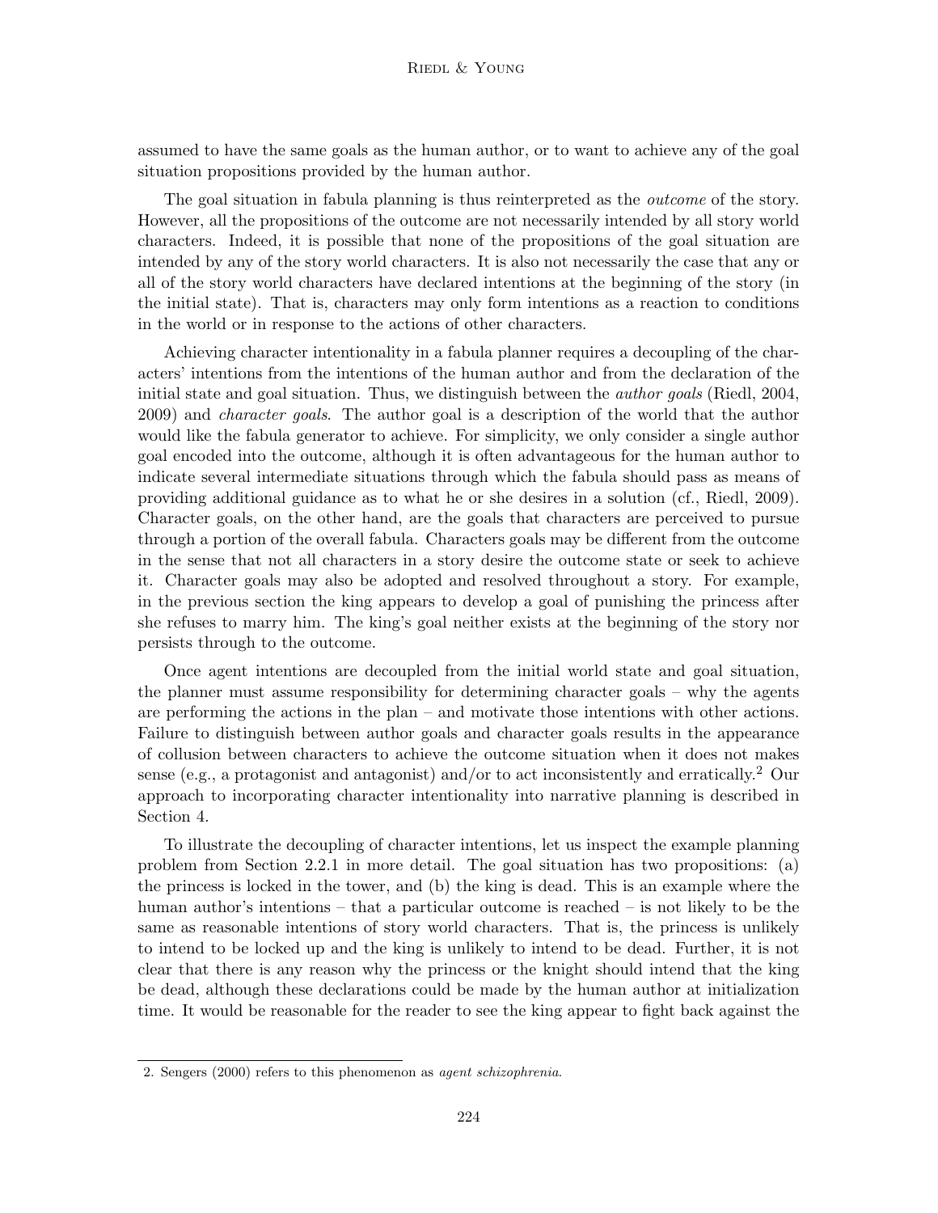assumed to have the same goals as the human author, or to want to achieve any of the goal situation propositions provided by the human author.

The goal situation in fabula planning is thus reinterpreted as the *outcome* of the story. However, all the propositions of the outcome are not necessarily intended by all story world characters. Indeed, it is possible that none of the propositions of the goal situation are intended by any of the story world characters. It is also not necessarily the case that any or all of the story world characters have declared intentions at the beginning of the story (in the initial state). That is, characters may only form intentions as a reaction to conditions in the world or in response to the actions of other characters.

Achieving character intentionality in a fabula planner requires a decoupling of the characters' intentions from the intentions of the human author and from the declaration of the initial state and goal situation. Thus, we distinguish between the *author goals* (Riedl, 2004, 2009) and *character goals*. The author goal is a description of the world that the author would like the fabula generator to achieve. For simplicity, we only consider a single author goal encoded into the outcome, although it is often advantageous for the human author to indicate several intermediate situations through which the fabula should pass as means of providing additional guidance as to what he or she desires in a solution (cf., Riedl, 2009). Character goals, on the other hand, are the goals that characters are perceived to pursue through a portion of the overall fabula. Characters goals may be different from the outcome in the sense that not all characters in a story desire the outcome state or seek to achieve it. Character goals may also be adopted and resolved throughout a story. For example, in the previous section the king appears to develop a goal of punishing the princess after she refuses to marry him. The king's goal neither exists at the beginning of the story nor persists through to the outcome.

Once agent intentions are decoupled from the initial world state and goal situation, the planner must assume responsibility for determining character goals – why the agents are performing the actions in the plan – and motivate those intentions with other actions. Failure to distinguish between author goals and character goals results in the appearance of collusion between characters to achieve the outcome situation when it does not makes sense (e.g., a protagonist and antagonist) and/or to act inconsistently and erratically.[2] Our approach to incorporating character intentionality into narrative planning is described in Section 4.

To illustrate the decoupling of character intentions, let us inspect the example planning problem from Section 2.2.1 in more detail. The goal situation has two propositions: (a) the princess is locked in the tower, and (b) the king is dead. This is an example where the human author's intentions – that a particular outcome is reached – is not likely to be the same as reasonable intentions of story world characters. That is, the princess is unlikely to intend to be locked up and the king is unlikely to intend to be dead. Further, it is not clear that there is any reason why the princess or the knight should intend that the king be dead, although these declarations could be made by the human author at initialization time. It would be reasonable for the reader to see the king appear to fight back against the

2. Sengers (2000) refers to this phenomenon as *agent schizophrenia*.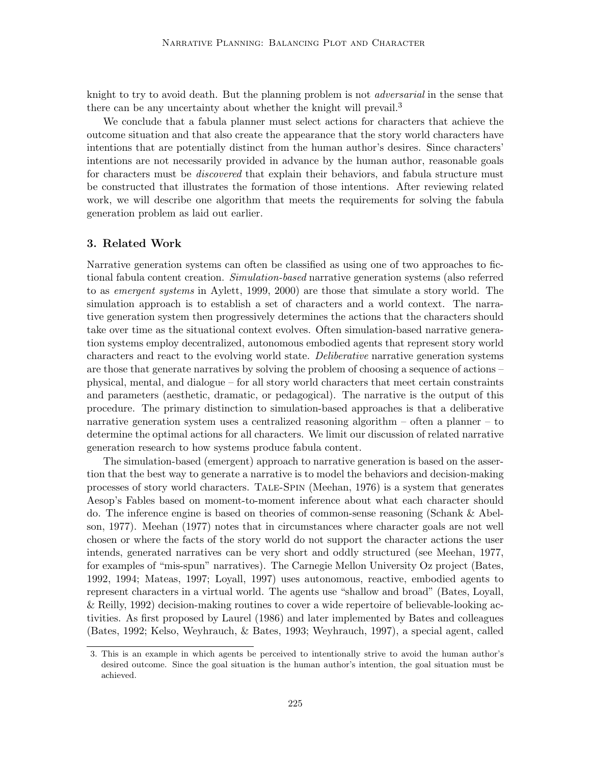knight to try to avoid death. But the planning problem is not *adversarial* in the sense that there can be any uncertainty about whether the knight will prevail.[3]

We conclude that a fabula planner must select actions for characters that achieve the outcome situation and that also create the appearance that the story world characters have intentions that are potentially distinct from the human author's desires. Since characters' intentions are not necessarily provided in advance by the human author, reasonable goals for characters must be *discovered* that explain their behaviors, and fabula structure must be constructed that illustrates the formation of those intentions. After reviewing related work, we will describe one algorithm that meets the requirements for solving the fabula generation problem as laid out earlier.

## 3. Related Work

Narrative generation systems can often be classified as using one of two approaches to fictional fabula content creation. *Simulation-based* narrative generation systems (also referred to as *emergent systems* in Aylett, 1999, 2000) are those that simulate a story world. The simulation approach is to establish a set of characters and a world context. The narrative generation system then progressively determines the actions that the characters should take over time as the situational context evolves. Often simulation-based narrative generation systems employ decentralized, autonomous embodied agents that represent story world characters and react to the evolving world state. *Deliberative* narrative generation systems are those that generate narratives by solving the problem of choosing a sequence of actions – physical, mental, and dialogue – for all story world characters that meet certain constraints and parameters (aesthetic, dramatic, or pedagogical). The narrative is the output of this procedure. The primary distinction to simulation-based approaches is that a deliberative narrative generation system uses a centralized reasoning algorithm – often a planner – to determine the optimal actions for all characters. We limit our discussion of related narrative generation research to how systems produce fabula content.

The simulation-based (emergent) approach to narrative generation is based on the assertion that the best way to generate a narrative is to model the behaviors and decision-making processes of story world characters. Tale-Spin (Meehan, 1976) is a system that generates Aesop's Fables based on moment-to-moment inference about what each character should do. The inference engine is based on theories of common-sense reasoning (Schank & Abelson, 1977). Meehan (1977) notes that in circumstances where character goals are not well chosen or where the facts of the story world do not support the character actions the user intends, generated narratives can be very short and oddly structured (see Meehan, 1977, for examples of "mis-spun" narratives). The Carnegie Mellon University Oz project (Bates, 1992, 1994; Mateas, 1997; Loyall, 1997) uses autonomous, reactive, embodied agents to represent characters in a virtual world. The agents use "shallow and broad" (Bates, Loyall, & Reilly, 1992) decision-making routines to cover a wide repertoire of believable-looking activities. As first proposed by Laurel (1986) and later implemented by Bates and colleagues (Bates, 1992; Kelso, Weyhrauch, & Bates, 1993; Weyhrauch, 1997), a special agent, called

3. This is an example in which agents be perceived to intentionally strive to avoid the human author's desired outcome. Since the goal situation is the human author's intention, the goal situation must be achieved.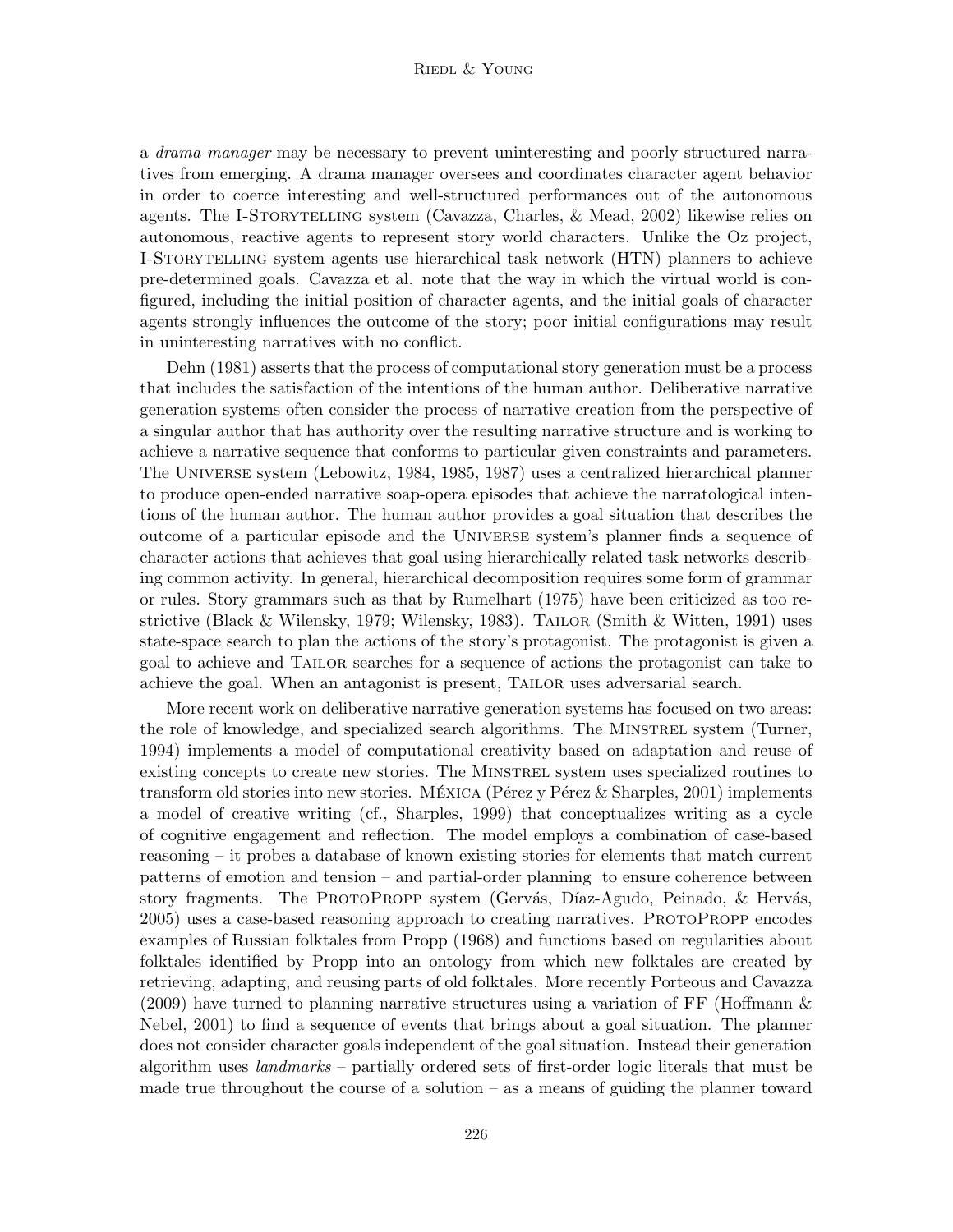a *drama manager* may be necessary to prevent uninteresting and poorly structured narratives from emerging. A drama manager oversees and coordinates character agent behavior in order to coerce interesting and well-structured performances out of the autonomous agents. The I-Storytelling system (Cavazza, Charles, & Mead, 2002) likewise relies on autonomous, reactive agents to represent story world characters. Unlike the Oz project, I-Storytelling system agents use hierarchical task network (HTN) planners to achieve pre-determined goals. Cavazza et al. note that the way in which the virtual world is configured, including the initial position of character agents, and the initial goals of character agents strongly influences the outcome of the story; poor initial configurations may result in uninteresting narratives with no conflict.

Dehn (1981) asserts that the process of computational story generation must be a process that includes the satisfaction of the intentions of the human author. Deliberative narrative generation systems often consider the process of narrative creation from the perspective of a singular author that has authority over the resulting narrative structure and is working to achieve a narrative sequence that conforms to particular given constraints and parameters. The Universe system (Lebowitz, 1984, 1985, 1987) uses a centralized hierarchical planner to produce open-ended narrative soap-opera episodes that achieve the narratological intentions of the human author. The human author provides a goal situation that describes the outcome of a particular episode and the Universe system's planner finds a sequence of character actions that achieves that goal using hierarchically related task networks describing common activity. In general, hierarchical decomposition requires some form of grammar or rules. Story grammars such as that by Rumelhart (1975) have been criticized as too restrictive (Black & Wilensky, 1979; Wilensky, 1983). Tailor (Smith & Witten, 1991) uses state-space search to plan the actions of the story's protagonist. The protagonist is given a goal to achieve and Tailor searches for a sequence of actions the protagonist can take to achieve the goal. When an antagonist is present, Tailor uses adversarial search.

More recent work on deliberative narrative generation systems has focused on two areas: the role of knowledge, and specialized search algorithms. The Minstrel system (Turner, 1994) implements a model of computational creativity based on adaptation and reuse of existing concepts to create new stories. The Minstrel system uses specialized routines to transform old stories into new stories. México (Pérez y Pérez & Sharples, 2001) implements a model of creative writing (cf., Sharples, 1999) that conceptualizes writing as a cycle of cognitive engagement and reflection. The model employs a combination of case-based reasoning – it probes a database of known existing stories for elements that match current patterns of emotion and tension – and partial-order planning to ensure coherence between story fragments. The ProtoPropp system (Gervás, Díaz-Agudo, Peinado, & Hervás, 2005) uses a case-based reasoning approach to creating narratives. ProtoPropp encodes examples of Russian folktales from Propp (1968) and functions based on regularities about folktales identified by Propp into an ontology from which new folktales are created by retrieving, adapting, and reusing parts of old folktales. More recently Porteous and Cavazza (2009) have turned to planning narrative structures using a variation of FF (Hoffmann & Nebel, 2001) to find a sequence of events that brings about a goal situation. The planner does not consider character goals independent of the goal situation. Instead their generation algorithm uses *landmarks* – partially ordered sets of first-order logic literals that must be made true throughout the course of a solution – as a means of guiding the planner toward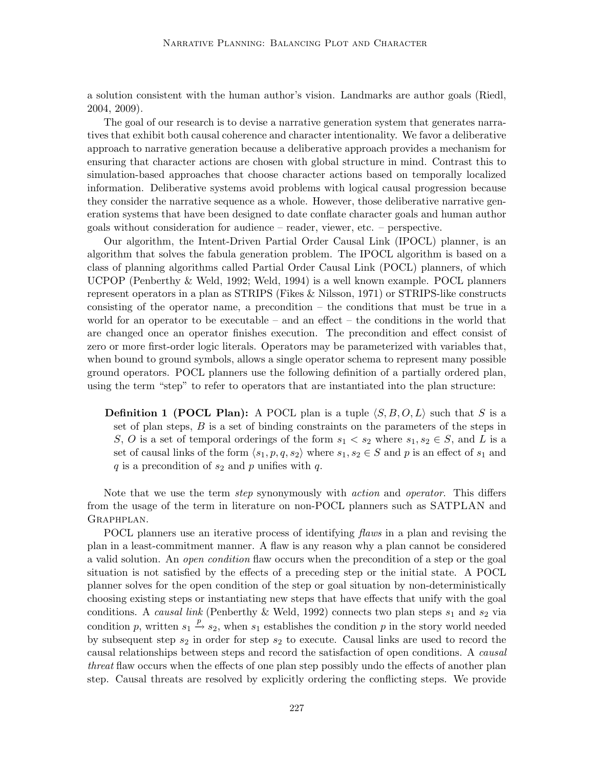a solution consistent with the human author's vision. Landmarks are author goals (Riedl, 2004, 2009).

The goal of our research is to devise a narrative generation system that generates narratives that exhibit both causal coherence and character intentionality. We favor a deliberative approach to narrative generation because a deliberative approach provides a mechanism for ensuring that character actions are chosen with global structure in mind. Contrast this to simulation-based approaches that choose character actions based on temporally localized information. Deliberative systems avoid problems with logical causal progression because they consider the narrative sequence as a whole. However, those deliberative narrative generation systems that have been designed to date conflate character goals and human author goals without consideration for audience – reader, viewer, etc. – perspective.

Our algorithm, the Intent-Driven Partial Order Causal Link (IPOCL) planner, is an algorithm that solves the fabula generation problem. The IPOCL algorithm is based on a class of planning algorithms called Partial Order Causal Link (POCL) planners, of which UCPOP (Penberthy & Weld, 1992; Weld, 1994) is a well known example. POCL planners represent operators in a plan as STRIPS (Fikes & Nilsson, 1971) or STRIPS-like constructs consisting of the operator name, a precondition – the conditions that must be true in a world for an operator to be executable – and an effect – the conditions in the world that are changed once an operator finishes execution. The precondition and effect consist of zero or more first-order logic literals. Operators may be parameterized with variables that, when bound to ground symbols, allows a single operator schema to represent many possible ground operators. POCL planners use the following definition of a partially ordered plan, using the term "step" to refer to operators that are instantiated into the plan structure:

> **Definition 1 (POCL Plan):** A POCL plan is a tuple $\langle S, B, O, L \rangle$ such that $S$ is a set of plan steps, $B$ is a set of binding constraints on the parameters of the steps in $S$, $O$ is a set of temporal orderings of the form $s_1 < s_2$ where $s_1, s_2 \in S$, and $L$ is a set of causal links of the form $\langle s_1, p, q, s_2 \rangle$ where $s_1, s_2 \in S$ and $p$ is an effect of $s_1$ and $q$ is a precondition of $s_2$ and $p$ unifies with $q$.

Note that we use the term *step* synonymously with *action* and *operator*. This differs from the usage of the term in literature on non-POCL planners such as SATPLAN and GRAPHPLAN.

POCL planners use an iterative process of identifying *flaws* in a plan and revising the plan in a least-commitment manner. A flaw is any reason why a plan cannot be considered a valid solution. An *open condition* flaw occurs when the precondition of a step or the goal situation is not satisfied by the effects of a preceding step or the initial state. A POCL planner solves for the open condition of the step or goal situation by non-deterministically choosing existing steps or instantiating new steps that have effects that unify with the goal conditions. A *causal link* (Penberthy & Weld, 1992) connects two plan steps $s_1$ and $s_2$ via condition $p$, written $s_1 \xrightarrow{p} s_2$, when $s_1$ establishes the condition $p$ in the story world needed by subsequent step $s_2$ in order for step $s_2$ to execute. Causal links are used to record the causal relationships between steps and record the satisfaction of open conditions. A *causal threat* flaw occurs when the effects of one plan step possibly undo the effects of another plan step. Causal threats are resolved by explicitly ordering the conflicting steps. We provide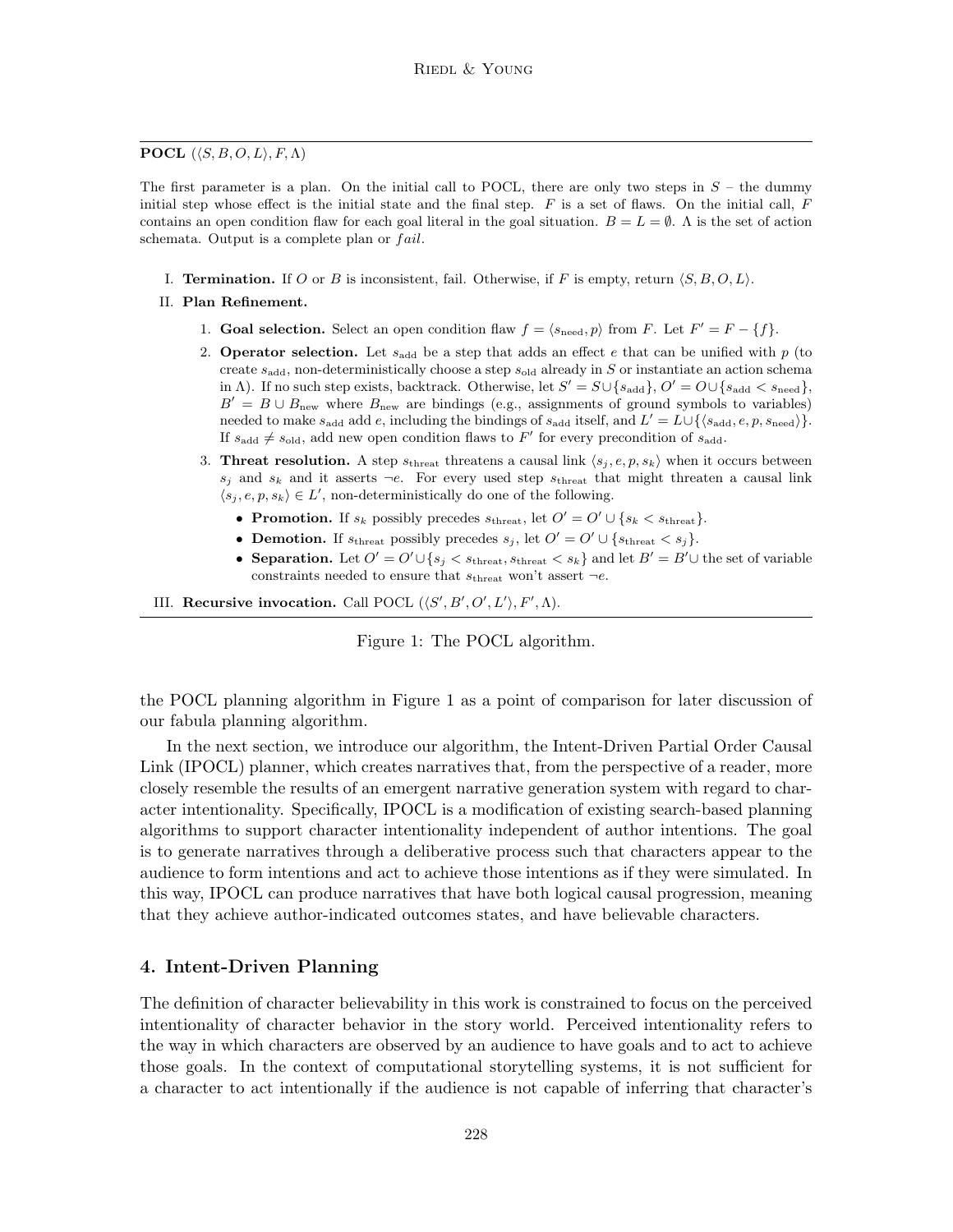**POCL** $(\langle S, B, O, L \rangle, F, \Lambda)$

The first parameter is a plan. On the initial call to POCL, there are only two steps in $S$ – the dummy initial step whose effect is the initial state and the final step. $F$ is a set of flaws. On the initial call, $F$ contains an open condition flaw for each goal literal in the goal situation. $B = L = \emptyset$. $\Lambda$ is the set of action schemata. Output is a complete plan or *fail*.

I. **Termination.** If $O$ or $B$ is inconsistent, fail. Otherwise, if $F$ is empty, return $\langle S, B, O, L \rangle$.

II. **Plan Refinement.**

1. **Goal selection.** Select an open condition flaw $f = \langle s_{\text{need}}, p \rangle$ from $F$. Let $F' = F - \{f\}$.
2. **Operator selection.** Let $s_{\text{add}}$ be a step that adds an effect $e$ that can be unified with $p$ (to create $s_{\text{add}}$, non-deterministically choose a step $s_{\text{old}}$ already in $S$ or instantiate an action schema in $\Lambda$). If no such step exists, backtrack. Otherwise, let $S' = S \cup \{s_{\text{add}}\}$, $O' = O \cup \{s_{\text{add}} < s_{\text{need}}\}$, $B' = B \cup B_{\text{new}}$ where $B_{\text{new}}$ are bindings (e.g., assignments of ground symbols to variables) needed to make $s_{\text{add}}$ add $e$, including the bindings of $s_{\text{add}}$ itself, and $L' = L \cup \{\langle s_{\text{add}}, e, p, s_{\text{need}} \rangle\}$. If $s_{\text{add}} \neq s_{\text{old}}$, add new open condition flaws to $F'$ for every precondition of $s_{\text{add}}$.
3. **Threat resolution.** A step $s_{\text{threat}}$ threatens a causal link $\langle s_j, e, p, s_k \rangle$ when it occurs between $s_j$ and $s_k$ and it asserts $\neg e$. For every used step $s_{\text{threat}}$ that might threaten a causal link $\langle s_j, e, p, s_k \rangle \in L'$, non-deterministically do one of the following.
   - **Promotion.** If $s_k$ possibly precedes $s_{\text{threat}}$, let $O' = O' \cup \{s_k < s_{\text{threat}}\}$.
   - **Demotion.** If $s_{\text{threat}}$ possibly precedes $s_j$, let $O' = O' \cup \{s_{\text{threat}} < s_j\}$.
   - **Separation.** Let $O' = O' \cup \{s_j < s_{\text{threat}}, s_{\text{threat}} < s_k\}$ and let $B' = B' \cup$ the set of variable constraints needed to ensure that $s_{\text{threat}}$ won't assert $\neg e$.

III. **Recursive invocation.** Call POCL $(\langle S', B', O', L' \rangle, F', \Lambda)$.

Figure 1: The POCL algorithm.

the POCL planning algorithm in Figure 1 as a point of comparison for later discussion of our fabula planning algorithm.

In the next section, we introduce our algorithm, the Intent-Driven Partial Order Causal Link (IPOCL) planner, which creates narratives that, from the perspective of a reader, more closely resemble the results of an emergent narrative generation system with regard to character intentionality. Specifically, IPOCL is a modification of existing search-based planning algorithms to support character intentionality independent of author intentions. The goal is to generate narratives through a deliberative process such that characters appear to the audience to form intentions and act to achieve those intentions as if they were simulated. In this way, IPOCL can produce narratives that have both logical causal progression, meaning that they achieve author-indicated outcomes states, and have believable characters.

## 4. Intent-Driven Planning

The definition of character believability in this work is constrained to focus on the perceived intentionality of character behavior in the story world. Perceived intentionality refers to the way in which characters are observed by an audience to have goals and to act to achieve those goals. In the context of computational storytelling systems, it is not sufficient for a character to act intentionally if the audience is not capable of inferring that character's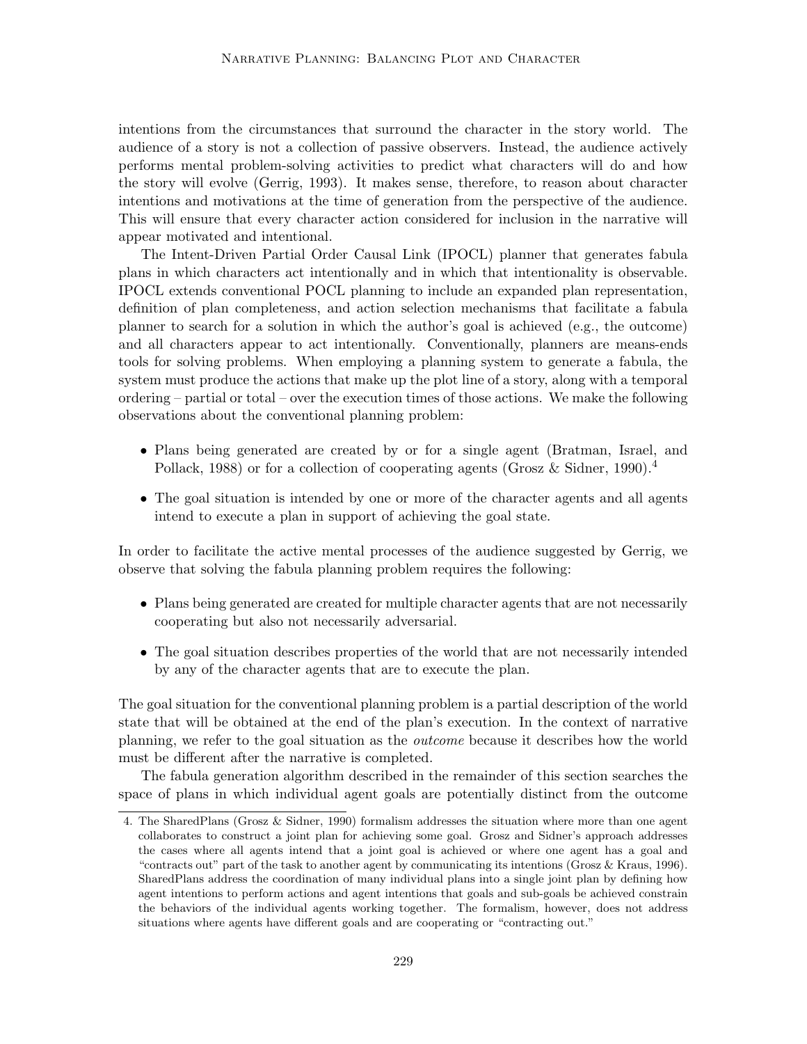intentions from the circumstances that surround the character in the story world. The audience of a story is not a collection of passive observers. Instead, the audience actively performs mental problem-solving activities to predict what characters will do and how the story will evolve (Gerrig, 1993). It makes sense, therefore, to reason about character intentions and motivations at the time of generation from the perspective of the audience. This will ensure that every character action considered for inclusion in the narrative will appear motivated and intentional.

The Intent-Driven Partial Order Causal Link (IPOCL) planner that generates fabula plans in which characters act intentionally and in which that intentionality is observable. IPOCL extends conventional POCL planning to include an expanded plan representation, definition of plan completeness, and action selection mechanisms that facilitate a fabula planner to search for a solution in which the author's goal is achieved (e.g., the outcome) and all characters appear to act intentionally. Conventionally, planners are means-ends tools for solving problems. When employing a planning system to generate a fabula, the system must produce the actions that make up the plot line of a story, along with a temporal ordering – partial or total – over the execution times of those actions. We make the following observations about the conventional planning problem:

- Plans being generated are created by or for a single agent (Bratman, Israel, and Pollack, 1988) or for a collection of cooperating agents (Grosz & Sidner, 1990).[4]
- The goal situation is intended by one or more of the character agents and all agents intend to execute a plan in support of achieving the goal state.

In order to facilitate the active mental processes of the audience suggested by Gerrig, we observe that solving the fabula planning problem requires the following:

- Plans being generated are created for multiple character agents that are not necessarily cooperating but also not necessarily adversarial.
- The goal situation describes properties of the world that are not necessarily intended by any of the character agents that are to execute the plan.

The goal situation for the conventional planning problem is a partial description of the world state that will be obtained at the end of the plan's execution. In the context of narrative planning, we refer to the goal situation as the *outcome* because it describes how the world must be different after the narrative is completed.

The fabula generation algorithm described in the remainder of this section searches the space of plans in which individual agent goals are potentially distinct from the outcome

4. The SharedPlans (Grosz & Sidner, 1990) formalism addresses the situation where more than one agent collaborates to construct a joint plan for achieving some goal. Grosz and Sidner's approach addresses the cases where all agents intend that a joint goal is achieved or where one agent has a goal and "contracts out" part of the task to another agent by communicating its intentions (Grosz & Kraus, 1996). SharedPlans address the coordination of many individual plans into a single joint plan by defining how agent intentions to perform actions and agent intentions that goals and sub-goals be achieved constrain the behaviors of the individual agents working together. The formalism, however, does not address situations where agents have different goals and are cooperating or "contracting out."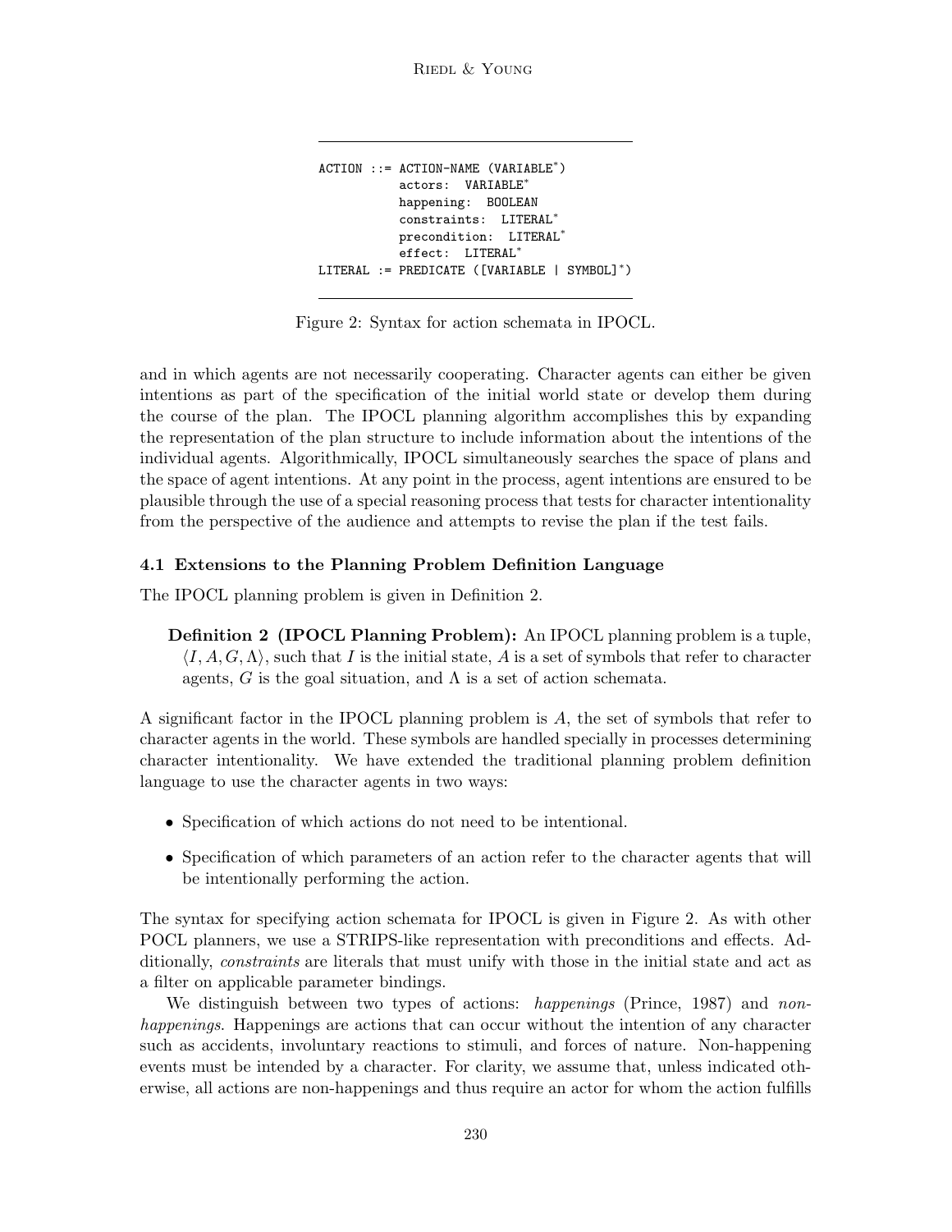```
ACTION ::= ACTION-NAME (VARIABLE*)
           actors:  VARIABLE*
           happening:  BOOLEAN
           constraints:  LITERAL*
           precondition:  LITERAL*
           effect:  LITERAL*
LITERAL := PREDICATE ([VARIABLE | SYMBOL]*)
```

Figure 2: Syntax for action schemata in IPOCL.

and in which agents are not necessarily cooperating. Character agents can either be given intentions as part of the specification of the initial world state or develop them during the course of the plan. The IPOCL planning algorithm accomplishes this by expanding the representation of the plan structure to include information about the intentions of the individual agents. Algorithmically, IPOCL simultaneously searches the space of plans and the space of agent intentions. At any point in the process, agent intentions are ensured to be plausible through the use of a special reasoning process that tests for character intentionality from the perspective of the audience and attempts to revise the plan if the test fails.

### 4.1 Extensions to the Planning Problem Definition Language

The IPOCL planning problem is given in Definition 2.

> **Definition 2 (IPOCL Planning Problem):** An IPOCL planning problem is a tuple, $\langle I, A, G, \Lambda \rangle$, such that $I$ is the initial state, $A$ is a set of symbols that refer to character agents, $G$ is the goal situation, and $\Lambda$ is a set of action schemata.

A significant factor in the IPOCL planning problem is $A$, the set of symbols that refer to character agents in the world. These symbols are handled specially in processes determining character intentionality. We have extended the traditional planning problem definition language to use the character agents in two ways:

- Specification of which actions do not need to be intentional.
- Specification of which parameters of an action refer to the character agents that will be intentionally performing the action.

The syntax for specifying action schemata for IPOCL is given in Figure 2. As with other POCL planners, we use a STRIPS-like representation with preconditions and effects. Additionally, *constraints* are literals that must unify with those in the initial state and act as a filter on applicable parameter bindings.

We distinguish between two types of actions: *happenings* (Prince, 1987) and *non-happenings*. Happenings are actions that can occur without the intention of any character such as accidents, involuntary reactions to stimuli, and forces of nature. Non-happening events must be intended by a character. For clarity, we assume that, unless indicated otherwise, all actions are non-happenings and thus require an actor for whom the action fulfills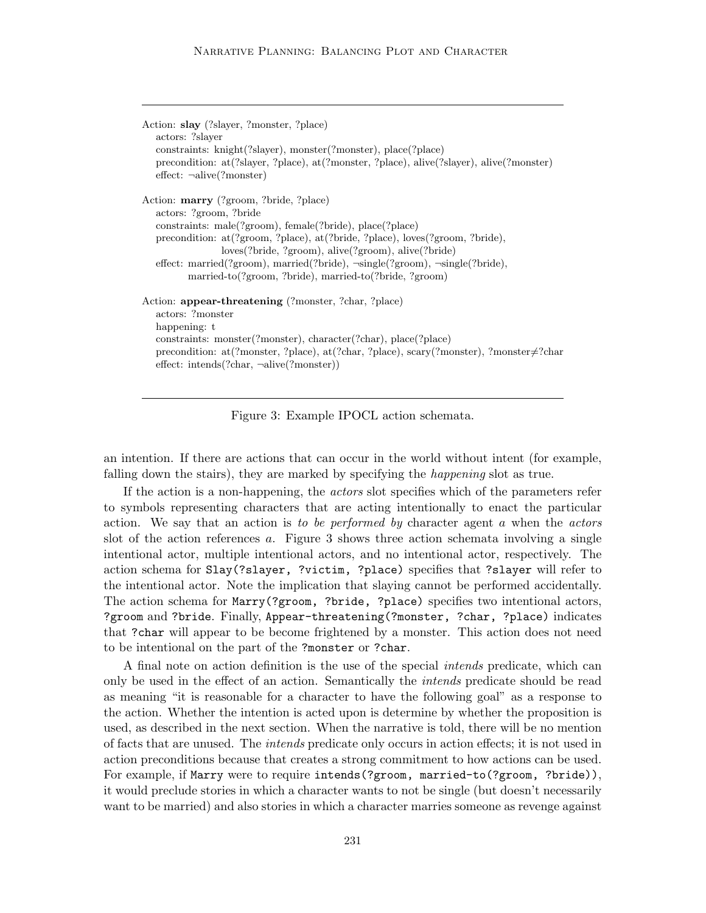```
Action: slay (?slayer, ?monster, ?place)
   actors: ?slayer
   constraints: knight(?slayer), monster(?monster), place(?place)
   precondition: at(?slayer, ?place), at(?monster, ?place), alive(?slayer), alive(?monster)
   effect: ¬alive(?monster)

Action: marry (?groom, ?bride, ?place)
   actors: ?groom, ?bride
   constraints: male(?groom), female(?bride), place(?place)
   precondition: at(?groom, ?place), at(?bride, ?place), loves(?groom, ?bride),
                 loves(?bride, ?groom), alive(?groom), alive(?bride)
   effect: married(?groom), married(?bride), ¬single(?groom), ¬single(?bride),
           married-to(?groom, ?bride), married-to(?bride, ?groom)

Action: appear-threatening (?monster, ?char, ?place)
   actors: ?monster
   happening: t
   constraints: monster(?monster), character(?char), place(?place)
   precondition: at(?monster, ?place), at(?char, ?place), scary(?monster), ?monster≠?char
   effect: intends(?char, ¬alive(?monster))
```

Figure 3: Example IPOCL action schemata.

an intention. If there are actions that can occur in the world without intent (for example, falling down the stairs), they are marked by specifying the *happening* slot as true.

If the action is a non-happening, the *actors* slot specifies which of the parameters refer to symbols representing characters that are acting intentionally to enact the particular action. We say that an action is *to be performed by* character agent *a* when the *actors* slot of the action references *a*. Figure 3 shows three action schemata involving a single intentional actor, multiple intentional actors, and no intentional actor, respectively. The action schema for `Slay(?slayer, ?victim, ?place)` specifies that `?slayer` will refer to the intentional actor. Note the implication that slaying cannot be performed accidentally. The action schema for `Marry(?groom, ?bride, ?place)` specifies two intentional actors, `?groom` and `?bride`. Finally, `Appear-threatening(?monster, ?char, ?place)` indicates that `?char` will appear to be become frightened by a monster. This action does not need to be intentional on the part of the `?monster` or `?char`.

A final note on action definition is the use of the special *intends* predicate, which can only be used in the effect of an action. Semantically the *intends* predicate should be read as meaning "it is reasonable for a character to have the following goal" as a response to the action. Whether the intention is acted upon is determine by whether the proposition is used, as described in the next section. When the narrative is told, there will be no mention of facts that are unused. The *intends* predicate only occurs in action effects; it is not used in action preconditions because that creates a strong commitment to how actions can be used. For example, if `Marry` were to require `intends(?groom, married-to(?groom, ?bride))`, it would preclude stories in which a character wants to not be single (but doesn't necessarily want to be married) and also stories in which a character marries someone as revenge against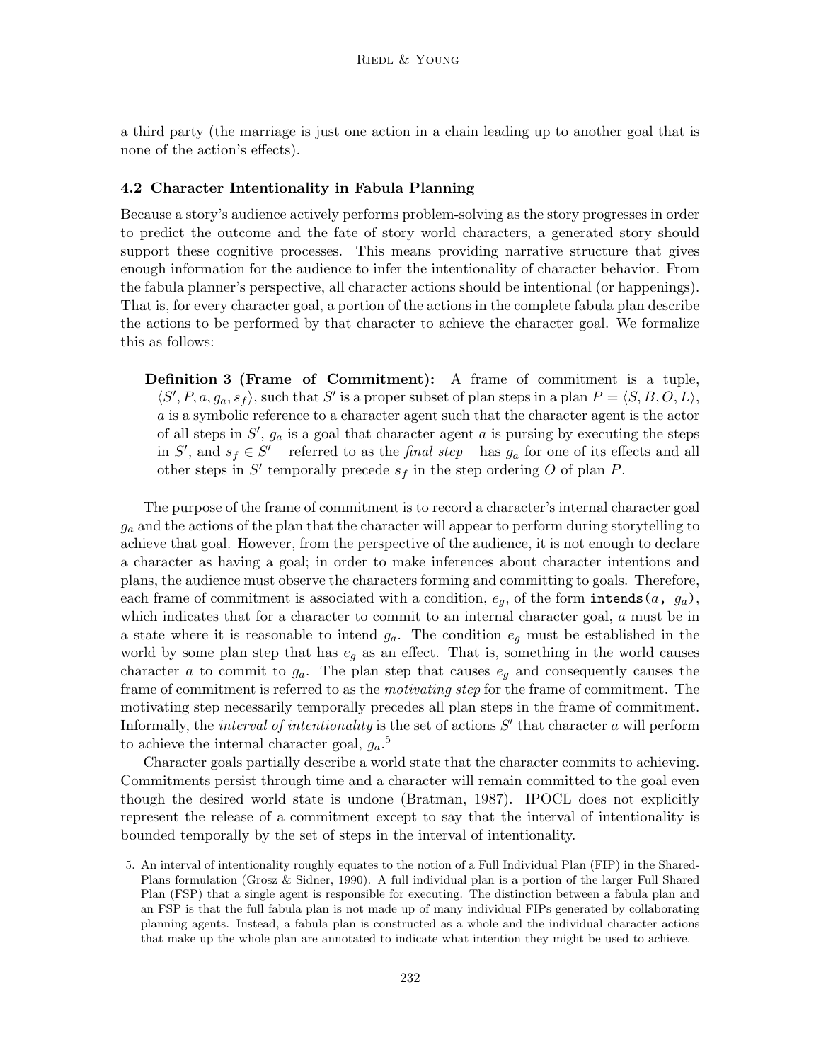a third party (the marriage is just one action in a chain leading up to another goal that is none of the action's effects).

### 4.2 Character Intentionality in Fabula Planning

Because a story's audience actively performs problem-solving as the story progresses in order to predict the outcome and the fate of story world characters, a generated story should support these cognitive processes. This means providing narrative structure that gives enough information for the audience to infer the intentionality of character behavior. From the fabula planner's perspective, all character actions should be intentional (or happenings). That is, for every character goal, a portion of the actions in the complete fabula plan describe the actions to be performed by that character to achieve the character goal. We formalize this as follows:

> **Definition 3 (Frame of Commitment):** A frame of commitment is a tuple, $\langle S', P, a, g_a, s_f \rangle$, such that $S'$ is a proper subset of plan steps in a plan $P = \langle S, B, O, L \rangle$, $a$ is a symbolic reference to a character agent such that the character agent is the actor of all steps in $S'$, $g_a$ is a goal that character agent $a$ is pursing by executing the steps in $S'$, and $s_f \in S'$ – referred to as the *final step* – has $g_a$ for one of its effects and all other steps in $S'$ temporally precede $s_f$ in the step ordering $O$ of plan $P$.

The purpose of the frame of commitment is to record a character's internal character goal $g_a$ and the actions of the plan that the character will appear to perform during storytelling to achieve that goal. However, from the perspective of the audience, it is not enough to declare a character as having a goal; in order to make inferences about character intentions and plans, the audience must observe the characters forming and committing to goals. Therefore, each frame of commitment is associated with a condition, $e_g$, of the form `intends(a, ga)`, which indicates that for a character to commit to an internal character goal, $a$ must be in a state where it is reasonable to intend $g_a$. The condition $e_g$ must be established in the world by some plan step that has $e_g$ as an effect. That is, something in the world causes character $a$ to commit to $g_a$. The plan step that causes $e_g$ and consequently causes the frame of commitment is referred to as the *motivating step* for the frame of commitment. The motivating step necessarily temporally precedes all plan steps in the frame of commitment. Informally, the *interval of intentionality* is the set of actions $S'$ that character $a$ will perform to achieve the internal character goal, $g_a$.[5]

Character goals partially describe a world state that the character commits to achieving. Commitments persist through time and a character will remain committed to the goal even though the desired world state is undone (Bratman, 1987). IPOCL does not explicitly represent the release of a commitment except to say that the interval of intentionality is bounded temporally by the set of steps in the interval of intentionality.

---

5. An interval of intentionality roughly equates to the notion of a Full Individual Plan (FIP) in the Shared-Plans formulation (Grosz & Sidner, 1990). A full individual plan is a portion of the larger Full Shared Plan (FSP) that a single agent is responsible for executing. The distinction between a fabula plan and an FSP is that the full fabula plan is not made up of many individual FIPs generated by collaborating planning agents. Instead, a fabula plan is constructed as a whole and the individual character actions that make up the whole plan are annotated to indicate what intention they might be used to achieve.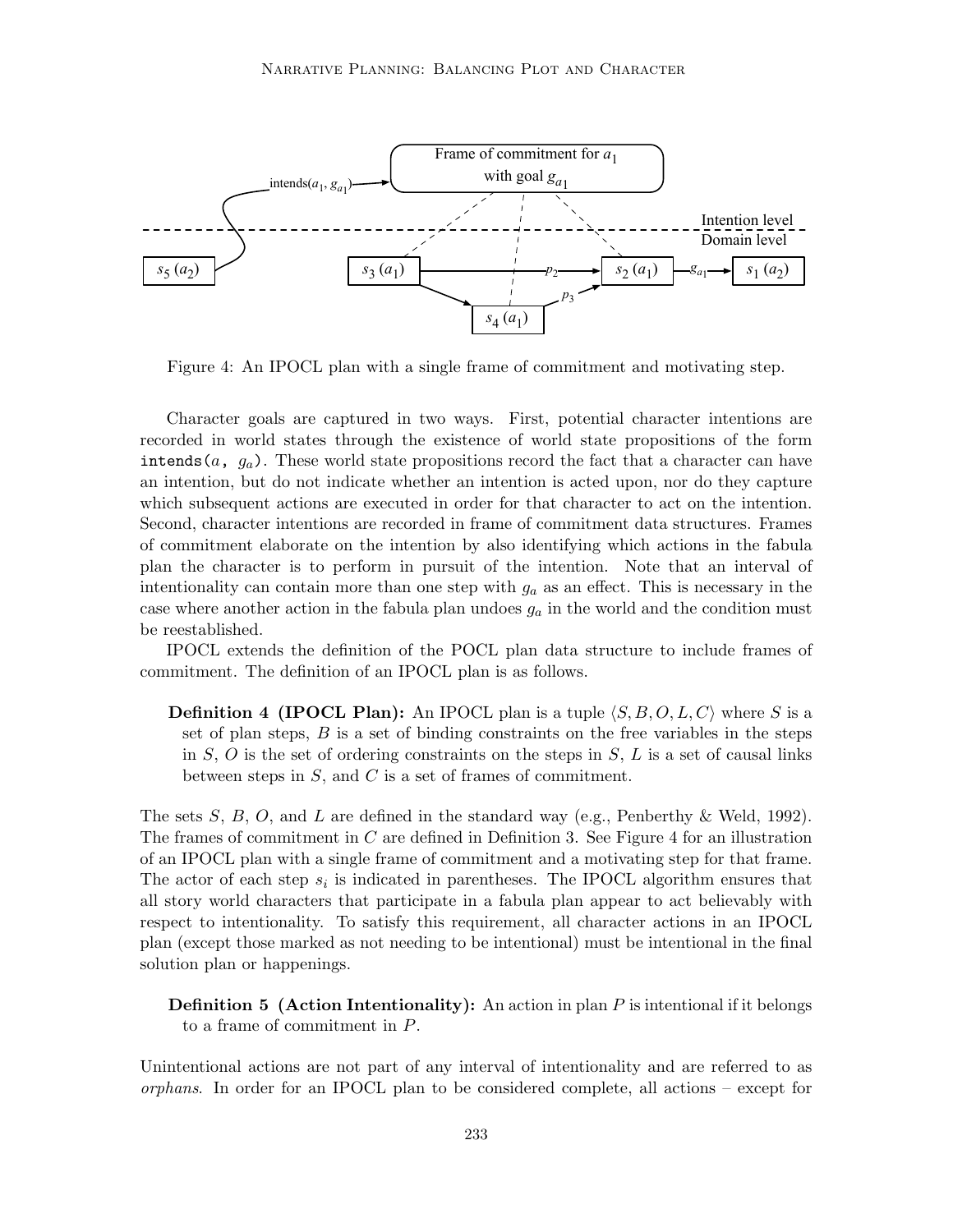Figure 4: An IPOCL plan with a single frame of commitment and motivating step.

Character goals are captured in two ways. First, potential character intentions are recorded in world states through the existence of world state propositions of the form intends($a$, $g_a$). These world state propositions record the fact that a character can have an intention, but do not indicate whether an intention is acted upon, nor do they capture which subsequent actions are executed in order for that character to act on the intention. Second, character intentions are recorded in frame of commitment data structures. Frames of commitment elaborate on the intention by also identifying which actions in the fabula plan the character is to perform in pursuit of the intention. Note that an interval of intentionality can contain more than one step with $g_a$ as an effect. This is necessary in the case where another action in the fabula plan undoes $g_a$ in the world and the condition must be reestablished.

IPOCL extends the definition of the POCL plan data structure to include frames of commitment. The definition of an IPOCL plan is as follows.

**Definition 4 (IPOCL Plan):** An IPOCL plan is a tuple $\langle S, B, O, L, C \rangle$ where $S$ is a set of plan steps, $B$ is a set of binding constraints on the free variables in the steps in $S$, $O$ is the set of ordering constraints on the steps in $S$, $L$ is a set of causal links between steps in $S$, and $C$ is a set of frames of commitment.

The sets $S$, $B$, $O$, and $L$ are defined in the standard way (e.g., Penberthy & Weld, 1992). The frames of commitment in $C$ are defined in Definition 3. See Figure 4 for an illustration of an IPOCL plan with a single frame of commitment and a motivating step for that frame. The actor of each step $s_i$ is indicated in parentheses. The IPOCL algorithm ensures that all story world characters that participate in a fabula plan appear to act believably with respect to intentionality. To satisfy this requirement, all character actions in an IPOCL plan (except those marked as not needing to be intentional) must be intentional in the final solution plan or happenings.

**Definition 5 (Action Intentionality):** An action in plan $P$ is intentional if it belongs to a frame of commitment in $P$.

Unintentional actions are not part of any interval of intentionality and are referred to as *orphans*. In order for an IPOCL plan to be considered complete, all actions – except for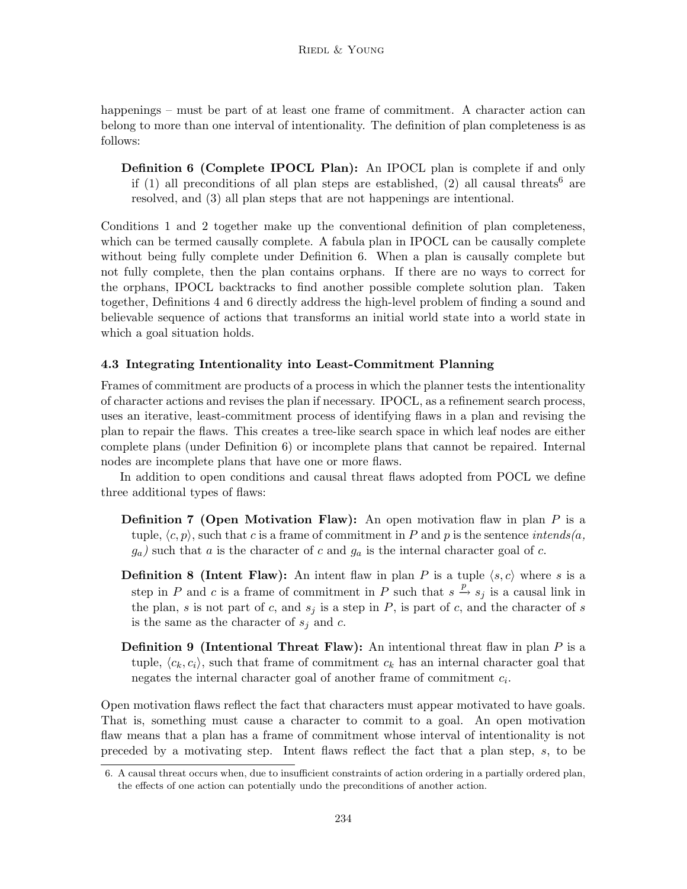happenings – must be part of at least one frame of commitment. A character action can belong to more than one interval of intentionality. The definition of plan completeness is as follows:

> **Definition 6 (Complete IPOCL Plan):** An IPOCL plan is complete if and only if (1) all preconditions of all plan steps are established, (2) all causal threats[6] are resolved, and (3) all plan steps that are not happenings are intentional.

Conditions 1 and 2 together make up the conventional definition of plan completeness, which can be termed causally complete. A fabula plan in IPOCL can be causally complete without being fully complete under Definition 6. When a plan is causally complete but not fully complete, then the plan contains orphans. If there are no ways to correct for the orphans, IPOCL backtracks to find another possible complete solution plan. Taken together, Definitions 4 and 6 directly address the high-level problem of finding a sound and believable sequence of actions that transforms an initial world state into a world state in which a goal situation holds.

### 4.3 Integrating Intentionality into Least-Commitment Planning

Frames of commitment are products of a process in which the planner tests the intentionality of character actions and revises the plan if necessary. IPOCL, as a refinement search process, uses an iterative, least-commitment process of identifying flaws in a plan and revising the plan to repair the flaws. This creates a tree-like search space in which leaf nodes are either complete plans (under Definition 6) or incomplete plans that cannot be repaired. Internal nodes are incomplete plans that have one or more flaws.

In addition to open conditions and causal threat flaws adopted from POCL we define three additional types of flaws:

> **Definition 7 (Open Motivation Flaw):** An open motivation flaw in plan $P$ is a tuple, $\langle c, p \rangle$, such that $c$ is a frame of commitment in $P$ and $p$ is the sentence *intends(a, $g_a$)* such that $a$ is the character of $c$ and $g_a$ is the internal character goal of $c$.

> **Definition 8 (Intent Flaw):** An intent flaw in plan $P$ is a tuple $\langle s, c \rangle$ where $s$ is a step in $P$ and $c$ is a frame of commitment in $P$ such that $s \xrightarrow{p} s_j$ is a causal link in the plan, $s$ is not part of $c$, and $s_j$ is a step in $P$, is part of $c$, and the character of $s$ is the same as the character of $s_j$ and $c$.

> **Definition 9 (Intentional Threat Flaw):** An intentional threat flaw in plan $P$ is a tuple, $\langle c_k, c_i \rangle$, such that frame of commitment $c_k$ has an internal character goal that negates the internal character goal of another frame of commitment $c_i$.

Open motivation flaws reflect the fact that characters must appear motivated to have goals. That is, something must cause a character to commit to a goal. An open motivation flaw means that a plan has a frame of commitment whose interval of intentionality is not preceded by a motivating step. Intent flaws reflect the fact that a plan step, $s$, to be

6. A causal threat occurs when, due to insufficient constraints of action ordering in a partially ordered plan, the effects of one action can potentially undo the preconditions of another action.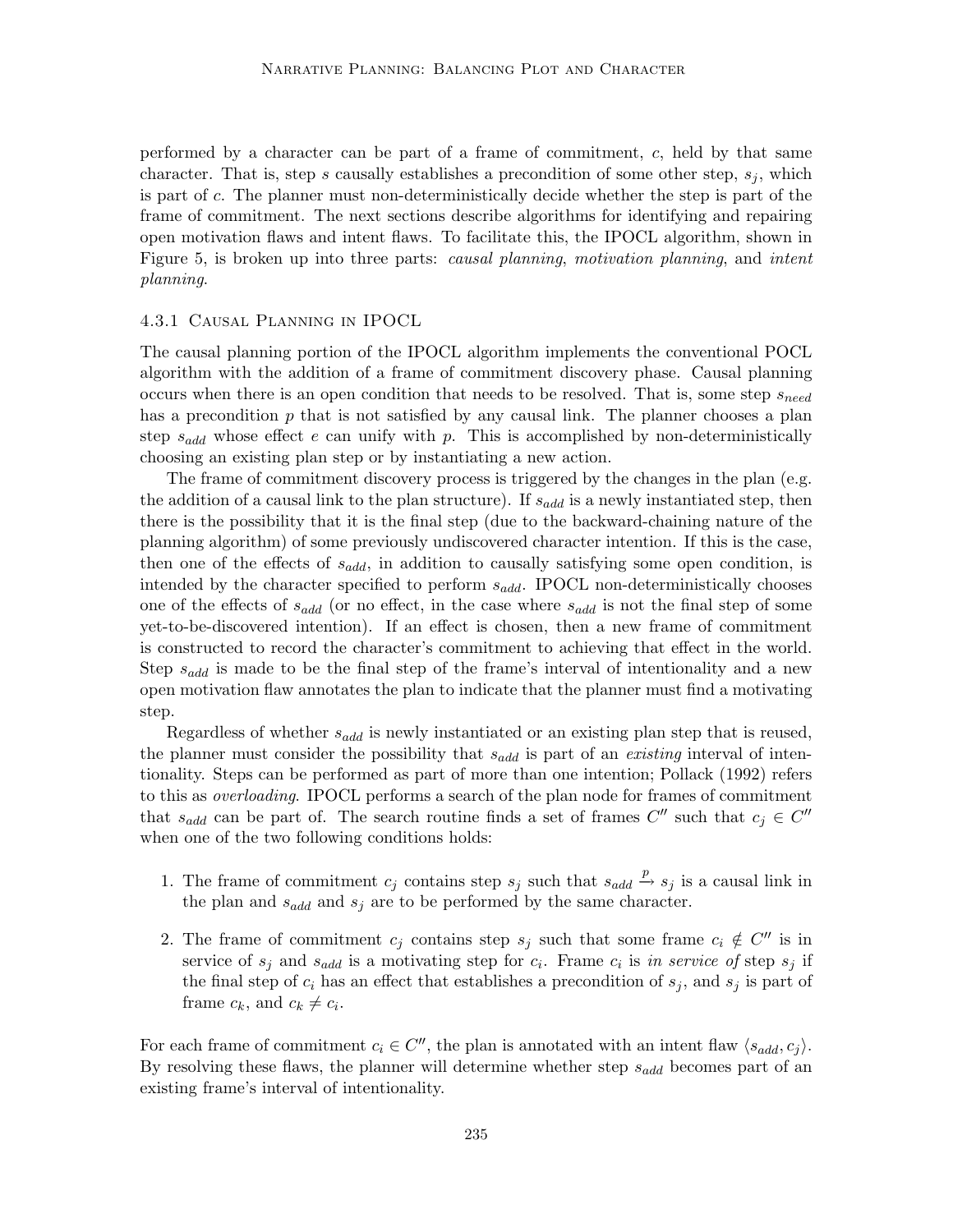performed by a character can be part of a frame of commitment, $c$, held by that same character. That is, step $s$ causally establishes a precondition of some other step, $s_j$, which is part of $c$. The planner must non-deterministically decide whether the step is part of the frame of commitment. The next sections describe algorithms for identifying and repairing open motivation flaws and intent flaws. To facilitate this, the IPOCL algorithm, shown in Figure 5, is broken up into three parts: *causal planning*, *motivation planning*, and *intent planning*.

#### 4.3.1 Causal Planning in IPOCL

The causal planning portion of the IPOCL algorithm implements the conventional POCL algorithm with the addition of a frame of commitment discovery phase. Causal planning occurs when there is an open condition that needs to be resolved. That is, some step $s_{need}$ has a precondition $p$ that is not satisfied by any causal link. The planner chooses a plan step $s_{add}$ whose effect $e$ can unify with $p$. This is accomplished by non-deterministically choosing an existing plan step or by instantiating a new action.

The frame of commitment discovery process is triggered by the changes in the plan (e.g. the addition of a causal link to the plan structure). If $s_{add}$ is a newly instantiated step, then there is the possibility that it is the final step (due to the backward-chaining nature of the planning algorithm) of some previously undiscovered character intention. If this is the case, then one of the effects of $s_{add}$, in addition to causally satisfying some open condition, is intended by the character specified to perform $s_{add}$. IPOCL non-deterministically chooses one of the effects of $s_{add}$ (or no effect, in the case where $s_{add}$ is not the final step of some yet-to-be-discovered intention). If an effect is chosen, then a new frame of commitment is constructed to record the character's commitment to achieving that effect in the world. Step $s_{add}$ is made to be the final step of the frame's interval of intentionality and a new open motivation flaw annotates the plan to indicate that the planner must find a motivating step.

Regardless of whether $s_{add}$ is newly instantiated or an existing plan step that is reused, the planner must consider the possibility that $s_{add}$ is part of an *existing* interval of intentionality. Steps can be performed as part of more than one intention; Pollack (1992) refers to this as *overloading*. IPOCL performs a search of the plan node for frames of commitment that $s_{add}$ can be part of. The search routine finds a set of frames $C''$ such that $c_j \in C''$ when one of the two following conditions holds:

1. The frame of commitment $c_j$ contains step $s_j$ such that $s_{add} \xrightarrow{p} s_j$ is a causal link in the plan and $s_{add}$ and $s_j$ are to be performed by the same character.
2. The frame of commitment $c_j$ contains step $s_j$ such that some frame $c_i \notin C''$ is in service of $s_j$ and $s_{add}$ is a motivating step for $c_i$. Frame $c_i$ is *in service of* step $s_j$ if the final step of $c_i$ has an effect that establishes a precondition of $s_j$, and $s_j$ is part of frame $c_k$, and $c_k \neq c_i$.

For each frame of commitment $c_i \in C''$, the plan is annotated with an intent flaw $\langle s_{add}, c_j \rangle$. By resolving these flaws, the planner will determine whether step $s_{add}$ becomes part of an existing frame's interval of intentionality.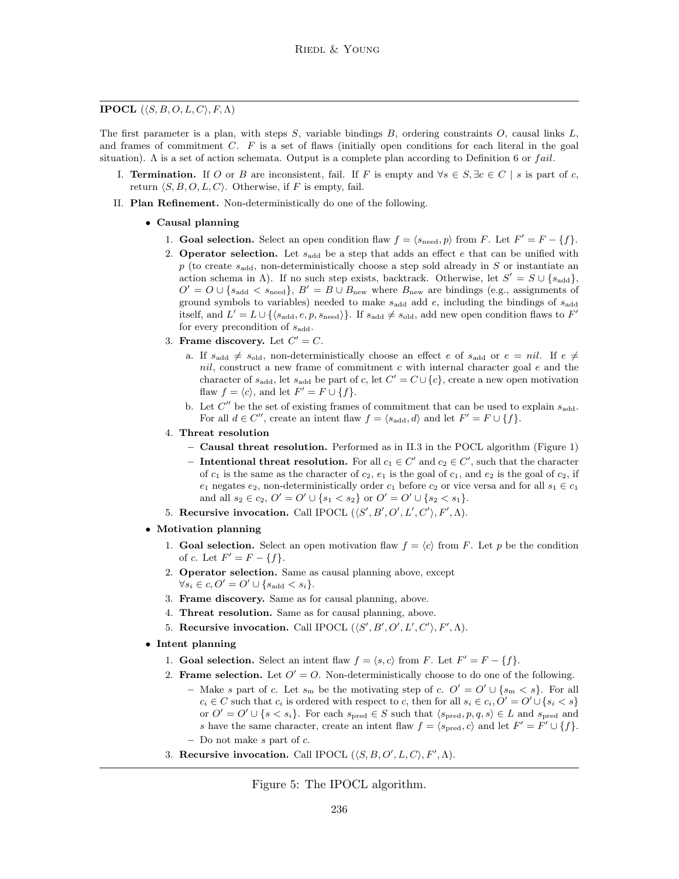**IPOCL** $(\langle S, B, O, L, C \rangle, F, \Lambda)$

The first parameter is a plan, with steps $S$, variable bindings $B$, ordering constraints $O$, causal links $L$, and frames of commitment $C$. $F$ is a set of flaws (initially open conditions for each literal in the goal situation). $\Lambda$ is a set of action schemata. Output is a complete plan according to Definition 6 or *fail*.

I. **Termination.** If $O$ or $B$ are inconsistent, fail. If $F$ is empty and $\forall s \in S, \exists c \in C \mid s$ is part of $c$, return $\langle S, B, O, L, C \rangle$. Otherwise, if $F$ is empty, fail.

II. **Plan Refinement.** Non-deterministically do one of the following.

- **Causal planning**
  1. **Goal selection.** Select an open condition flaw $f = \langle s_{\text{need}}, p \rangle$ from $F$. Let $F' = F - \{f\}$.
  2. **Operator selection.** Let $s_{\text{add}}$ be a step that adds an effect $e$ that can be unified with $p$ (to create $s_{\text{add}}$, non-deterministically choose a step $s_{\text{old}}$ already in $S$ or instantiate an action schema in $\Lambda$). If no such step exists, backtrack. Otherwise, let $S' = S \cup \{s_{\text{add}}\}$, $O' = O \cup \{s_{\text{add}} < s_{\text{need}}\}$, $B' = B \cup B_{\text{new}}$ where $B_{\text{new}}$ are bindings (e.g., assignments of ground symbols to variables) needed to make $s_{\text{add}}$ add $e$, including the bindings of $s_{\text{add}}$ itself, and $L' = L \cup \{\langle s_{\text{add}}, e, p, s_{\text{need}} \rangle\}$. If $s_{\text{add}} \neq s_{\text{old}}$, add new open condition flaws to $F'$ for every precondition of $s_{\text{add}}$.
  3. **Frame discovery.** Let $C' = C$.
     a. If $s_{\text{add}} \neq s_{\text{old}}$, non-deterministically choose an effect $e$ of $s_{\text{add}}$ or $e = nil$. If $e \neq nil$, construct a new frame of commitment $c$ with internal character goal $e$ and the character of $s_{\text{add}}$, let $s_{\text{add}}$ be part of $c$, let $C' = C \cup \{c\}$, create a new open motivation flaw $f = \langle c \rangle$, and let $F' = F \cup \{f\}$.
     b. Let $C''$ be the set of existing frames of commitment that can be used to explain $s_{\text{add}}$. For all $d \in C''$, create an intent flaw $f = \langle s_{\text{add}}, d \rangle$ and let $F' = F \cup \{f\}$.
  4. **Threat resolution**
     - **Causal threat resolution.** Performed as in II.3 in the POCL algorithm (Figure 1)
     - **Intentional threat resolution.** For all $c_1 \in C'$ and $c_2 \in C'$, such that the character of $c_1$ is the same as the character of $c_2$, $e_1$ is the goal of $c_1$, and $e_2$ is the goal of $c_2$, if $e_1$ negates $e_2$, non-deterministically order $c_1$ before $c_2$ or vice versa and for all $s_1 \in c_1$ and all $s_2 \in c_2$, $O' = O' \cup \{s_1 < s_2\}$ or $O' = O' \cup \{s_2 < s_1\}$.
  5. **Recursive invocation.** Call IPOCL $(\langle S', B', O', L', C' \rangle, F', \Lambda)$.

- **Motivation planning**
  1. **Goal selection.** Select an open motivation flaw $f = \langle c \rangle$ from $F$. Let $p$ be the condition of $c$. Let $F' = F - \{f\}$.
  2. **Operator selection.** Same as causal planning above, except $\forall s_i \in c, O' = O' \cup \{s_{\text{add}} < s_i\}$.
  3. **Frame discovery.** Same as for causal planning, above.
  4. **Threat resolution.** Same as for causal planning, above.
  5. **Recursive invocation.** Call IPOCL $(\langle S', B', O', L', C' \rangle, F', \Lambda)$.

- **Intent planning**
  1. **Goal selection.** Select an intent flaw $f = \langle s, c \rangle$ from $F$. Let $F' = F - \{f\}$.
  2. **Frame selection.** Let $O' = O$. Non-deterministically choose to do one of the following.
     - Make $s$ part of $c$. Let $s_{\text{m}}$ be the motivating step of $c$. $O' = O' \cup \{s_{\text{m}} < s\}$. For all $c_i \in C$ such that $c_i$ is ordered with respect to $c$, then for all $s_i \in c_i, O' = O' \cup \{s_i < s\}$ or $O' = O' \cup \{s < s_i\}$. For each $s_{\text{pred}} \in S$ such that $\langle s_{\text{pred}}, p, q, s \rangle \in L$ and $s_{\text{pred}}$ and $s$ have the same character, create an intent flaw $f = \langle s_{\text{pred}}, c \rangle$ and let $F' = F' \cup \{f\}$.
     - Do not make $s$ part of $c$.
  3. **Recursive invocation.** Call IPOCL $(\langle S, B, O', L, C \rangle, F', \Lambda)$.

Figure 5: The IPOCL algorithm.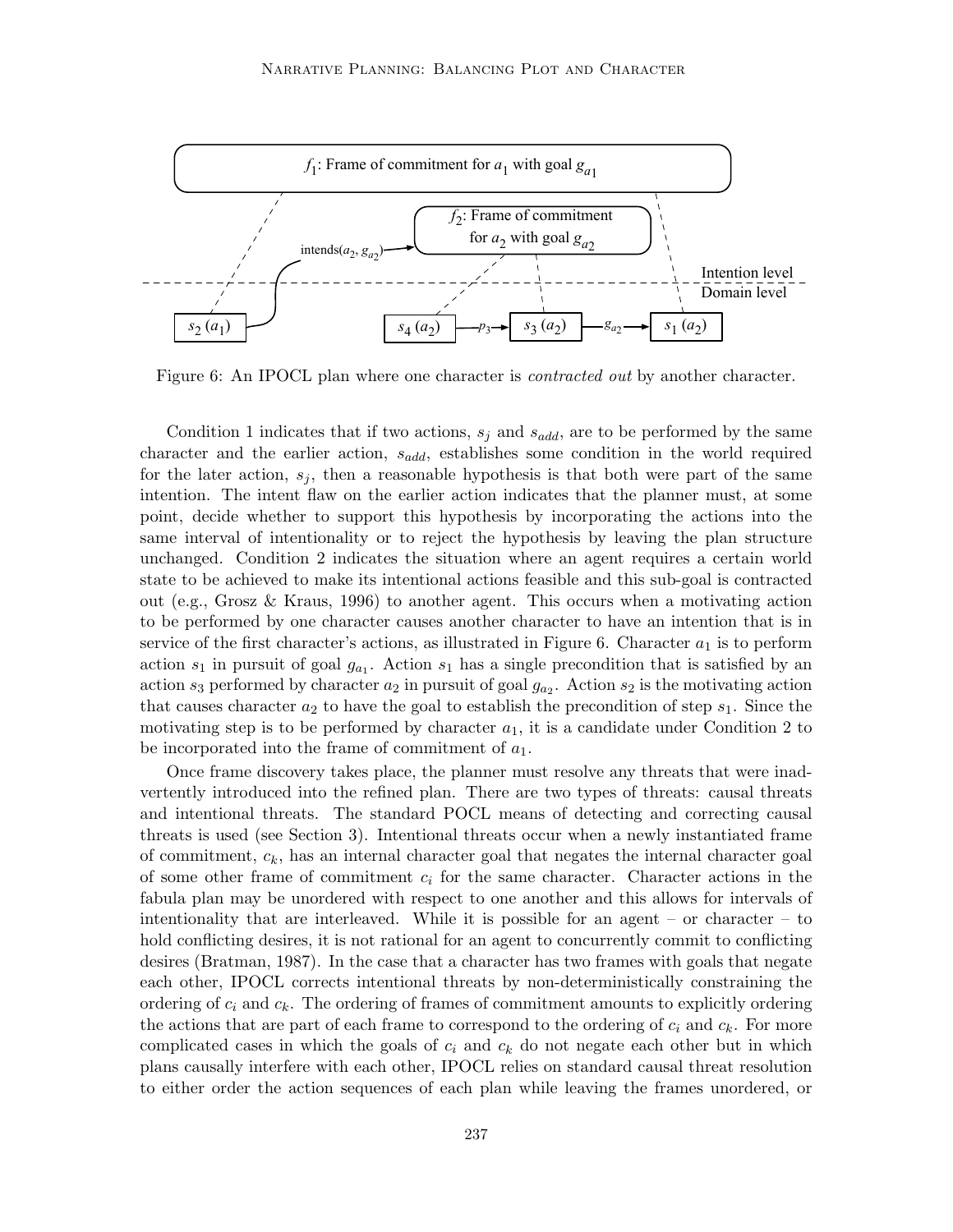Figure 6: An IPOCL plan where one character is *contracted out* by another character.

Condition 1 indicates that if two actions, $s_j$ and $s_{add}$, are to be performed by the same character and the earlier action, $s_{add}$, establishes some condition in the world required for the later action, $s_j$, then a reasonable hypothesis is that both were part of the same intention. The intent flaw on the earlier action indicates that the planner must, at some point, decide whether to support this hypothesis by incorporating the actions into the same interval of intentionality or to reject the hypothesis by leaving the plan structure unchanged. Condition 2 indicates the situation where an agent requires a certain world state to be achieved to make its intentional actions feasible and this sub-goal is contracted out (e.g., Grosz & Kraus, 1996) to another agent. This occurs when a motivating action to be performed by one character causes another character to have an intention that is in service of the first character's actions, as illustrated in Figure 6. Character $a_1$ is to perform action $s_1$ in pursuit of goal $g_{a_1}$. Action $s_1$ has a single precondition that is satisfied by an action $s_3$ performed by character $a_2$ in pursuit of goal $g_{a_2}$. Action $s_2$ is the motivating action that causes character $a_2$ to have the goal to establish the precondition of step $s_1$. Since the motivating step is to be performed by character $a_1$, it is a candidate under Condition 2 to be incorporated into the frame of commitment of $a_1$.

Once frame discovery takes place, the planner must resolve any threats that were inadvertently introduced into the refined plan. There are two types of threats: causal threats and intentional threats. The standard POCL means of detecting and correcting causal threats is used (see Section 3). Intentional threats occur when a newly instantiated frame of commitment, $c_k$, has an internal character goal that negates the internal character goal of some other frame of commitment $c_i$ for the same character. Character actions in the fabula plan may be unordered with respect to one another and this allows for intervals of intentionality that are interleaved. While it is possible for an agent – or character – to hold conflicting desires, it is not rational for an agent to concurrently commit to conflicting desires (Bratman, 1987). In the case that a character has two frames with goals that negate each other, IPOCL corrects intentional threats by non-deterministically constraining the ordering of $c_i$ and $c_k$. The ordering of frames of commitment amounts to explicitly ordering the actions that are part of each frame to correspond to the ordering of $c_i$ and $c_k$. For more complicated cases in which the goals of $c_i$ and $c_k$ do not negate each other but in which plans causally interfere with each other, IPOCL relies on standard causal threat resolution to either order the action sequences of each plan while leaving the frames unordered, or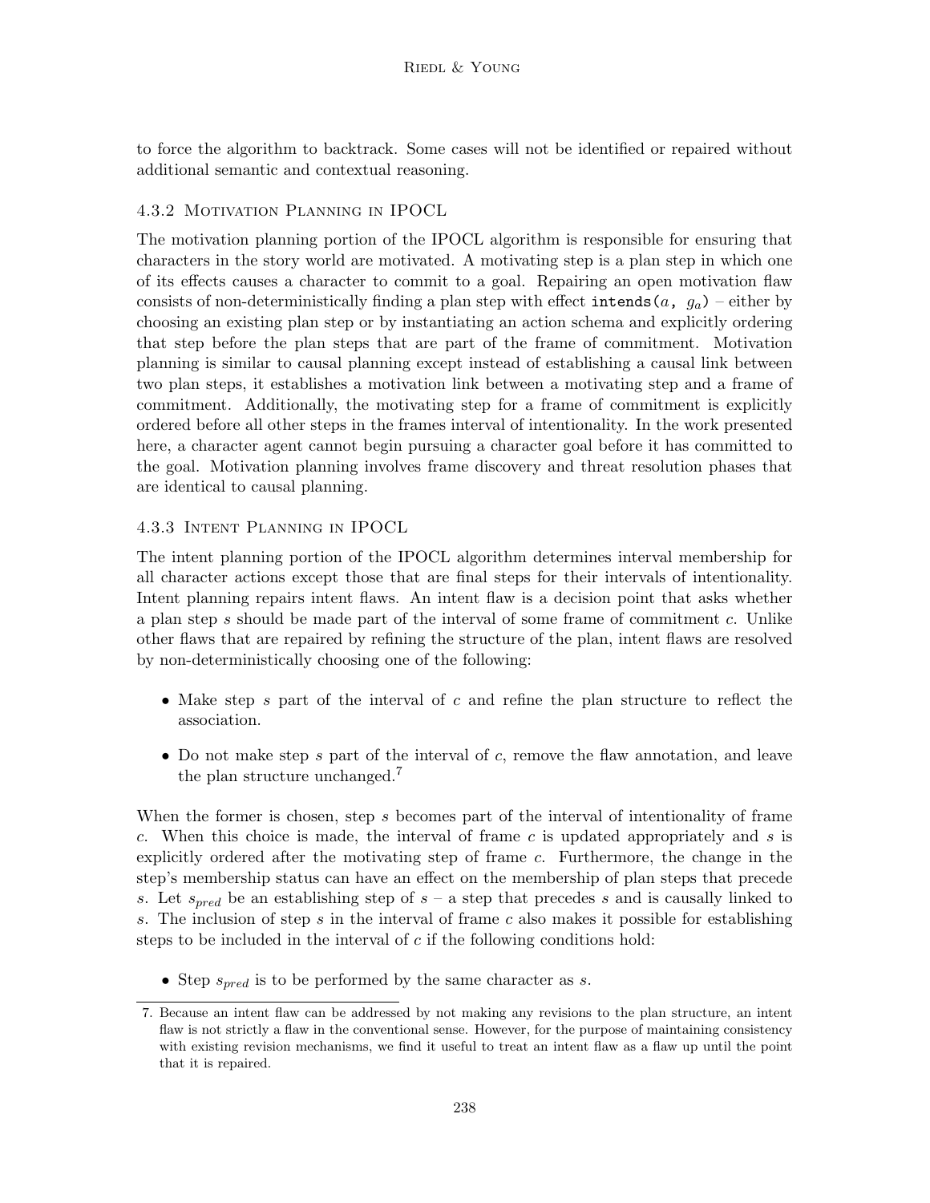to force the algorithm to backtrack. Some cases will not be identified or repaired without additional semantic and contextual reasoning.

#### 4.3.2 Motivation Planning in IPOCL

The motivation planning portion of the IPOCL algorithm is responsible for ensuring that characters in the story world are motivated. A motivating step is a plan step in which one of its effects causes a character to commit to a goal. Repairing an open motivation flaw consists of non-deterministically finding a plan step with effect `intends(`$a$`, `$g_a$`)` – either by choosing an existing plan step or by instantiating an action schema and explicitly ordering that step before the plan steps that are part of the frame of commitment. Motivation planning is similar to causal planning except instead of establishing a causal link between two plan steps, it establishes a motivation link between a motivating step and a frame of commitment. Additionally, the motivating step for a frame of commitment is explicitly ordered before all other steps in the frames interval of intentionality. In the work presented here, a character agent cannot begin pursuing a character goal before it has committed to the goal. Motivation planning involves frame discovery and threat resolution phases that are identical to causal planning.

#### 4.3.3 Intent Planning in IPOCL

The intent planning portion of the IPOCL algorithm determines interval membership for all character actions except those that are final steps for their intervals of intentionality. Intent planning repairs intent flaws. An intent flaw is a decision point that asks whether a plan step $s$ should be made part of the interval of some frame of commitment $c$. Unlike other flaws that are repaired by refining the structure of the plan, intent flaws are resolved by non-deterministically choosing one of the following:

- Make step $s$ part of the interval of $c$ and refine the plan structure to reflect the association.
- Do not make step $s$ part of the interval of $c$, remove the flaw annotation, and leave the plan structure unchanged.[7]

When the former is chosen, step $s$ becomes part of the interval of intentionality of frame $c$. When this choice is made, the interval of frame $c$ is updated appropriately and $s$ is explicitly ordered after the motivating step of frame $c$. Furthermore, the change in the step's membership status can have an effect on the membership of plan steps that precede $s$. Let $s_{pred}$ be an establishing step of $s$ – a step that precedes $s$ and is causally linked to $s$. The inclusion of step $s$ in the interval of frame $c$ also makes it possible for establishing steps to be included in the interval of $c$ if the following conditions hold:

- Step $s_{pred}$ is to be performed by the same character as $s$.

7. Because an intent flaw can be addressed by not making any revisions to the plan structure, an intent flaw is not strictly a flaw in the conventional sense. However, for the purpose of maintaining consistency with existing revision mechanisms, we find it useful to treat an intent flaw as a flaw up until the point that it is repaired.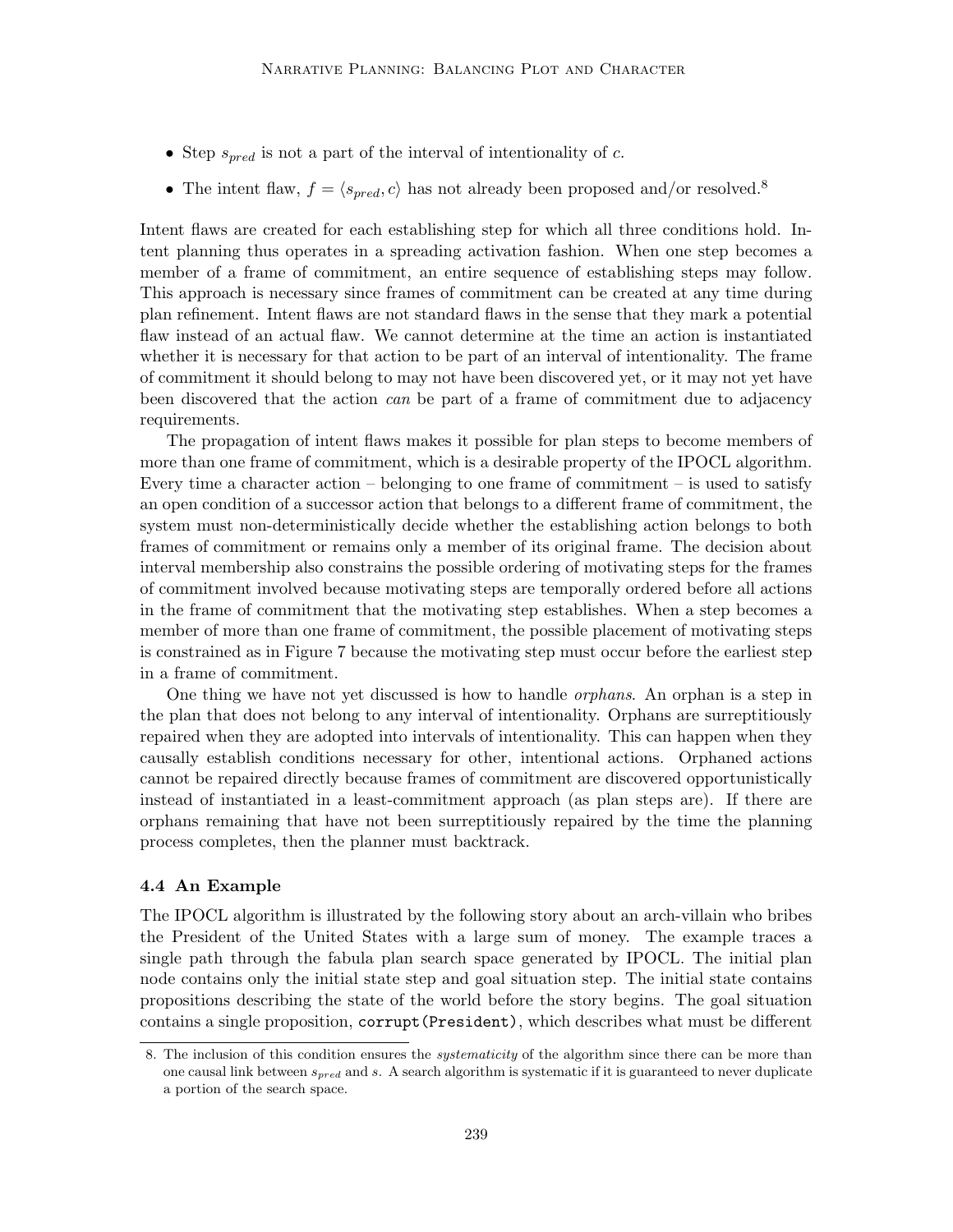- Step $s_{pred}$ is not a part of the interval of intentionality of $c$.
- The intent flaw, $f = \langle s_{pred}, c \rangle$ has not already been proposed and/or resolved.[8]

Intent flaws are created for each establishing step for which all three conditions hold. Intent planning thus operates in a spreading activation fashion. When one step becomes a member of a frame of commitment, an entire sequence of establishing steps may follow. This approach is necessary since frames of commitment can be created at any time during plan refinement. Intent flaws are not standard flaws in the sense that they mark a potential flaw instead of an actual flaw. We cannot determine at the time an action is instantiated whether it is necessary for that action to be part of an interval of intentionality. The frame of commitment it should belong to may not have been discovered yet, or it may not yet have been discovered that the action *can* be part of a frame of commitment due to adjacency requirements.

The propagation of intent flaws makes it possible for plan steps to become members of more than one frame of commitment, which is a desirable property of the IPOCL algorithm. Every time a character action – belonging to one frame of commitment – is used to satisfy an open condition of a successor action that belongs to a different frame of commitment, the system must non-deterministically decide whether the establishing action belongs to both frames of commitment or remains only a member of its original frame. The decision about interval membership also constrains the possible ordering of motivating steps for the frames of commitment involved because motivating steps are temporally ordered before all actions in the frame of commitment that the motivating step establishes. When a step becomes a member of more than one frame of commitment, the possible placement of motivating steps is constrained as in Figure 7 because the motivating step must occur before the earliest step in a frame of commitment.

One thing we have not yet discussed is how to handle *orphans*. An orphan is a step in the plan that does not belong to any interval of intentionality. Orphans are surreptitiously repaired when they are adopted into intervals of intentionality. This can happen when they causally establish conditions necessary for other, intentional actions. Orphaned actions cannot be repaired directly because frames of commitment are discovered opportunistically instead of instantiated in a least-commitment approach (as plan steps are). If there are orphans remaining that have not been surreptitiously repaired by the time the planning process completes, then the planner must backtrack.

### 4.4 An Example

The IPOCL algorithm is illustrated by the following story about an arch-villain who bribes the President of the United States with a large sum of money. The example traces a single path through the fabula plan search space generated by IPOCL. The initial plan node contains only the initial state step and goal situation step. The initial state contains propositions describing the state of the world before the story begins. The goal situation contains a single proposition, `corrupt(President)`, which describes what must be different

8. The inclusion of this condition ensures the *systematicity* of the algorithm since there can be more than one causal link between $s_{pred}$ and $s$. A search algorithm is systematic if it is guaranteed to never duplicate a portion of the search space.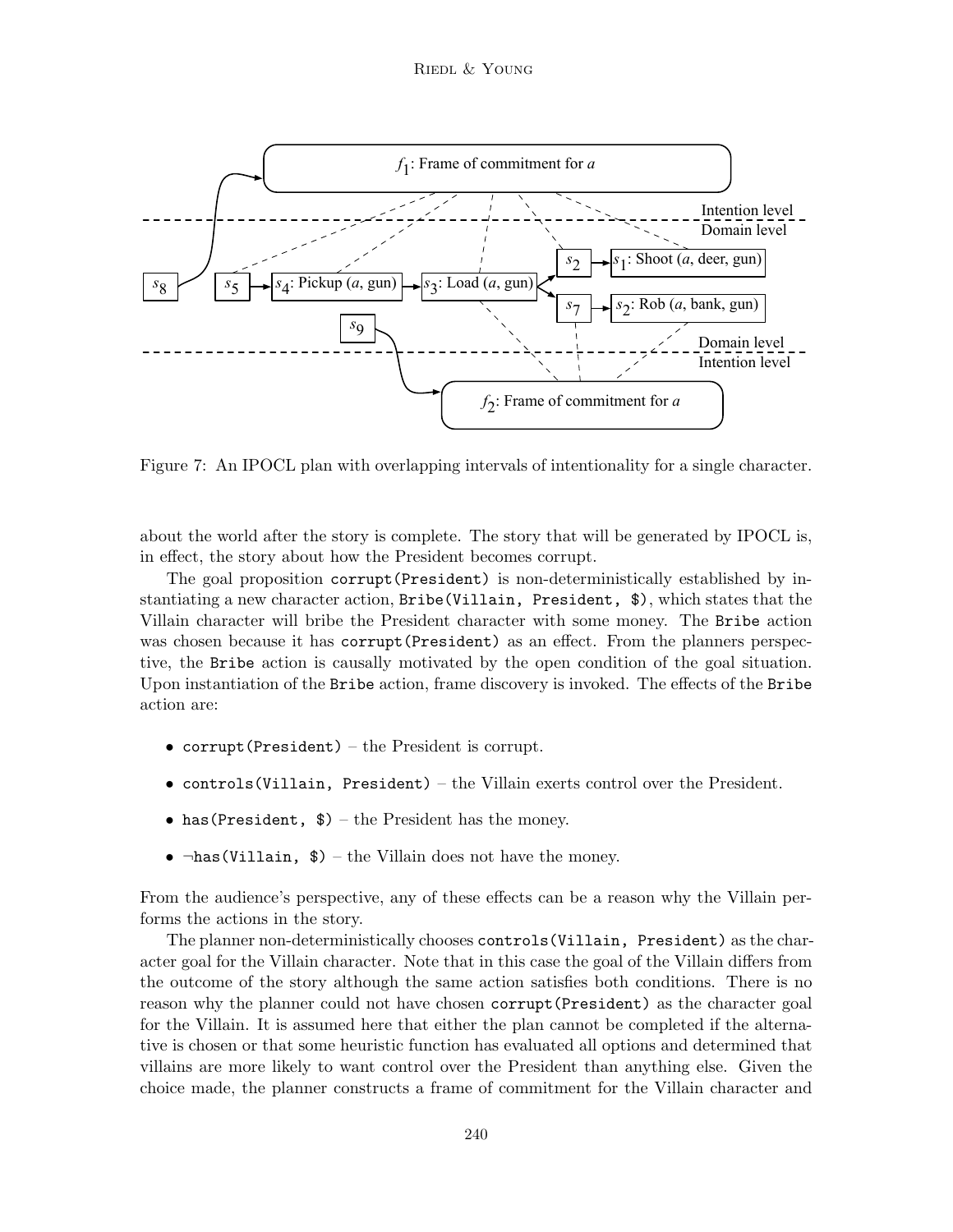Figure 7: An IPOCL plan with overlapping intervals of intentionality for a single character.

about the world after the story is complete. The story that will be generated by IPOCL is, in effect, the story about how the President becomes corrupt.

The goal proposition `corrupt(President)` is non-deterministically established by instantiating a new character action, `Bribe(Villain, President, $)`, which states that the Villain character will bribe the President character with some money. The `Bribe` action was chosen because it has `corrupt(President)` as an effect. From the planners perspective, the `Bribe` action is causally motivated by the open condition of the goal situation. Upon instantiation of the `Bribe` action, frame discovery is invoked. The effects of the `Bribe` action are:

- `corrupt(President)` – the President is corrupt.
- `controls(Villain, President)` – the Villain exerts control over the President.
- `has(President, $)` – the President has the money.
- `¬has(Villain, $)` – the Villain does not have the money.

From the audience's perspective, any of these effects can be a reason why the Villain performs the actions in the story.

The planner non-deterministically chooses `controls(Villain, President)` as the character goal for the Villain character. Note that in this case the goal of the Villain differs from the outcome of the story although the same action satisfies both conditions. There is no reason why the planner could not have chosen `corrupt(President)` as the character goal for the Villain. It is assumed here that either the plan cannot be completed if the alternative is chosen or that some heuristic function has evaluated all options and determined that villains are more likely to want control over the President than anything else. Given the choice made, the planner constructs a frame of commitment for the Villain character and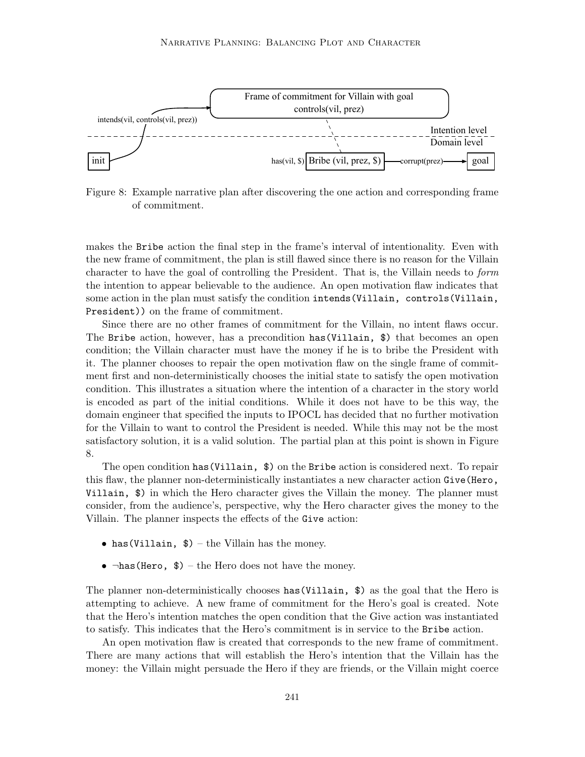Figure 8: Example narrative plan after discovering the one action and corresponding frame of commitment.

makes the Bribe action the final step in the frame's interval of intentionality. Even with the new frame of commitment, the plan is still flawed since there is no reason for the Villain character to have the goal of controlling the President. That is, the Villain needs to *form* the intention to appear believable to the audience. An open motivation flaw indicates that some action in the plan must satisfy the condition intends(Villain, controls(Villain, President)) on the frame of commitment.

Since there are no other frames of commitment for the Villain, no intent flaws occur. The Bribe action, however, has a precondition has(Villain, $) that becomes an open condition; the Villain character must have the money if he is to bribe the President with it. The planner chooses to repair the open motivation flaw on the single frame of commitment first and non-deterministically chooses the initial state to satisfy the open motivation condition. This illustrates a situation where the intention of a character in the story world is encoded as part of the initial conditions. While it does not have to be this way, the domain engineer that specified the inputs to IPOCL has decided that no further motivation for the Villain to want to control the President is needed. While this may not be the most satisfactory solution, it is a valid solution. The partial plan at this point is shown in Figure 8.

The open condition has(Villain, $) on the Bribe action is considered next. To repair this flaw, the planner non-deterministically instantiates a new character action Give(Hero, Villain, $) in which the Hero character gives the Villain the money. The planner must consider, from the audience's, perspective, why the Hero character gives the money to the Villain. The planner inspects the effects of the Give action:

- has(Villain, $) – the Villain has the money.
- ¬has(Hero, $) – the Hero does not have the money.

The planner non-deterministically chooses has(Villain, $) as the goal that the Hero is attempting to achieve. A new frame of commitment for the Hero's goal is created. Note that the Hero's intention matches the open condition that the Give action was instantiated to satisfy. This indicates that the Hero's commitment is in service to the Bribe action.

An open motivation flaw is created that corresponds to the new frame of commitment. There are many actions that will establish the Hero's intention that the Villain has the money: the Villain might persuade the Hero if they are friends, or the Villain might coerce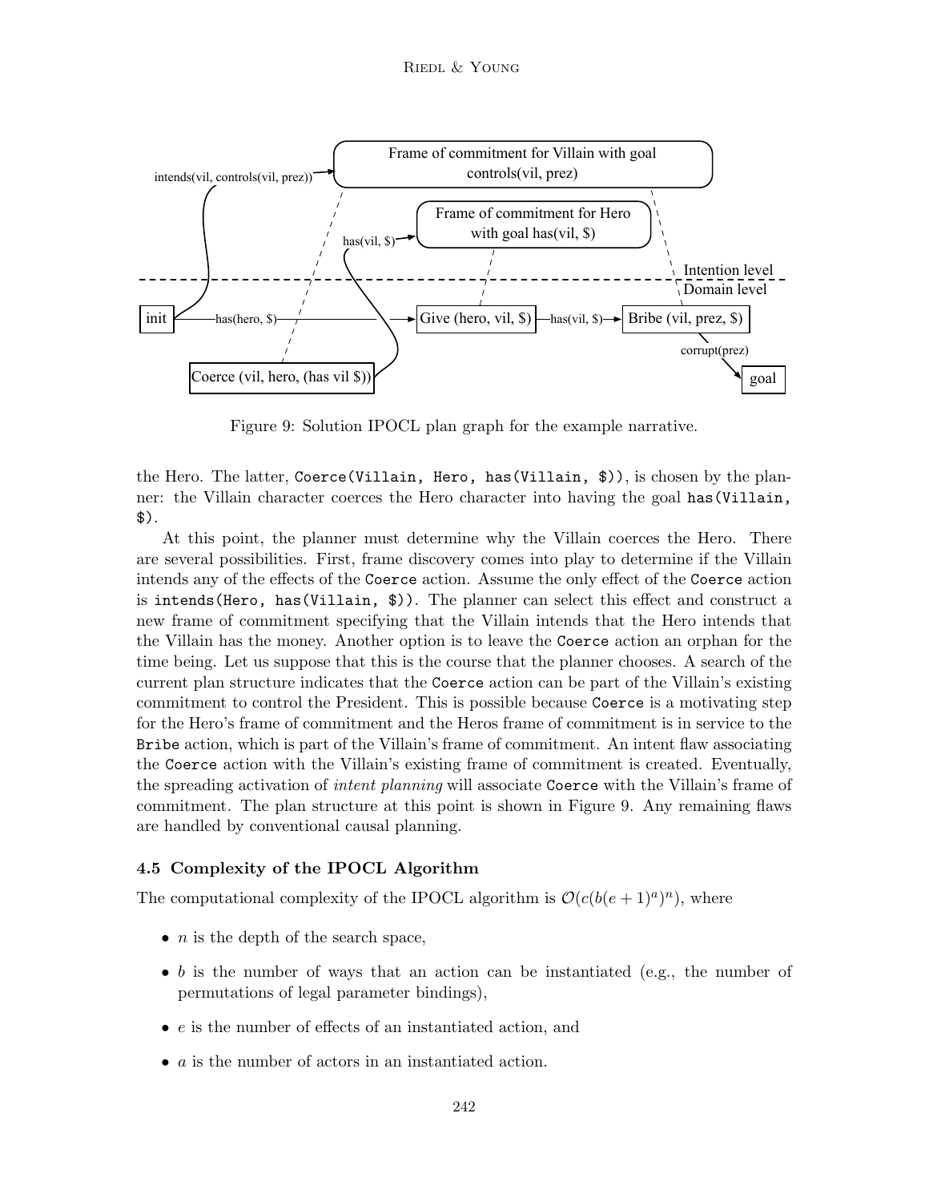Figure 9: Solution IPOCL plan graph for the example narrative.

the Hero. The latter, `Coerce(Villain, Hero, has(Villain, $))`, is chosen by the planner: the Villain character coerces the Hero character into having the goal `has(Villain, $)`.

At this point, the planner must determine why the Villain coerces the Hero. There are several possibilities. First, frame discovery comes into play to determine if the Villain intends any of the effects of the `Coerce` action. Assume the only effect of the `Coerce` action is `intends(Hero, has(Villain, $))`. The planner can select this effect and construct a new frame of commitment specifying that the Villain intends that the Hero intends that the Villain has the money. Another option is to leave the `Coerce` action an orphan for the time being. Let us suppose that this is the course that the planner chooses. A search of the current plan structure indicates that the `Coerce` action can be part of the Villain's existing commitment to control the President. This is possible because `Coerce` is a motivating step for the Hero's frame of commitment and the Heros frame of commitment is in service to the `Bribe` action, which is part of the Villain's frame of commitment. An intent flaw associating the `Coerce` action with the Villain's existing frame of commitment is created. Eventually, the spreading activation of *intent planning* will associate `Coerce` with the Villain's frame of commitment. The plan structure at this point is shown in Figure 9. Any remaining flaws are handled by conventional causal planning.

### 4.5 Complexity of the IPOCL Algorithm

The computational complexity of the IPOCL algorithm is $\mathcal{O}(c(b(e+1)^a)^n)$, where

- $n$ is the depth of the search space,
- $b$ is the number of ways that an action can be instantiated (e.g., the number of permutations of legal parameter bindings),
- $e$ is the number of effects of an instantiated action, and
- $a$ is the number of actors in an instantiated action.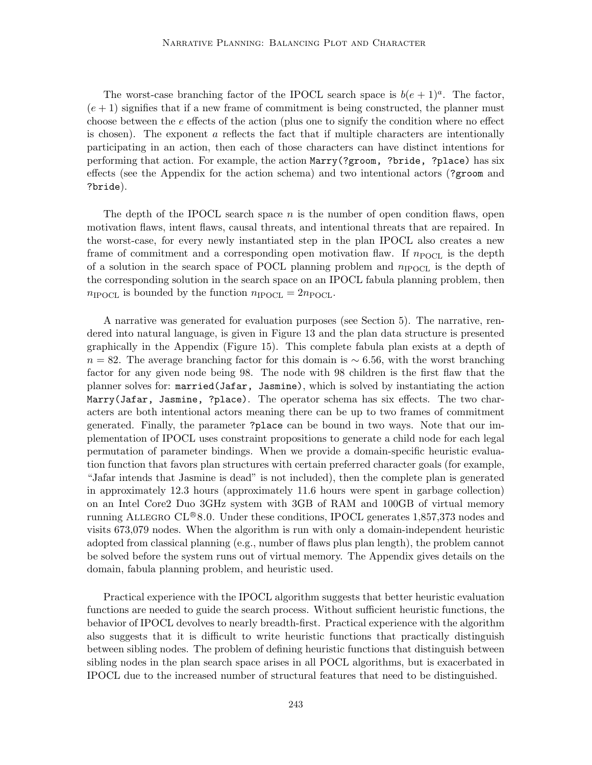The worst-case branching factor of the IPOCL search space is $b(e + 1)^a$. The factor, $(e + 1)$ signifies that if a new frame of commitment is being constructed, the planner must choose between the $e$ effects of the action (plus one to signify the condition where no effect is chosen). The exponent $a$ reflects the fact that if multiple characters are intentionally participating in an action, then each of those characters can have distinct intentions for performing that action. For example, the action `Marry(?groom, ?bride, ?place)` has six effects (see the Appendix for the action schema) and two intentional actors (`?groom` and `?bride`).

The depth of the IPOCL search space $n$ is the number of open condition flaws, open motivation flaws, intent flaws, causal threats, and intentional threats that are repaired. In the worst-case, for every newly instantiated step in the plan IPOCL also creates a new frame of commitment and a corresponding open motivation flaw. If $n_{\text{POCL}}$ is the depth of a solution in the search space of POCL planning problem and $n_{\text{IPOCL}}$ is the depth of the corresponding solution in the search space on an IPOCL fabula planning problem, then $n_{\text{IPOCL}}$ is bounded by the function $n_{\text{IPOCL}} = 2n_{\text{POCL}}$.

A narrative was generated for evaluation purposes (see Section 5). The narrative, rendered into natural language, is given in Figure 13 and the plan data structure is presented graphically in the Appendix (Figure 15). This complete fabula plan exists at a depth of $n = 82$. The average branching factor for this domain is $\sim 6.56$, with the worst branching factor for any given node being 98. The node with 98 children is the first flaw that the planner solves for: `married(Jafar, Jasmine)`, which is solved by instantiating the action `Marry(Jafar, Jasmine, ?place)`. The operator schema has six effects. The two characters are both intentional actors meaning there can be up to two frames of commitment generated. Finally, the parameter `?place` can be bound in two ways. Note that our implementation of IPOCL uses constraint propositions to generate a child node for each legal permutation of parameter bindings. When we provide a domain-specific heuristic evaluation function that favors plan structures with certain preferred character goals (for example, "Jafar intends that Jasmine is dead" is not included), then the complete plan is generated in approximately 12.3 hours (approximately 11.6 hours were spent in garbage collection) on an Intel Core2 Duo 3GHz system with 3GB of RAM and 100GB of virtual memory running ALLEGRO CL® 8.0. Under these conditions, IPOCL generates 1,857,373 nodes and visits 673,079 nodes. When the algorithm is run with only a domain-independent heuristic adopted from classical planning (e.g., number of flaws plus plan length), the problem cannot be solved before the system runs out of virtual memory. The Appendix gives details on the domain, fabula planning problem, and heuristic used.

Practical experience with the IPOCL algorithm suggests that better heuristic evaluation functions are needed to guide the search process. Without sufficient heuristic functions, the behavior of IPOCL devolves to nearly breadth-first. Practical experience with the algorithm also suggests that it is difficult to write heuristic functions that practically distinguish between sibling nodes. The problem of defining heuristic functions that distinguish between sibling nodes in the plan search space arises in all POCL algorithms, but is exacerbated in IPOCL due to the increased number of structural features that need to be distinguished.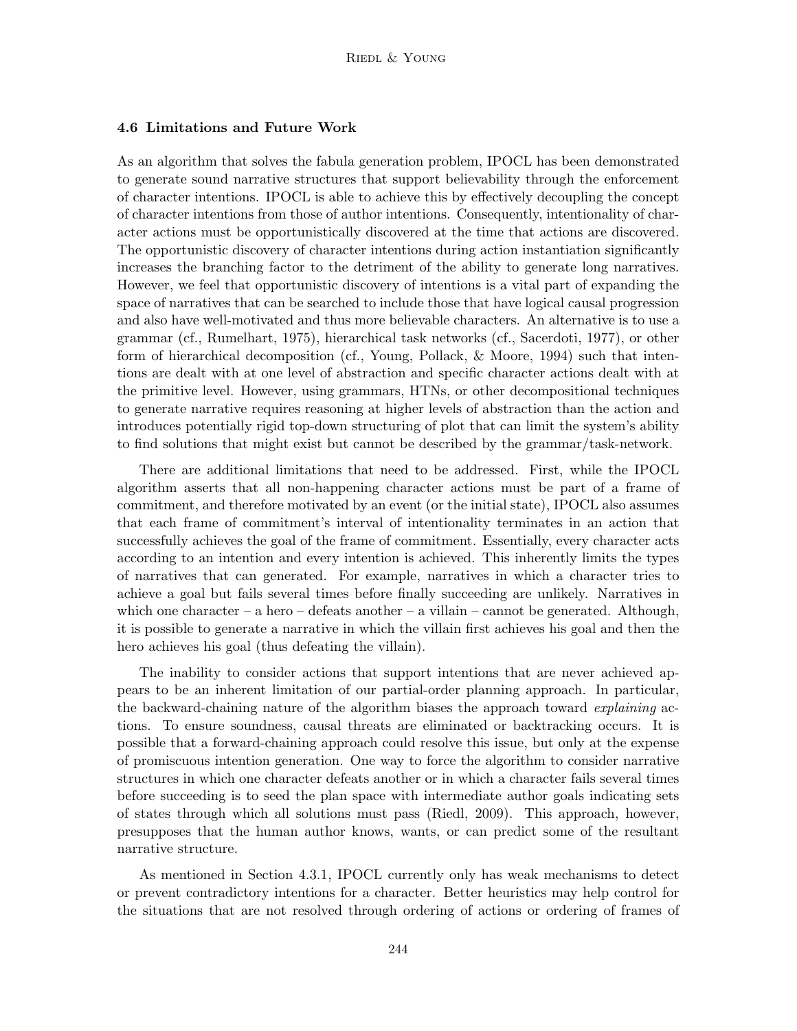### 4.6 Limitations and Future Work

As an algorithm that solves the fabula generation problem, IPOCL has been demonstrated to generate sound narrative structures that support believability through the enforcement of character intentions. IPOCL is able to achieve this by effectively decoupling the concept of character intentions from those of author intentions. Consequently, intentionality of character actions must be opportunistically discovered at the time that actions are discovered. The opportunistic discovery of character intentions during action instantiation significantly increases the branching factor to the detriment of the ability to generate long narratives. However, we feel that opportunistic discovery of intentions is a vital part of expanding the space of narratives that can be searched to include those that have logical causal progression and also have well-motivated and thus more believable characters. An alternative is to use a grammar (cf., Rumelhart, 1975), hierarchical task networks (cf., Sacerdoti, 1977), or other form of hierarchical decomposition (cf., Young, Pollack, & Moore, 1994) such that intentions are dealt with at one level of abstraction and specific character actions dealt with at the primitive level. However, using grammars, HTNs, or other decompositional techniques to generate narrative requires reasoning at higher levels of abstraction than the action and introduces potentially rigid top-down structuring of plot that can limit the system's ability to find solutions that might exist but cannot be described by the grammar/task-network.

There are additional limitations that need to be addressed. First, while the IPOCL algorithm asserts that all non-happening character actions must be part of a frame of commitment, and therefore motivated by an event (or the initial state), IPOCL also assumes that each frame of commitment's interval of intentionality terminates in an action that successfully achieves the goal of the frame of commitment. Essentially, every character acts according to an intention and every intention is achieved. This inherently limits the types of narratives that can generated. For example, narratives in which a character tries to achieve a goal but fails several times before finally succeeding are unlikely. Narratives in which one character – a hero – defeats another – a villain – cannot be generated. Although, it is possible to generate a narrative in which the villain first achieves his goal and then the hero achieves his goal (thus defeating the villain).

The inability to consider actions that support intentions that are never achieved appears to be an inherent limitation of our partial-order planning approach. In particular, the backward-chaining nature of the algorithm biases the approach toward *explaining* actions. To ensure soundness, causal threats are eliminated or backtracking occurs. It is possible that a forward-chaining approach could resolve this issue, but only at the expense of promiscuous intention generation. One way to force the algorithm to consider narrative structures in which one character defeats another or in which a character fails several times before succeeding is to seed the plan space with intermediate author goals indicating sets of states through which all solutions must pass (Riedl, 2009). This approach, however, presupposes that the human author knows, wants, or can predict some of the resultant narrative structure.

As mentioned in Section 4.3.1, IPOCL currently only has weak mechanisms to detect or prevent contradictory intentions for a character. Better heuristics may help control for the situations that are not resolved through ordering of actions or ordering of frames of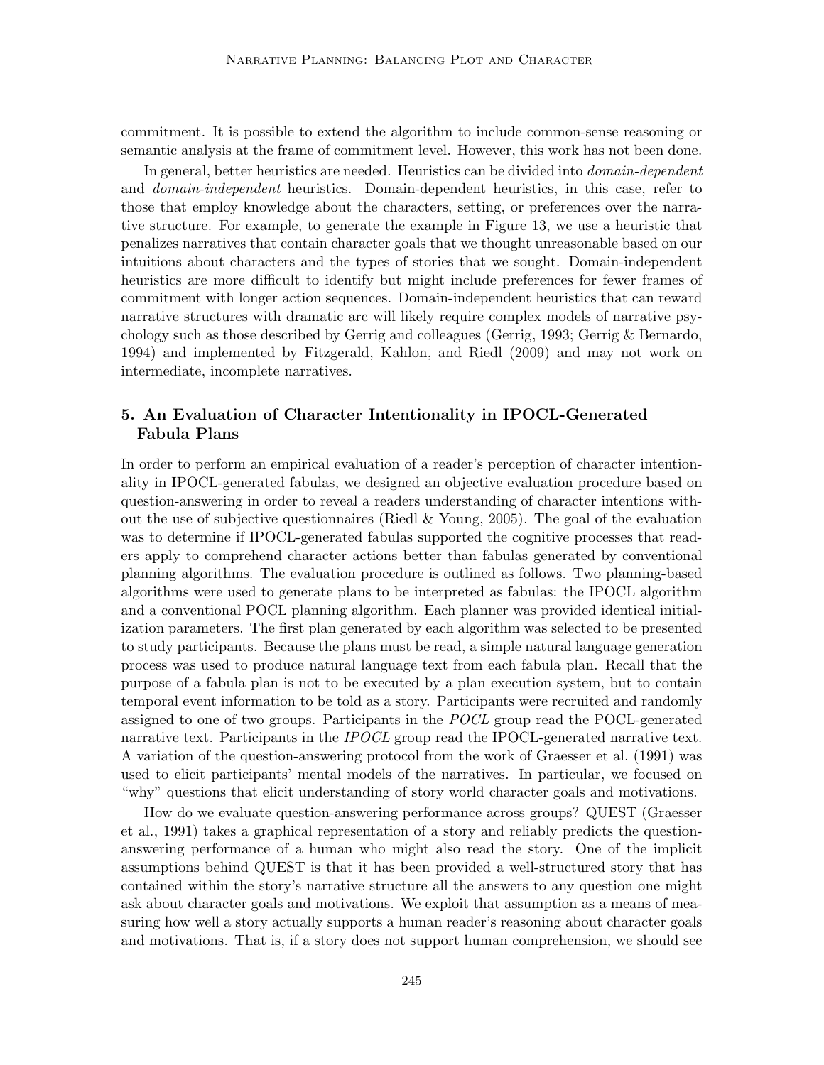commitment. It is possible to extend the algorithm to include common-sense reasoning or semantic analysis at the frame of commitment level. However, this work has not been done.

In general, better heuristics are needed. Heuristics can be divided into *domain-dependent* and *domain-independent* heuristics. Domain-dependent heuristics, in this case, refer to those that employ knowledge about the characters, setting, or preferences over the narrative structure. For example, to generate the example in Figure 13, we use a heuristic that penalizes narratives that contain character goals that we thought unreasonable based on our intuitions about characters and the types of stories that we sought. Domain-independent heuristics are more difficult to identify but might include preferences for fewer frames of commitment with longer action sequences. Domain-independent heuristics that can reward narrative structures with dramatic arc will likely require complex models of narrative psychology such as those described by Gerrig and colleagues (Gerrig, 1993; Gerrig & Bernardo, 1994) and implemented by Fitzgerald, Kahlon, and Riedl (2009) and may not work on intermediate, incomplete narratives.

## 5. An Evaluation of Character Intentionality in IPOCL-Generated Fabula Plans

In order to perform an empirical evaluation of a reader's perception of character intentionality in IPOCL-generated fabulas, we designed an objective evaluation procedure based on question-answering in order to reveal a readers understanding of character intentions without the use of subjective questionnaires (Riedl & Young, 2005). The goal of the evaluation was to determine if IPOCL-generated fabulas supported the cognitive processes that readers apply to comprehend character actions better than fabulas generated by conventional planning algorithms. The evaluation procedure is outlined as follows. Two planning-based algorithms were used to generate plans to be interpreted as fabulas: the IPOCL algorithm and a conventional POCL planning algorithm. Each planner was provided identical initialization parameters. The first plan generated by each algorithm was selected to be presented to study participants. Because the plans must be read, a simple natural language generation process was used to produce natural language text from each fabula plan. Recall that the purpose of a fabula plan is not to be executed by a plan execution system, but to contain temporal event information to be told as a story. Participants were recruited and randomly assigned to one of two groups. Participants in the *POCL* group read the POCL-generated narrative text. Participants in the *IPOCL* group read the IPOCL-generated narrative text. A variation of the question-answering protocol from the work of Graesser et al. (1991) was used to elicit participants' mental models of the narratives. In particular, we focused on "why" questions that elicit understanding of story world character goals and motivations.

How do we evaluate question-answering performance across groups? QUEST (Graesser et al., 1991) takes a graphical representation of a story and reliably predicts the question-answering performance of a human who might also read the story. One of the implicit assumptions behind QUEST is that it has been provided a well-structured story that has contained within the story's narrative structure all the answers to any question one might ask about character goals and motivations. We exploit that assumption as a means of measuring how well a story actually supports a human reader's reasoning about character goals and motivations. That is, if a story does not support human comprehension, we should see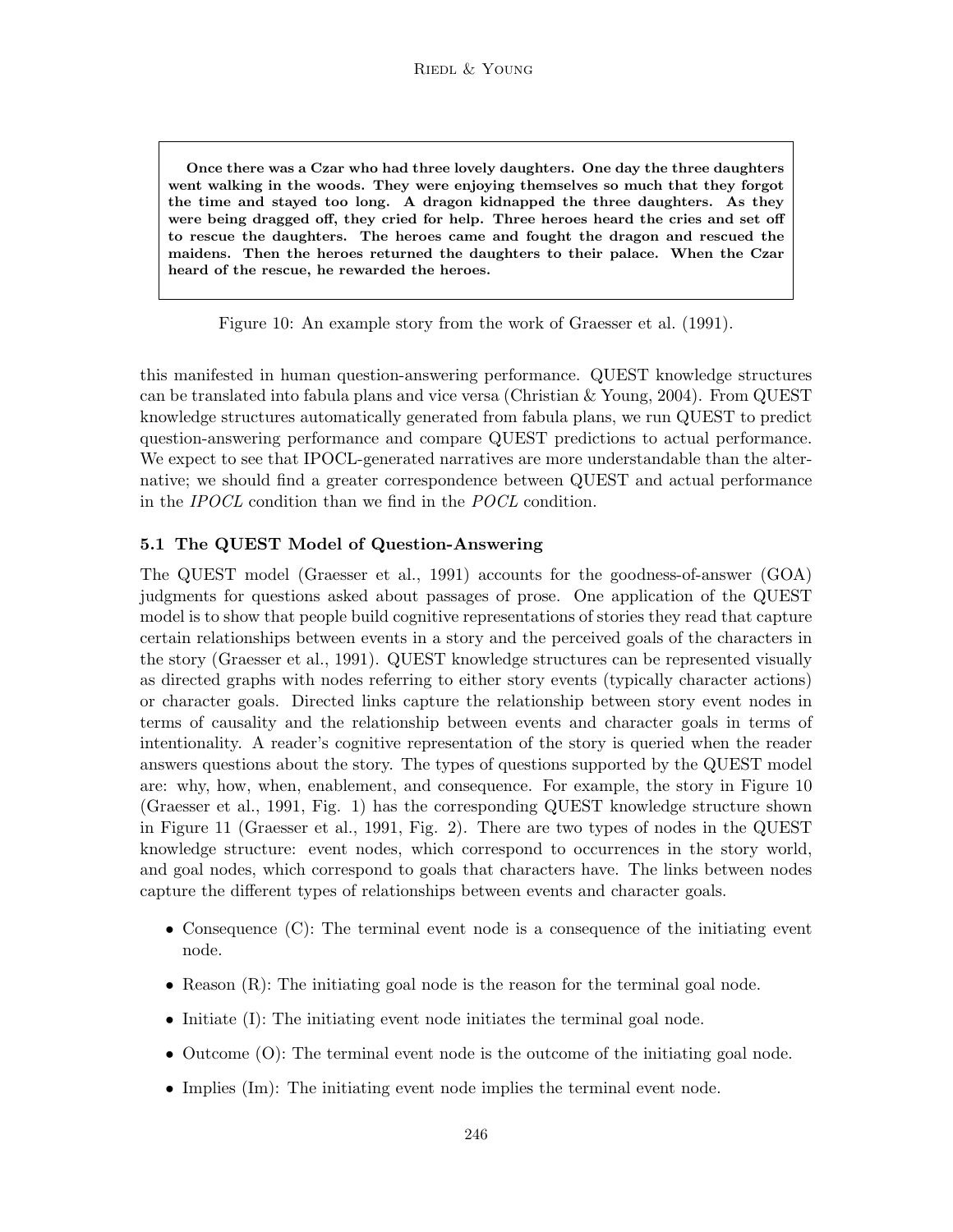**Once there was a Czar who had three lovely daughters. One day the three daughters went walking in the woods. They were enjoying themselves so much that they forgot the time and stayed too long. A dragon kidnapped the three daughters. As they were being dragged off, they cried for help. Three heroes heard the cries and set off to rescue the daughters. The heroes came and fought the dragon and rescued the maidens. Then the heroes returned the daughters to their palace. When the Czar heard of the rescue, he rewarded the heroes.**

Figure 10: An example story from the work of Graesser et al. (1991).

this manifested in human question-answering performance. QUEST knowledge structures can be translated into fabula plans and vice versa (Christian & Young, 2004). From QUEST knowledge structures automatically generated from fabula plans, we run QUEST to predict question-answering performance and compare QUEST predictions to actual performance. We expect to see that IPOCL-generated narratives are more understandable than the alternative; we should find a greater correspondence between QUEST and actual performance in the *IPOCL* condition than we find in the *POCL* condition.

### 5.1 The QUEST Model of Question-Answering

The QUEST model (Graesser et al., 1991) accounts for the goodness-of-answer (GOA) judgments for questions asked about passages of prose. One application of the QUEST model is to show that people build cognitive representations of stories they read that capture certain relationships between events in a story and the perceived goals of the characters in the story (Graesser et al., 1991). QUEST knowledge structures can be represented visually as directed graphs with nodes referring to either story events (typically character actions) or character goals. Directed links capture the relationship between story event nodes in terms of causality and the relationship between events and character goals in terms of intentionality. A reader's cognitive representation of the story is queried when the reader answers questions about the story. The types of questions supported by the QUEST model are: why, how, when, enablement, and consequence. For example, the story in Figure 10 (Graesser et al., 1991, Fig. 1) has the corresponding QUEST knowledge structure shown in Figure 11 (Graesser et al., 1991, Fig. 2). There are two types of nodes in the QUEST knowledge structure: event nodes, which correspond to occurrences in the story world, and goal nodes, which correspond to goals that characters have. The links between nodes capture the different types of relationships between events and character goals.

- Consequence (C): The terminal event node is a consequence of the initiating event node.
- Reason (R): The initiating goal node is the reason for the terminal goal node.
- Initiate (I): The initiating event node initiates the terminal goal node.
- Outcome (O): The terminal event node is the outcome of the initiating goal node.
- Implies (Im): The initiating event node implies the terminal event node.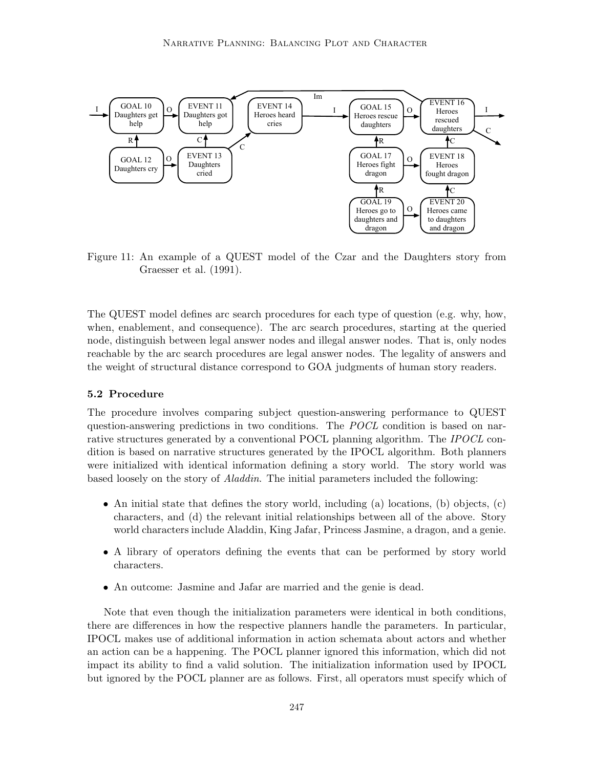Figure 11: An example of a QUEST model of the Czar and the Daughters story from Graesser et al. (1991).

The QUEST model defines arc search procedures for each type of question (e.g. why, how, when, enablement, and consequence). The arc search procedures, starting at the queried node, distinguish between legal answer nodes and illegal answer nodes. That is, only nodes reachable by the arc search procedures are legal answer nodes. The legality of answers and the weight of structural distance correspond to GOA judgments of human story readers.

### 5.2 Procedure

The procedure involves comparing subject question-answering performance to QUEST question-answering predictions in two conditions. The *POCL* condition is based on narrative structures generated by a conventional POCL planning algorithm. The *IPOCL* condition is based on narrative structures generated by the IPOCL algorithm. Both planners were initialized with identical information defining a story world. The story world was based loosely on the story of *Aladdin*. The initial parameters included the following:

- An initial state that defines the story world, including (a) locations, (b) objects, (c) characters, and (d) the relevant initial relationships between all of the above. Story world characters include Aladdin, King Jafar, Princess Jasmine, a dragon, and a genie.
- A library of operators defining the events that can be performed by story world characters.
- An outcome: Jasmine and Jafar are married and the genie is dead.

Note that even though the initialization parameters were identical in both conditions, there are differences in how the respective planners handle the parameters. In particular, IPOCL makes use of additional information in action schemata about actors and whether an action can be a happening. The POCL planner ignored this information, which did not impact its ability to find a valid solution. The initialization information used by IPOCL but ignored by the POCL planner are as follows. First, all operators must specify which of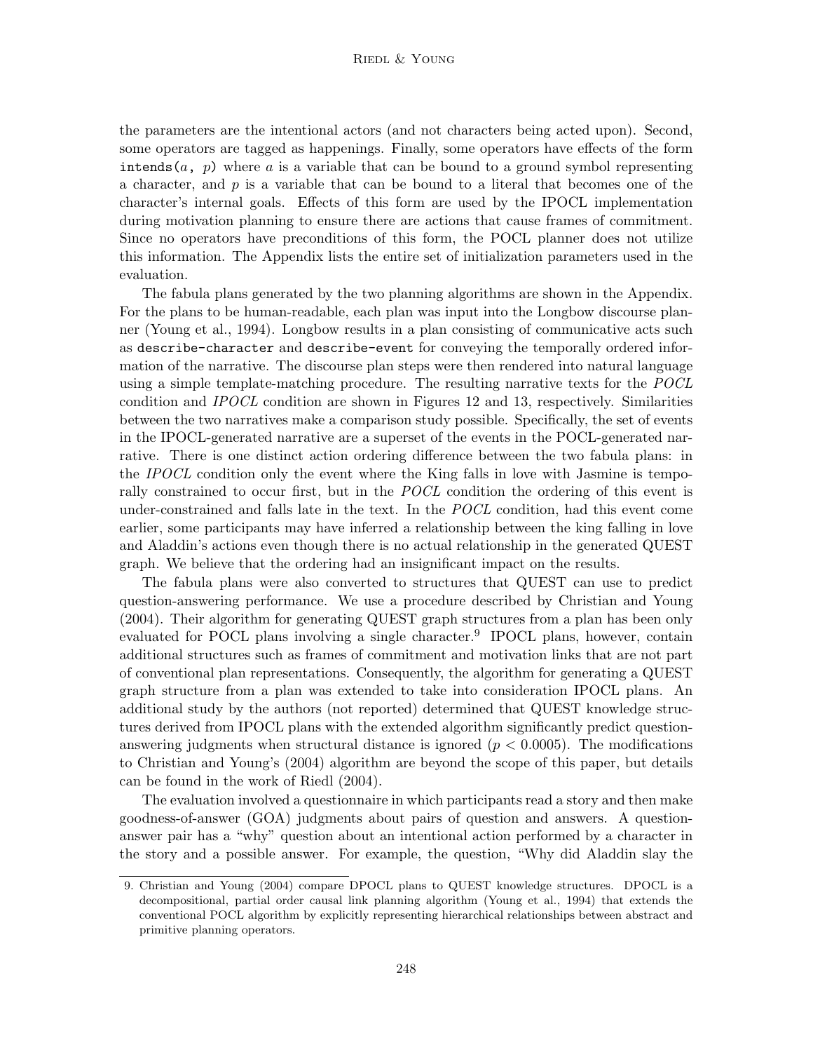the parameters are the intentional actors (and not characters being acted upon). Second, some operators are tagged as happenings. Finally, some operators have effects of the form `intends(a, p)` where $a$ is a variable that can be bound to a ground symbol representing a character, and $p$ is a variable that can be bound to a literal that becomes one of the character's internal goals. Effects of this form are used by the IPOCL implementation during motivation planning to ensure there are actions that cause frames of commitment. Since no operators have preconditions of this form, the POCL planner does not utilize this information. The Appendix lists the entire set of initialization parameters used in the evaluation.

The fabula plans generated by the two planning algorithms are shown in the Appendix. For the plans to be human-readable, each plan was input into the Longbow discourse planner (Young et al., 1994). Longbow results in a plan consisting of communicative acts such as `describe-character` and `describe-event` for conveying the temporally ordered information of the narrative. The discourse plan steps were then rendered into natural language using a simple template-matching procedure. The resulting narrative texts for the *POCL* condition and *IPOCL* condition are shown in Figures 12 and 13, respectively. Similarities between the two narratives make a comparison study possible. Specifically, the set of events in the IPOCL-generated narrative are a superset of the events in the POCL-generated narrative. There is one distinct action ordering difference between the two fabula plans: in the *IPOCL* condition only the event where the King falls in love with Jasmine is temporally constrained to occur first, but in the *POCL* condition the ordering of this event is under-constrained and falls late in the text. In the *POCL* condition, had this event come earlier, some participants may have inferred a relationship between the king falling in love and Aladdin's actions even though there is no actual relationship in the generated QUEST graph. We believe that the ordering had an insignificant impact on the results.

The fabula plans were also converted to structures that QUEST can use to predict question-answering performance. We use a procedure described by Christian and Young (2004). Their algorithm for generating QUEST graph structures from a plan has been only evaluated for POCL plans involving a single character.[9] IPOCL plans, however, contain additional structures such as frames of commitment and motivation links that are not part of conventional plan representations. Consequently, the algorithm for generating a QUEST graph structure from a plan was extended to take into consideration IPOCL plans. An additional study by the authors (not reported) determined that QUEST knowledge structures derived from IPOCL plans with the extended algorithm significantly predict question-answering judgments when structural distance is ignored ($p < 0.0005$). The modifications to Christian and Young's (2004) algorithm are beyond the scope of this paper, but details can be found in the work of Riedl (2004).

The evaluation involved a questionnaire in which participants read a story and then make goodness-of-answer (GOA) judgments about pairs of question and answers. A question-answer pair has a "why" question about an intentional action performed by a character in the story and a possible answer. For example, the question, "Why did Aladdin slay the

9. Christian and Young (2004) compare DPOCL plans to QUEST knowledge structures. DPOCL is a decompositional, partial order causal link planning algorithm (Young et al., 1994) that extends the conventional POCL algorithm by explicitly representing hierarchical relationships between abstract and primitive planning operators.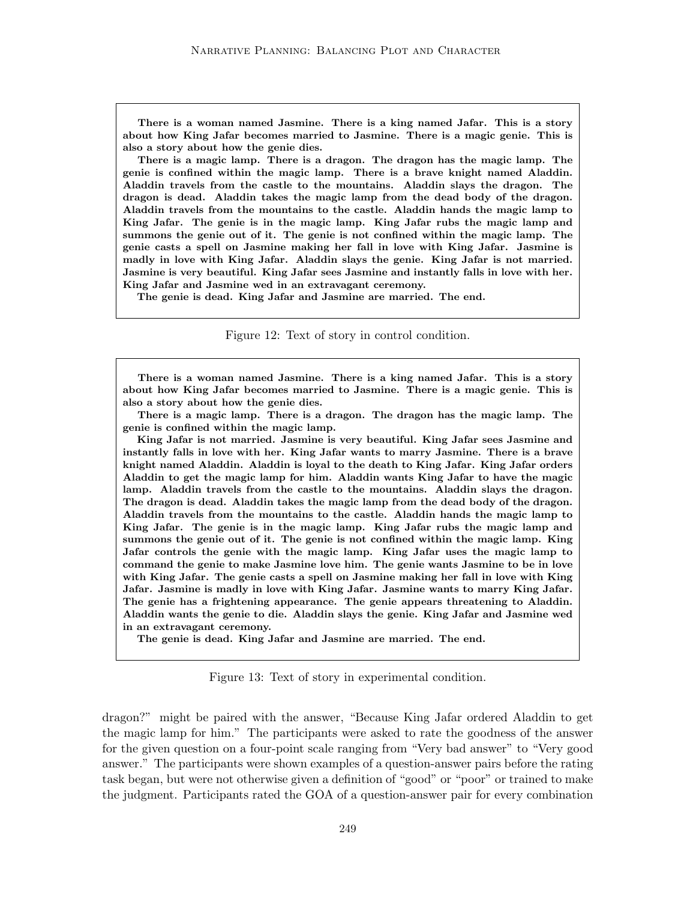> **There is a woman named Jasmine. There is a king named Jafar. This is a story about how King Jafar becomes married to Jasmine. There is a magic genie. This is also a story about how the genie dies.**
>
> **There is a magic lamp. There is a dragon. The dragon has the magic lamp. The genie is confined within the magic lamp. There is a brave knight named Aladdin. Aladdin travels from the castle to the mountains. Aladdin slays the dragon. The dragon is dead. Aladdin takes the magic lamp from the dead body of the dragon. Aladdin travels from the mountains to the castle. Aladdin hands the magic lamp to King Jafar. The genie is in the magic lamp. King Jafar rubs the magic lamp and summons the genie out of it. The genie is not confined within the magic lamp. The genie casts a spell on Jasmine making her fall in love with King Jafar. Jasmine is madly in love with King Jafar. Aladdin slays the genie. King Jafar is not married. Jasmine is very beautiful. King Jafar sees Jasmine and instantly falls in love with her. King Jafar and Jasmine wed in an extravagant ceremony.**
>
> **The genie is dead. King Jafar and Jasmine are married. The end.**

Figure 12: Text of story in control condition.

> **There is a woman named Jasmine. There is a king named Jafar. This is a story about how King Jafar becomes married to Jasmine. There is a magic genie. This is also a story about how the genie dies.**
>
> **There is a magic lamp. There is a dragon. The dragon has the magic lamp. The genie is confined within the magic lamp.**
>
> **King Jafar is not married. Jasmine is very beautiful. King Jafar sees Jasmine and instantly falls in love with her. King Jafar wants to marry Jasmine. There is a brave knight named Aladdin. Aladdin is loyal to the death to King Jafar. King Jafar orders Aladdin to get the magic lamp for him. Aladdin wants King Jafar to have the magic lamp. Aladdin travels from the castle to the mountains. Aladdin slays the dragon. The dragon is dead. Aladdin takes the magic lamp from the dead body of the dragon. Aladdin travels from the mountains to the castle. Aladdin hands the magic lamp to King Jafar. The genie is in the magic lamp. King Jafar rubs the magic lamp and summons the genie out of it. The genie is not confined within the magic lamp. King Jafar controls the genie with the magic lamp. King Jafar uses the magic lamp to command the genie to make Jasmine love him. The genie wants Jasmine to be in love with King Jafar. The genie casts a spell on Jasmine making her fall in love with King Jafar. Jasmine is madly in love with King Jafar. Jasmine wants to marry King Jafar. The genie has a frightening appearance. The genie appears threatening to Aladdin. Aladdin wants the genie to die. Aladdin slays the genie. King Jafar and Jasmine wed in an extravagant ceremony.**
>
> **The genie is dead. King Jafar and Jasmine are married. The end.**

Figure 13: Text of story in experimental condition.

dragon?" might be paired with the answer, "Because King Jafar ordered Aladdin to get the magic lamp for him." The participants were asked to rate the goodness of the answer for the given question on a four-point scale ranging from "Very bad answer" to "Very good answer." The participants were shown examples of a question-answer pairs before the rating task began, but were not otherwise given a definition of "good" or "poor" or trained to make the judgment. Participants rated the GOA of a question-answer pair for every combination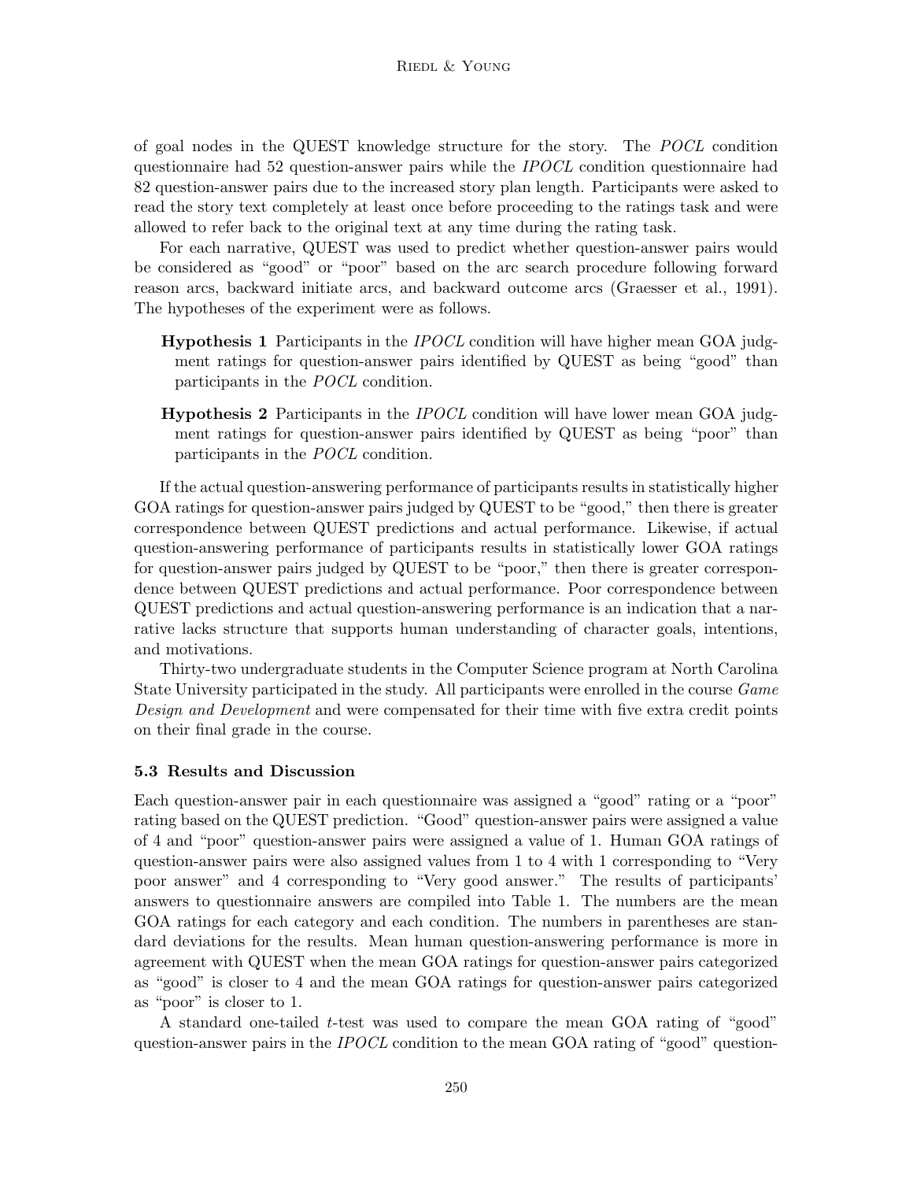of goal nodes in the QUEST knowledge structure for the story. The *POCL* condition questionnaire had 52 question-answer pairs while the *IPOCL* condition questionnaire had 82 question-answer pairs due to the increased story plan length. Participants were asked to read the story text completely at least once before proceeding to the ratings task and were allowed to refer back to the original text at any time during the rating task.

For each narrative, QUEST was used to predict whether question-answer pairs would be considered as "good" or "poor" based on the arc search procedure following forward reason arcs, backward initiate arcs, and backward outcome arcs (Graesser et al., 1991). The hypotheses of the experiment were as follows.

**Hypothesis 1** Participants in the *IPOCL* condition will have higher mean GOA judgment ratings for question-answer pairs identified by QUEST as being "good" than participants in the *POCL* condition.

**Hypothesis 2** Participants in the *IPOCL* condition will have lower mean GOA judgment ratings for question-answer pairs identified by QUEST as being "poor" than participants in the *POCL* condition.

If the actual question-answering performance of participants results in statistically higher GOA ratings for question-answer pairs judged by QUEST to be "good," then there is greater correspondence between QUEST predictions and actual performance. Likewise, if actual question-answering performance of participants results in statistically lower GOA ratings for question-answer pairs judged by QUEST to be "poor," then there is greater correspondence between QUEST predictions and actual performance. Poor correspondence between QUEST predictions and actual question-answering performance is an indication that a narrative lacks structure that supports human understanding of character goals, intentions, and motivations.

Thirty-two undergraduate students in the Computer Science program at North Carolina State University participated in the study. All participants were enrolled in the course *Game Design and Development* and were compensated for their time with five extra credit points on their final grade in the course.

### 5.3 Results and Discussion

Each question-answer pair in each questionnaire was assigned a "good" rating or a "poor" rating based on the QUEST prediction. "Good" question-answer pairs were assigned a value of 4 and "poor" question-answer pairs were assigned a value of 1. Human GOA ratings of question-answer pairs were also assigned values from 1 to 4 with 1 corresponding to "Very poor answer" and 4 corresponding to "Very good answer." The results of participants' answers to questionnaire answers are compiled into Table 1. The numbers are the mean GOA ratings for each category and each condition. The numbers in parentheses are standard deviations for the results. Mean human question-answering performance is more in agreement with QUEST when the mean GOA ratings for question-answer pairs categorized as "good" is closer to 4 and the mean GOA ratings for question-answer pairs categorized as "poor" is closer to 1.

A standard one-tailed $t$-test was used to compare the mean GOA rating of "good" question-answer pairs in the *IPOCL* condition to the mean GOA rating of "good" question-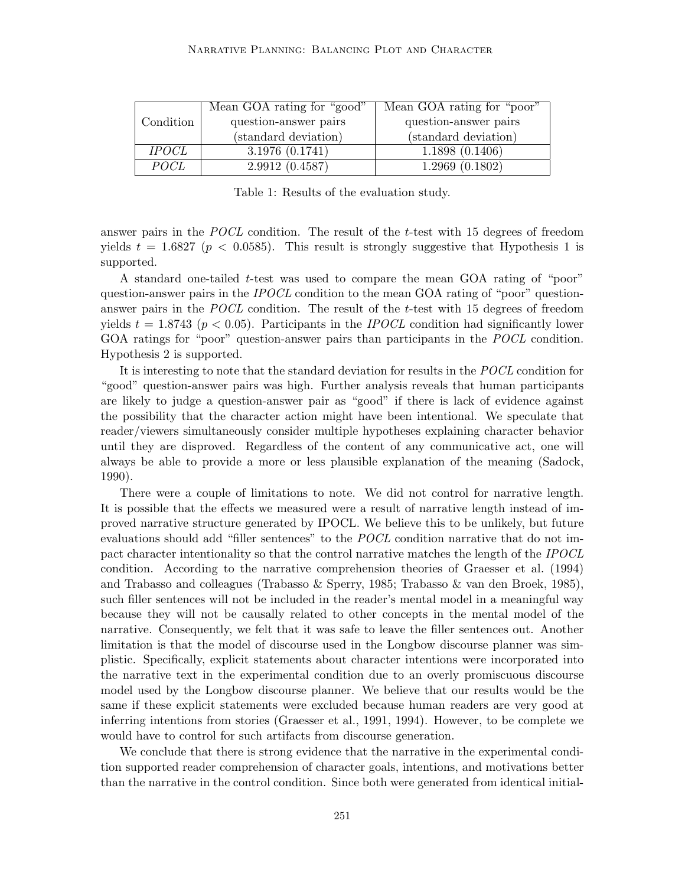| Condition | Mean GOA rating for "good" question-answer pairs (standard deviation) | Mean GOA rating for "poor" question-answer pairs (standard deviation) |
|---|---|---|
| *IPOCL* | 3.1976 (0.1741) | 1.1898 (0.1406) |
| *POCL* | 2.9912 (0.4587) | 1.2969 (0.1802) |

Table 1: Results of the evaluation study.

answer pairs in the *POCL* condition. The result of the $t$-test with 15 degrees of freedom yields $t = 1.6827$ ($p < 0.0585$). This result is strongly suggestive that Hypothesis 1 is supported.

A standard one-tailed $t$-test was used to compare the mean GOA rating of "poor" question-answer pairs in the *IPOCL* condition to the mean GOA rating of "poor" question-answer pairs in the *POCL* condition. The result of the $t$-test with 15 degrees of freedom yields $t = 1.8743$ ($p < 0.05$). Participants in the *IPOCL* condition had significantly lower GOA ratings for "poor" question-answer pairs than participants in the *POCL* condition. Hypothesis 2 is supported.

It is interesting to note that the standard deviation for results in the *POCL* condition for "good" question-answer pairs was high. Further analysis reveals that human participants are likely to judge a question-answer pair as "good" if there is lack of evidence against the possibility that the character action might have been intentional. We speculate that reader/viewers simultaneously consider multiple hypotheses explaining character behavior until they are disproved. Regardless of the content of any communicative act, one will always be able to provide a more or less plausible explanation of the meaning (Sadock, 1990).

There were a couple of limitations to note. We did not control for narrative length. It is possible that the effects we measured were a result of narrative length instead of improved narrative structure generated by IPOCL. We believe this to be unlikely, but future evaluations should add "filler sentences" to the *POCL* condition narrative that do not impact character intentionality so that the control narrative matches the length of the *IPOCL* condition. According to the narrative comprehension theories of Graesser et al. (1994) and Trabasso and colleagues (Trabasso & Sperry, 1985; Trabasso & van den Broek, 1985), such filler sentences will not be included in the reader's mental model in a meaningful way because they will not be causally related to other concepts in the mental model of the narrative. Consequently, we felt that it was safe to leave the filler sentences out. Another limitation is that the model of discourse used in the Longbow discourse planner was simplistic. Specifically, explicit statements about character intentions were incorporated into the narrative text in the experimental condition due to an overly promiscuous discourse model used by the Longbow discourse planner. We believe that our results would be the same if these explicit statements were excluded because human readers are very good at inferring intentions from stories (Graesser et al., 1991, 1994). However, to be complete we would have to control for such artifacts from discourse generation.

We conclude that there is strong evidence that the narrative in the experimental condition supported reader comprehension of character goals, intentions, and motivations better than the narrative in the control condition. Since both were generated from identical initial-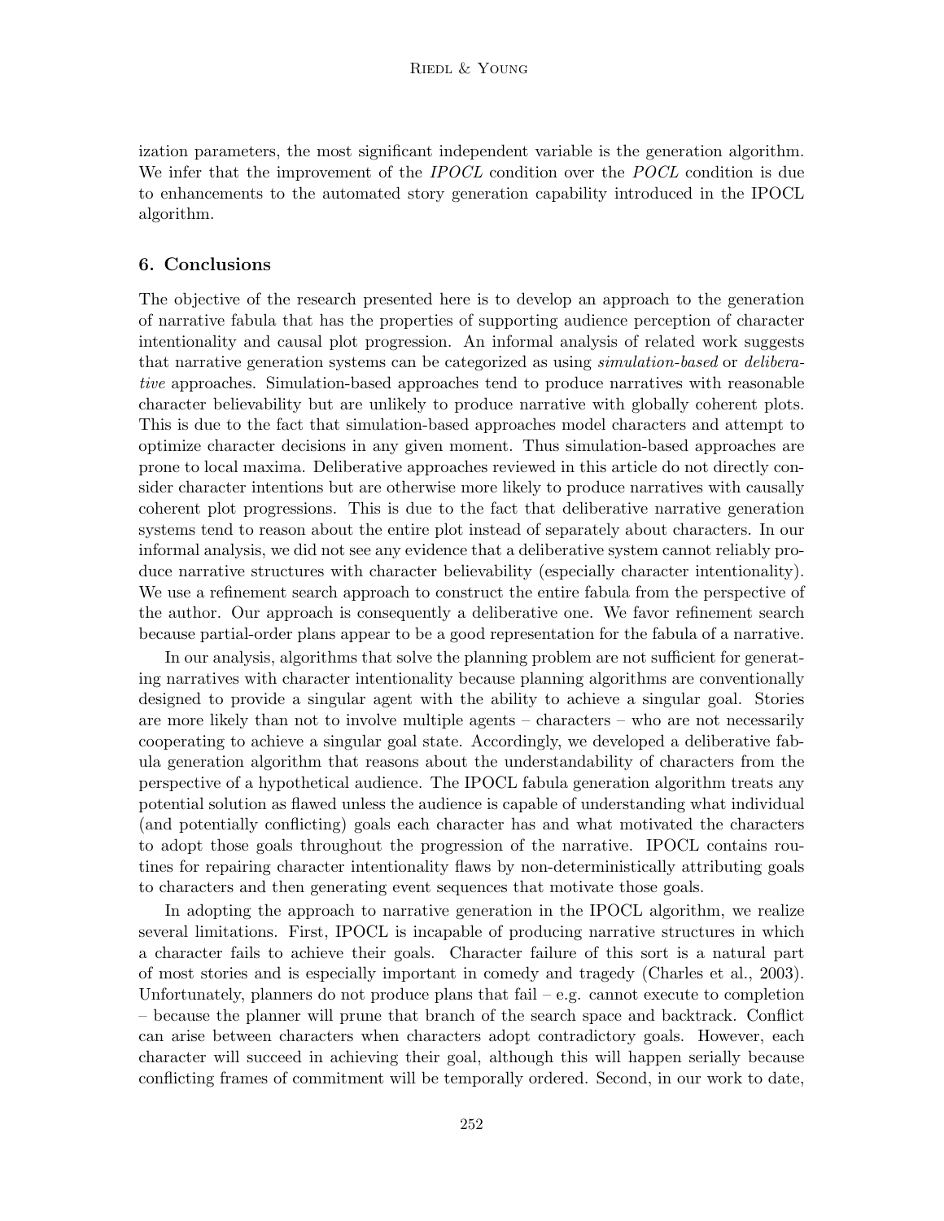ization parameters, the most significant independent variable is the generation algorithm. We infer that the improvement of the *IPOCL* condition over the *POCL* condition is due to enhancements to the automated story generation capability introduced in the IPOCL algorithm.

## 6. Conclusions

The objective of the research presented here is to develop an approach to the generation of narrative fabula that has the properties of supporting audience perception of character intentionality and causal plot progression. An informal analysis of related work suggests that narrative generation systems can be categorized as using *simulation-based* or *deliberative* approaches. Simulation-based approaches tend to produce narratives with reasonable character believability but are unlikely to produce narrative with globally coherent plots. This is due to the fact that simulation-based approaches model characters and attempt to optimize character decisions in any given moment. Thus simulation-based approaches are prone to local maxima. Deliberative approaches reviewed in this article do not directly consider character intentions but are otherwise more likely to produce narratives with causally coherent plot progressions. This is due to the fact that deliberative narrative generation systems tend to reason about the entire plot instead of separately about characters. In our informal analysis, we did not see any evidence that a deliberative system cannot reliably produce narrative structures with character believability (especially character intentionality). We use a refinement search approach to construct the entire fabula from the perspective of the author. Our approach is consequently a deliberative one. We favor refinement search because partial-order plans appear to be a good representation for the fabula of a narrative.

In our analysis, algorithms that solve the planning problem are not sufficient for generating narratives with character intentionality because planning algorithms are conventionally designed to provide a singular agent with the ability to achieve a singular goal. Stories are more likely than not to involve multiple agents – characters – who are not necessarily cooperating to achieve a singular goal state. Accordingly, we developed a deliberative fabula generation algorithm that reasons about the understandability of characters from the perspective of a hypothetical audience. The IPOCL fabula generation algorithm treats any potential solution as flawed unless the audience is capable of understanding what individual (and potentially conflicting) goals each character has and what motivated the characters to adopt those goals throughout the progression of the narrative. IPOCL contains routines for repairing character intentionality flaws by non-deterministically attributing goals to characters and then generating event sequences that motivate those goals.

In adopting the approach to narrative generation in the IPOCL algorithm, we realize several limitations. First, IPOCL is incapable of producing narrative structures in which a character fails to achieve their goals. Character failure of this sort is a natural part of most stories and is especially important in comedy and tragedy (Charles et al., 2003). Unfortunately, planners do not produce plans that fail – e.g. cannot execute to completion – because the planner will prune that branch of the search space and backtrack. Conflict can arise between characters when characters adopt contradictory goals. However, each character will succeed in achieving their goal, although this will happen serially because conflicting frames of commitment will be temporally ordered. Second, in our work to date,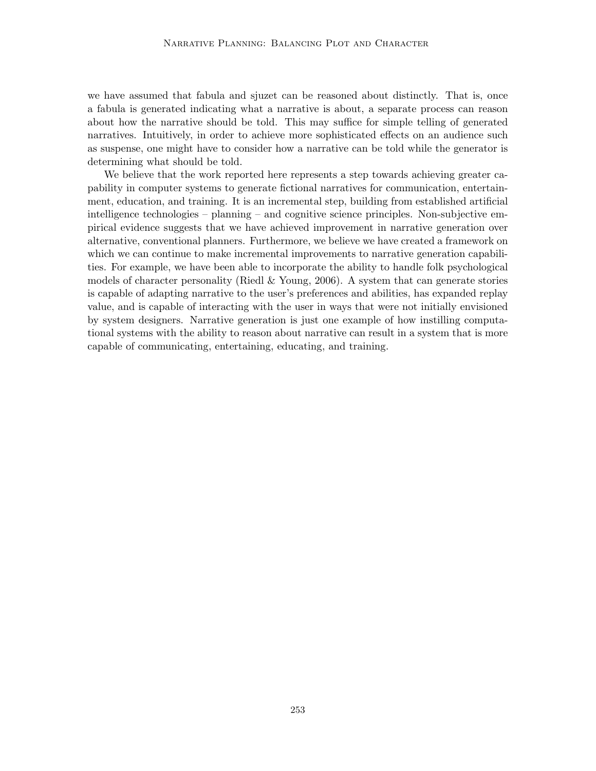we have assumed that fabula and sjuzet can be reasoned about distinctly. That is, once a fabula is generated indicating what a narrative is about, a separate process can reason about how the narrative should be told. This may suffice for simple telling of generated narratives. Intuitively, in order to achieve more sophisticated effects on an audience such as suspense, one might have to consider how a narrative can be told while the generator is determining what should be told.

We believe that the work reported here represents a step towards achieving greater capability in computer systems to generate fictional narratives for communication, entertainment, education, and training. It is an incremental step, building from established artificial intelligence technologies – planning – and cognitive science principles. Non-subjective empirical evidence suggests that we have achieved improvement in narrative generation over alternative, conventional planners. Furthermore, we believe we have created a framework on which we can continue to make incremental improvements to narrative generation capabilities. For example, we have been able to incorporate the ability to handle folk psychological models of character personality (Riedl & Young, 2006). A system that can generate stories is capable of adapting narrative to the user's preferences and abilities, has expanded replay value, and is capable of interacting with the user in ways that were not initially envisioned by system designers. Narrative generation is just one example of how instilling computational systems with the ability to reason about narrative can result in a system that is more capable of communicating, entertaining, educating, and training.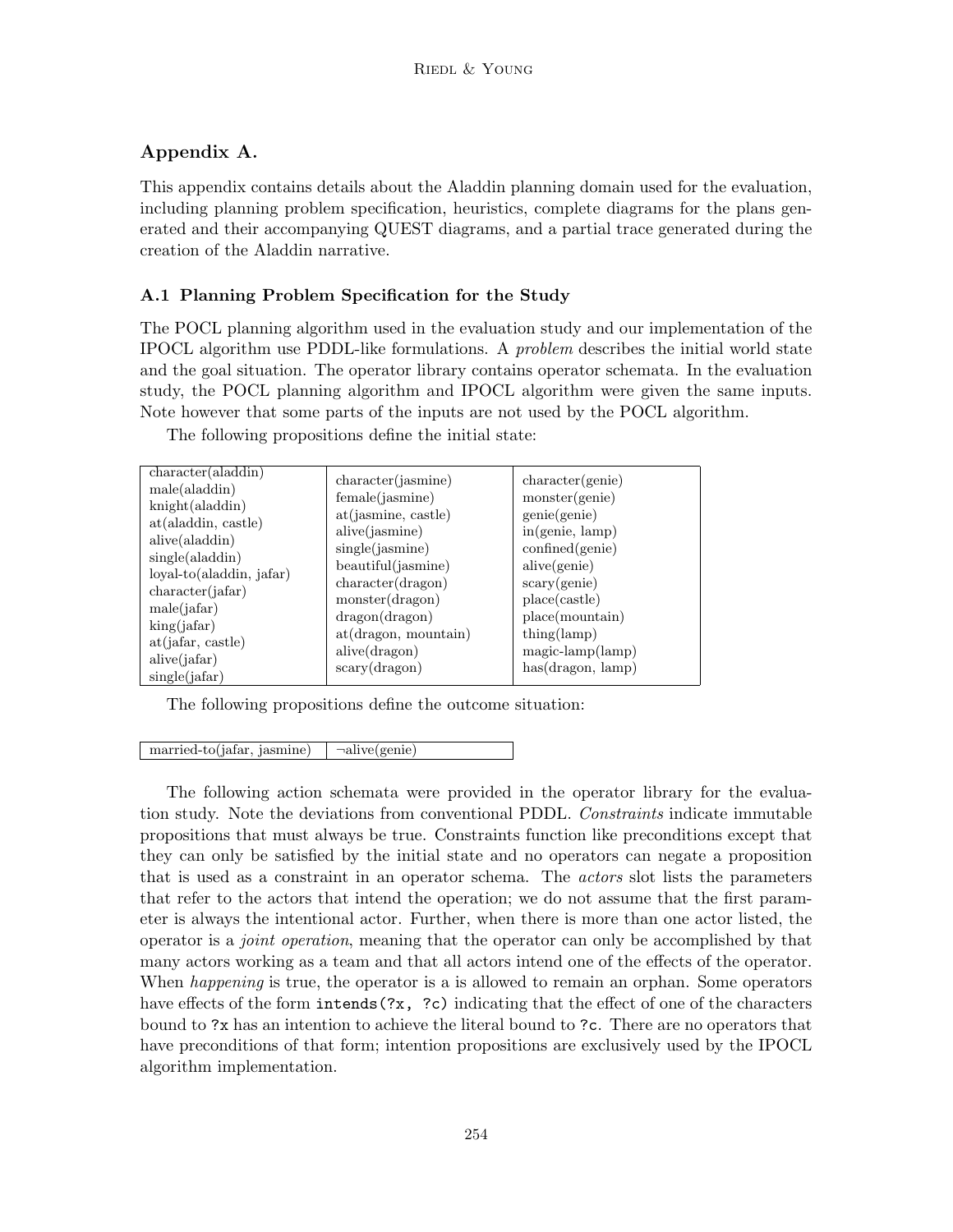## Appendix A.

This appendix contains details about the Aladdin planning domain used for the evaluation, including planning problem specification, heuristics, complete diagrams for the plans generated and their accompanying QUEST diagrams, and a partial trace generated during the creation of the Aladdin narrative.

### A.1 Planning Problem Specification for the Study

The POCL planning algorithm used in the evaluation study and our implementation of the IPOCL algorithm use PDDL-like formulations. A *problem* describes the initial world state and the goal situation. The operator library contains operator schemata. In the evaluation study, the POCL planning algorithm and IPOCL algorithm were given the same inputs. Note however that some parts of the inputs are not used by the POCL algorithm.

The following propositions define the initial state:

| | | |
|---|---|---|
| character(aladdin)<br>male(aladdin)<br>knight(aladdin)<br>at(aladdin, castle)<br>alive(aladdin)<br>single(aladdin)<br>loyal-to(aladdin, jafar)<br>character(jafar)<br>male(jafar)<br>king(jafar)<br>at(jafar, castle)<br>alive(jafar)<br>single(jafar) | character(jasmine)<br>female(jasmine)<br>at(jasmine, castle)<br>alive(jasmine)<br>single(jasmine)<br>beautiful(jasmine)<br>character(dragon)<br>monster(dragon)<br>dragon(dragon)<br>at(dragon, mountain)<br>alive(dragon)<br>scary(dragon) | character(genie)<br>monster(genie)<br>genie(genie)<br>in(genie, lamp)<br>confined(genie)<br>alive(genie)<br>scary(genie)<br>place(castle)<br>place(mountain)<br>thing(lamp)<br>magic-lamp(lamp)<br>has(dragon, lamp) |

The following propositions define the outcome situation:

| | |
|---|---|
| married-to(jafar, jasmine) | ¬alive(genie) |

The following action schemata were provided in the operator library for the evaluation study. Note the deviations from conventional PDDL. *Constraints* indicate immutable propositions that must always be true. Constraints function like preconditions except that they can only be satisfied by the initial state and no operators can negate a proposition that is used as a constraint in an operator schema. The *actors* slot lists the parameters that refer to the actors that intend the operation; we do not assume that the first parameter is always the intentional actor. Further, when there is more than one actor listed, the operator is a *joint operation*, meaning that the operator can only be accomplished by that many actors working as a team and that all actors intend one of the effects of the operator. When *happening* is true, the operator is a is allowed to remain an orphan. Some operators have effects of the form `intends(?x, ?c)` indicating that the effect of one of the characters bound to `?x` has an intention to achieve the literal bound to `?c`. There are no operators that have preconditions of that form; intention propositions are exclusively used by the IPOCL algorithm implementation.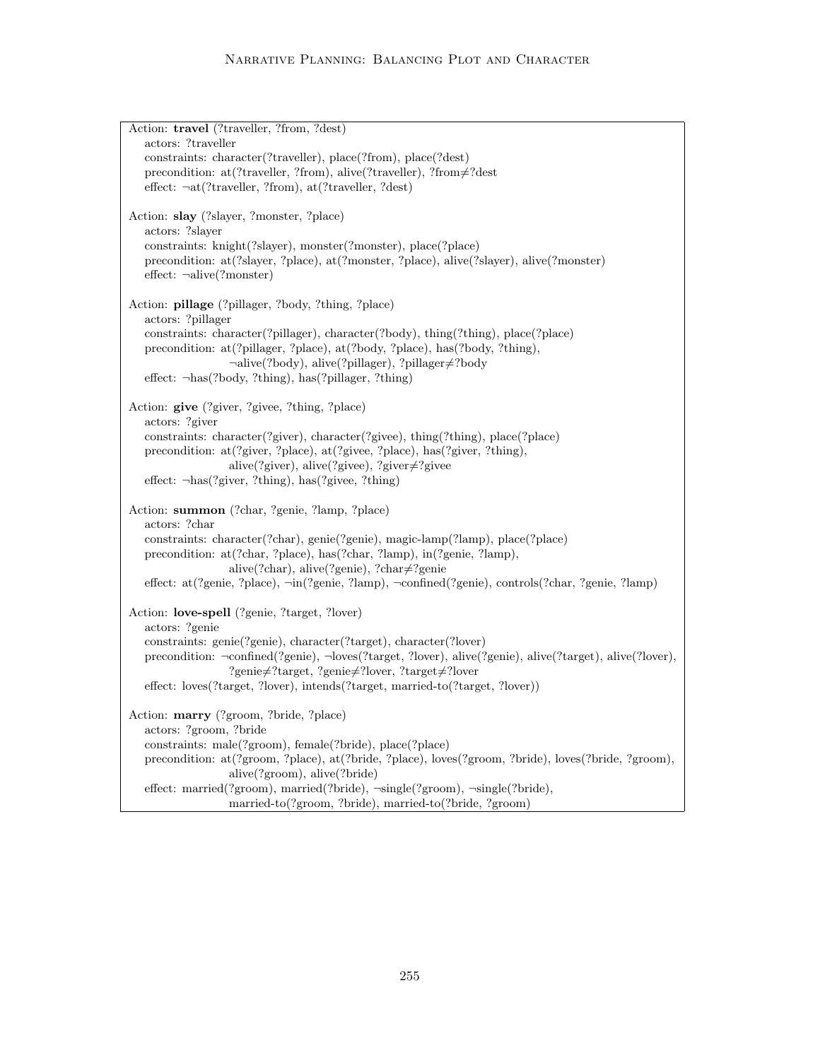Action: **travel** (?traveller, ?from, ?dest)
actors: ?traveller
constraints: character(?traveller), place(?from), place(?dest)
precondition: at(?traveller, ?from), alive(?traveller), ?from≠?dest
effect: ¬at(?traveller, ?from), at(?traveller, ?dest)

Action: **slay** (?slayer, ?monster, ?place)
actors: ?slayer
constraints: knight(?slayer), monster(?monster), place(?place)
precondition: at(?slayer, ?place), at(?monster, ?place), alive(?slayer), alive(?monster)
effect: ¬alive(?monster)

Action: **pillage** (?pillager, ?body, ?thing, ?place)
actors: ?pillager
constraints: character(?pillager), character(?body), thing(?thing), place(?place)
precondition: at(?pillager, ?place), at(?body, ?place), has(?body, ?thing),
¬alive(?body), alive(?pillager), ?pillager≠?body
effect: ¬has(?body, ?thing), has(?pillager, ?thing)

Action: **give** (?giver, ?givee, ?thing, ?place)
actors: ?giver
constraints: character(?giver), character(?givee), thing(?thing), place(?place)
precondition: at(?giver, ?place), at(?givee, ?place), has(?giver, ?thing),
alive(?giver), alive(?givee), ?giver≠?givee
effect: ¬has(?giver, ?thing), has(?givee, ?thing)

Action: **summon** (?char, ?genie, ?lamp, ?place)
actors: ?char
constraints: character(?char), genie(?genie), magic-lamp(?lamp), place(?place)
precondition: at(?char, ?place), has(?char, ?lamp), in(?genie, ?lamp),
alive(?char), alive(?genie), ?char≠?genie
effect: at(?genie, ?place), ¬in(?genie, ?lamp), ¬confined(?genie), controls(?char, ?genie, ?lamp)

Action: **love-spell** (?genie, ?target, ?lover)
actors: ?genie
constraints: genie(?genie), character(?target), character(?lover)
precondition: ¬confined(?genie), ¬loves(?target, ?lover), alive(?genie), alive(?target), alive(?lover),
?genie≠?target, ?genie≠?lover, ?target≠?lover
effect: loves(?target, ?lover), intends(?target, married-to(?target, ?lover))

Action: **marry** (?groom, ?bride, ?place)
actors: ?groom, ?bride
constraints: male(?groom), female(?bride), place(?place)
precondition: at(?groom, ?place), at(?bride, ?place), loves(?groom, ?bride), loves(?bride, ?groom),
alive(?groom), alive(?bride)
effect: married(?groom), married(?bride), ¬single(?groom), ¬single(?bride),
married-to(?groom, ?bride), married-to(?bride, ?groom)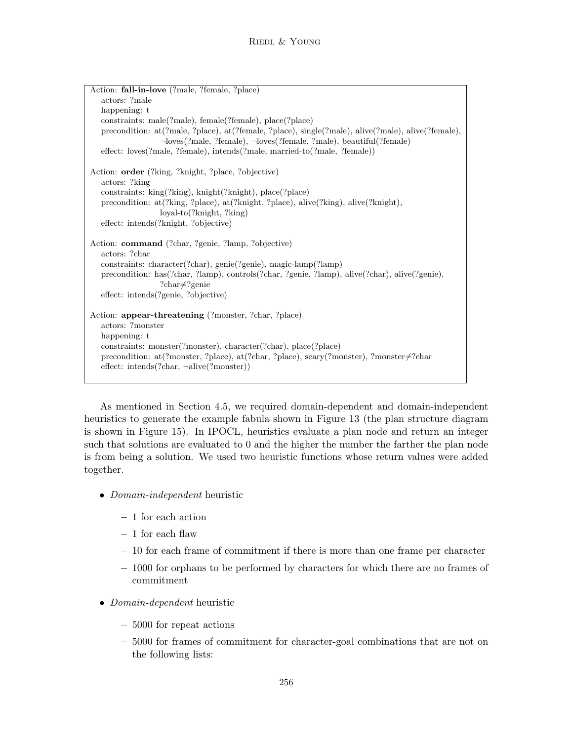```
Action: fall-in-love (?male, ?female, ?place)
    actors: ?male
    happening: t
    constraints: male(?male), female(?female), place(?place)
    precondition: at(?male, ?place), at(?female, ?place), single(?male), alive(?male), alive(?female),
                  ¬loves(?male, ?female), ¬loves(?female, ?male), beautiful(?female)
    effect: loves(?male, ?female), intends(?male, married-to(?male, ?female))

Action: order (?king, ?knight, ?place, ?objective)
    actors: ?king
    constraints: king(?king), knight(?knight), place(?place)
    precondition: at(?king, ?place), at(?knight, ?place), alive(?king), alive(?knight),
                  loyal-to(?knight, ?king)
    effect: intends(?knight, ?objective)

Action: command (?char, ?genie, ?lamp, ?objective)
    actors: ?char
    constraints: character(?char), genie(?genie), magic-lamp(?lamp)
    precondition: has(?char, ?lamp), controls(?char, ?genie, ?lamp), alive(?char), alive(?genie),
                  ?char≠?genie
    effect: intends(?genie, ?objective)

Action: appear-threatening (?monster, ?char, ?place)
    actors: ?monster
    happening: t
    constraints: monster(?monster), character(?char), place(?place)
    precondition: at(?monster, ?place), at(?char, ?place), scary(?monster), ?monster≠?char
    effect: intends(?char, ¬alive(?monster))
```

As mentioned in Section 4.5, we required domain-dependent and domain-independent heuristics to generate the example fabula shown in Figure 13 (the plan structure diagram is shown in Figure 15). In IPOCL, heuristics evaluate a plan node and return an integer such that solutions are evaluated to 0 and the higher the number the farther the plan node is from being a solution. We used two heuristic functions whose return values were added together.

- *Domain-independent* heuristic
  - 1 for each action
  - 1 for each flaw
  - 10 for each frame of commitment if there is more than one frame per character
  - 1000 for orphans to be performed by characters for which there are no frames of commitment
- *Domain-dependent* heuristic
  - 5000 for repeat actions
  - 5000 for frames of commitment for character-goal combinations that are not on the following lists: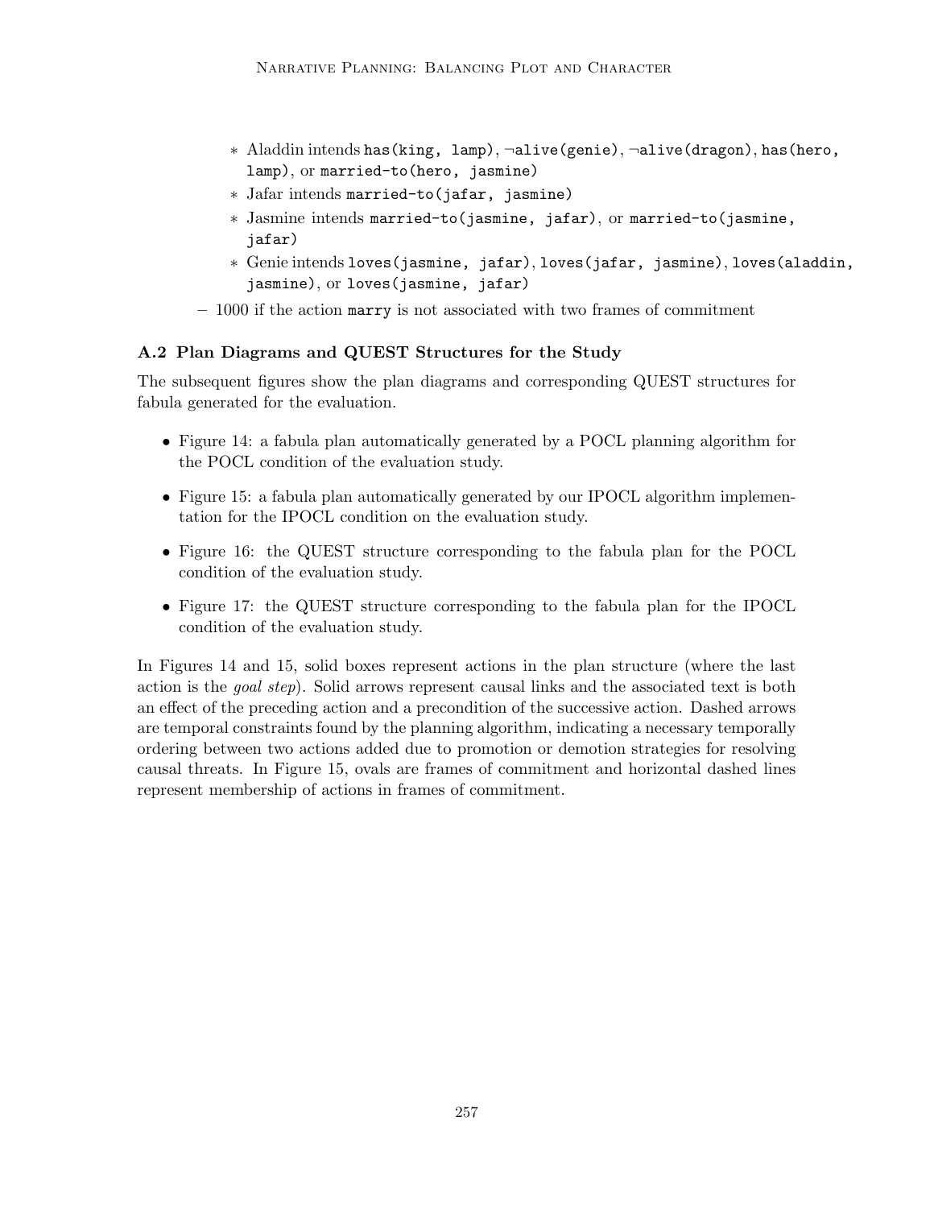* Aladdin intends `has(king, lamp)`, `¬alive(genie)`, `¬alive(dragon)`, `has(hero, lamp)`, or `married-to(hero, jasmine)`
    * Jafar intends `married-to(jafar, jasmine)`
    * Jasmine intends `married-to(jasmine, jafar)`, or `married-to(jasmine, jafar)`
    * Genie intends `loves(jasmine, jafar)`, `loves(jafar, jasmine)`, `loves(aladdin, jasmine)`, or `loves(jasmine, jafar)`
  - 1000 if the action `marry` is not associated with two frames of commitment

### A.2 Plan Diagrams and QUEST Structures for the Study

The subsequent figures show the plan diagrams and corresponding QUEST structures for fabula generated for the evaluation.

- Figure 14: a fabula plan automatically generated by a POCL planning algorithm for the POCL condition of the evaluation study.
- Figure 15: a fabula plan automatically generated by our IPOCL algorithm implementation for the IPOCL condition on the evaluation study.
- Figure 16: the QUEST structure corresponding to the fabula plan for the POCL condition of the evaluation study.
- Figure 17: the QUEST structure corresponding to the fabula plan for the IPOCL condition of the evaluation study.

In Figures 14 and 15, solid boxes represent actions in the plan structure (where the last action is the *goal step*). Solid arrows represent causal links and the associated text is both an effect of the preceding action and a precondition of the successive action. Dashed arrows are temporal constraints found by the planning algorithm, indicating a necessary temporally ordering between two actions added due to promotion or demotion strategies for resolving causal threats. In Figure 15, ovals are frames of commitment and horizontal dashed lines represent membership of actions in frames of commitment.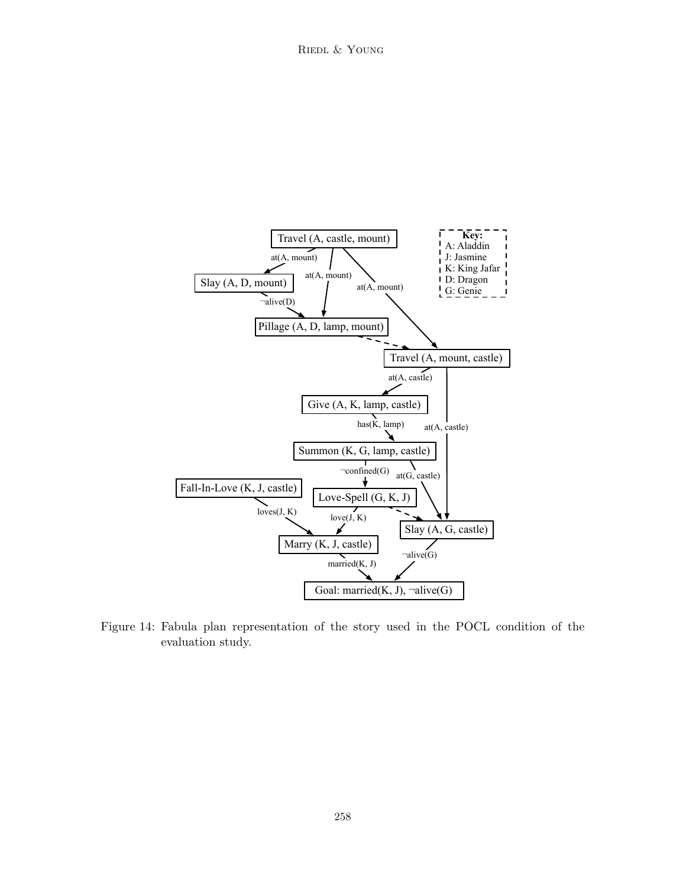Figure 14: Fabula plan representation of the story used in the POCL condition of the evaluation study.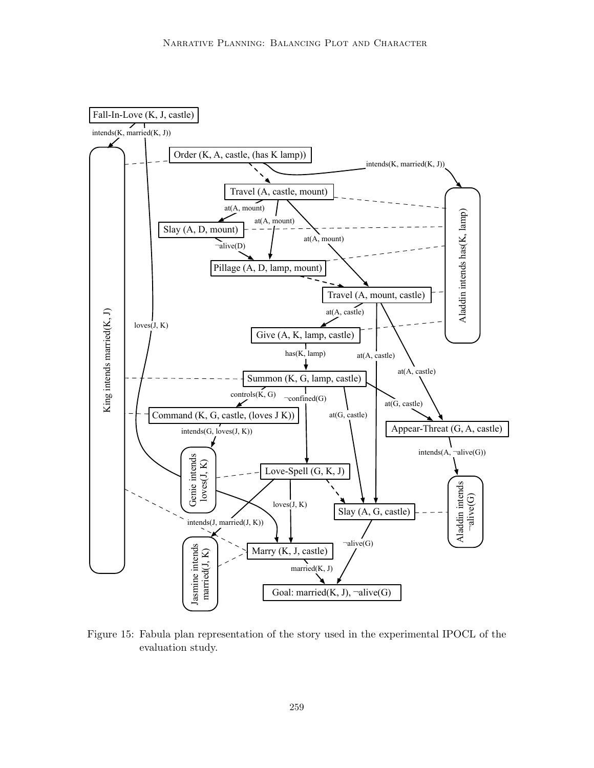Figure 15: Fabula plan representation of the story used in the experimental IPOCL of the evaluation study.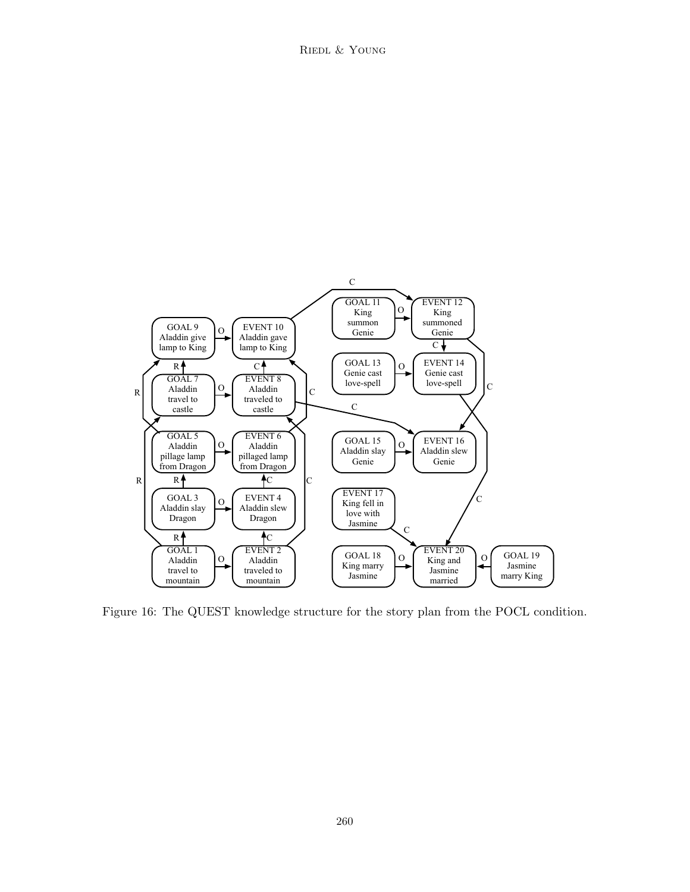Figure 16: The QUEST knowledge structure for the story plan from the POCL condition.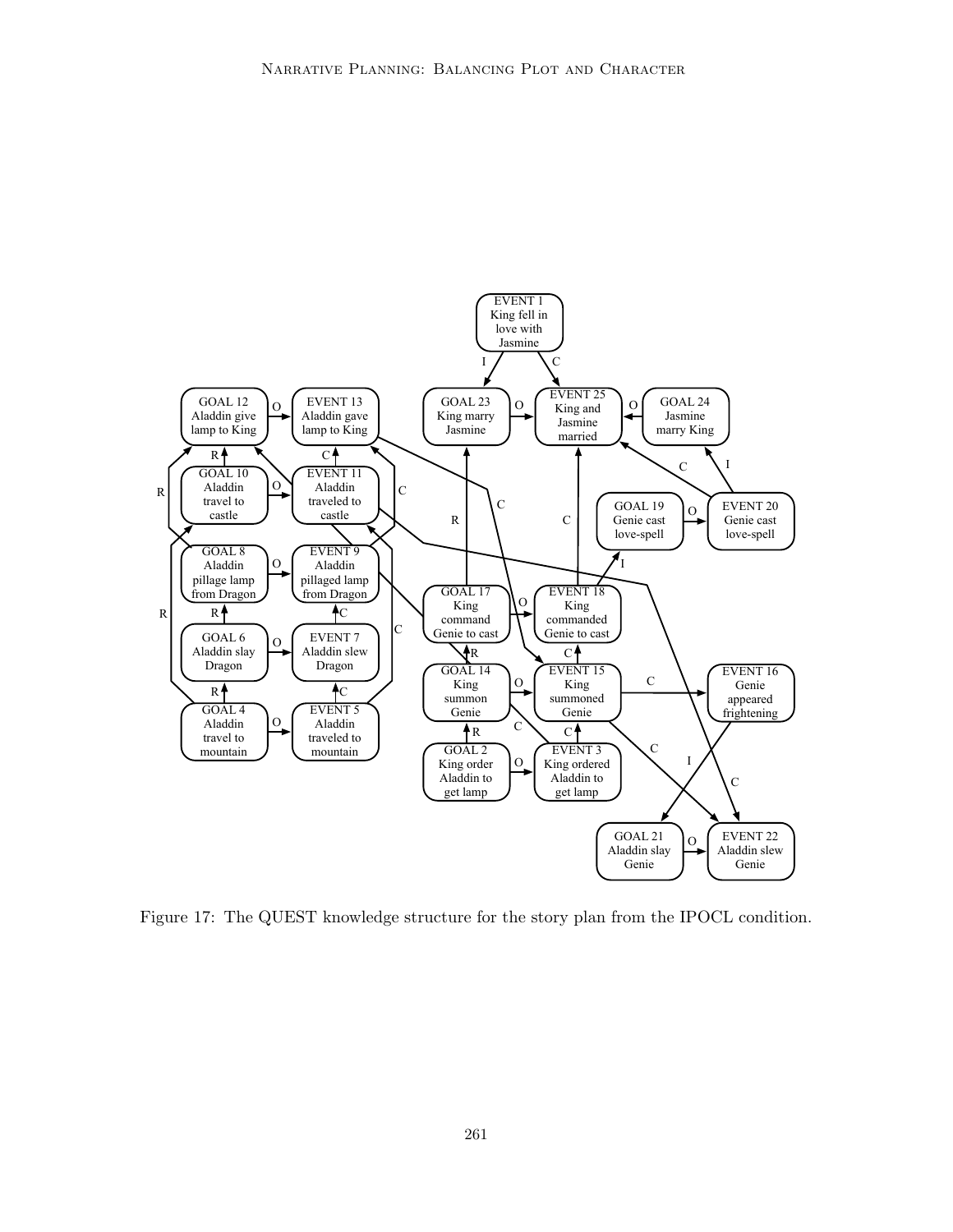Figure 17: The QUEST knowledge structure for the story plan from the IPOCL condition.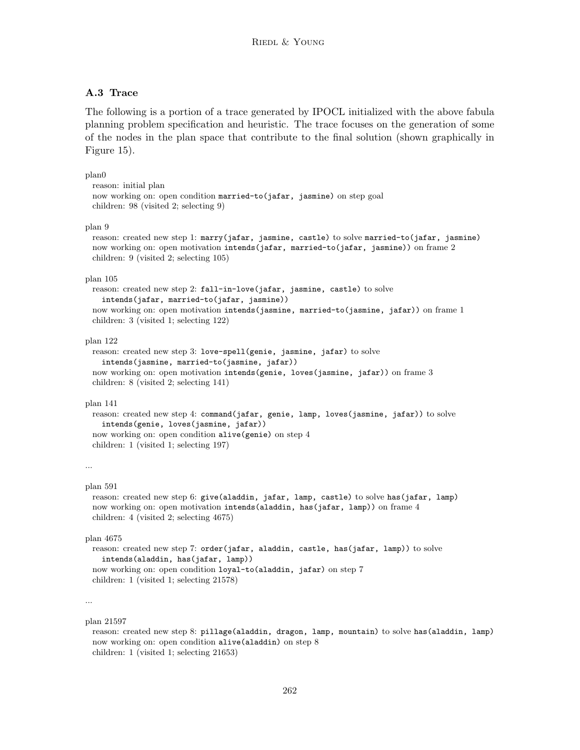### A.3 Trace

The following is a portion of a trace generated by IPOCL initialized with the above fabula planning problem specification and heuristic. The trace focuses on the generation of some of the nodes in the plan space that contribute to the final solution (shown graphically in Figure 15).

plan0
  reason: initial plan
  now working on: open condition `married-to(jafar, jasmine)` on step goal
  children: 98 (visited 2; selecting 9)

plan 9
  reason: created new step 1: `marry(jafar, jasmine, castle)` to solve `married-to(jafar, jasmine)`
  now working on: open motivation `intends(jafar, married-to(jafar, jasmine))` on frame 2
  children: 9 (visited 2; selecting 105)

plan 105
  reason: created new step 2: `fall-in-love(jafar, jasmine, castle)` to solve
    `intends(jafar, married-to(jafar, jasmine))`
  now working on: open motivation `intends(jasmine, married-to(jasmine, jafar))` on frame 1
  children: 3 (visited 1; selecting 122)

plan 122
  reason: created new step 3: `love-spell(genie, jasmine, jafar)` to solve
    `intends(jasmine, married-to(jasmine, jafar))`
  now working on: open motivation `intends(genie, loves(jasmine, jafar))` on frame 3
  children: 8 (visited 2; selecting 141)

plan 141
  reason: created new step 4: `command(jafar, genie, lamp, loves(jasmine, jafar))` to solve
    `intends(genie, loves(jasmine, jafar))`
  now working on: open condition `alive(genie)` on step 4
  children: 1 (visited 1; selecting 197)

...

plan 591
  reason: created new step 6: `give(aladdin, jafar, lamp, castle)` to solve `has(jafar, lamp)`
  now working on: open motivation `intends(aladdin, has(jafar, lamp))` on frame 4
  children: 4 (visited 2; selecting 4675)

plan 4675
  reason: created new step 7: `order(jafar, aladdin, castle, has(jafar, lamp))` to solve
    `intends(aladdin, has(jafar, lamp))`
  now working on: open condition `loyal-to(aladdin, jafar)` on step 7
  children: 1 (visited 1; selecting 21578)

...

plan 21597
  reason: created new step 8: `pillage(aladdin, dragon, lamp, mountain)` to solve `has(aladdin, lamp)`
  now working on: open condition `alive(aladdin)` on step 8
  children: 1 (visited 1; selecting 21653)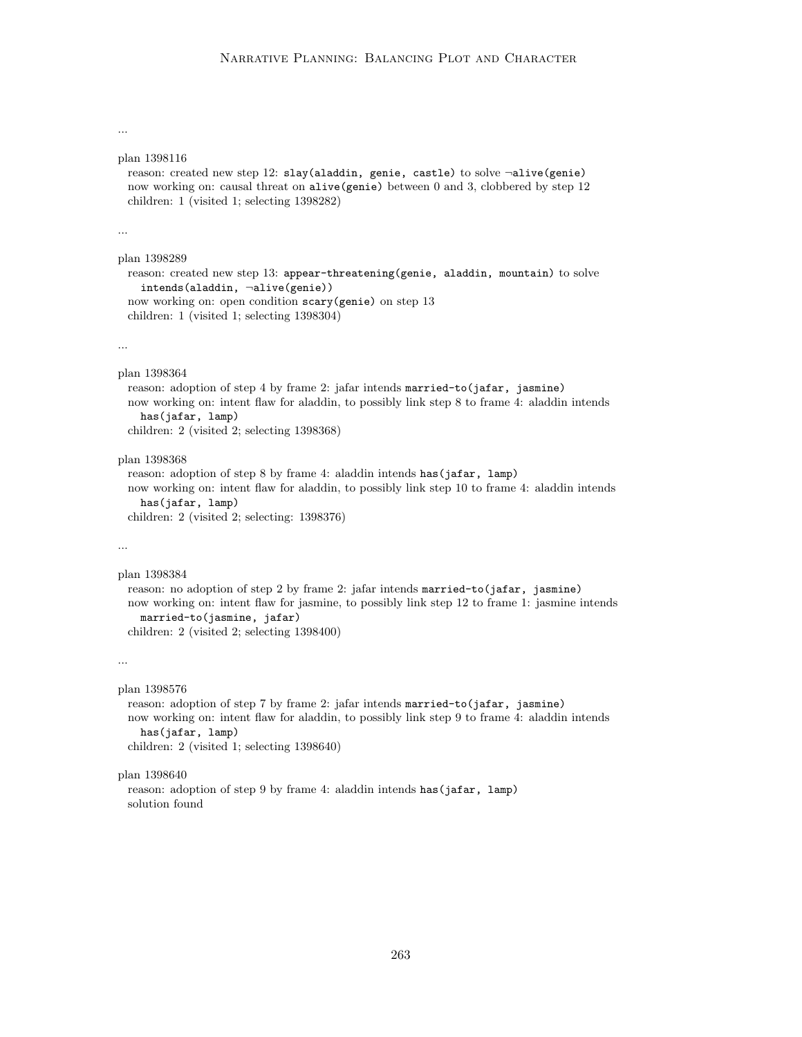...

plan 1398116
  reason: created new step 12: `slay(aladdin, genie, castle)` to solve `¬alive(genie)`
  now working on: causal threat on `alive(genie)` between 0 and 3, clobbered by step 12
  children: 1 (visited 1; selecting 1398282)

...

plan 1398289
  reason: created new step 13: `appear-threatening(genie, aladdin, mountain)` to solve
    `intends(aladdin, ¬alive(genie))`
  now working on: open condition `scary(genie)` on step 13
  children: 1 (visited 1; selecting 1398304)

...

plan 1398364
  reason: adoption of step 4 by frame 2: jafar intends `married-to(jafar, jasmine)`
  now working on: intent flaw for aladdin, to possibly link step 8 to frame 4: aladdin intends
    `has(jafar, lamp)`
  children: 2 (visited 2; selecting 1398368)

plan 1398368
  reason: adoption of step 8 by frame 4: aladdin intends `has(jafar, lamp)`
  now working on: intent flaw for aladdin, to possibly link step 10 to frame 4: aladdin intends
    `has(jafar, lamp)`
  children: 2 (visited 2; selecting: 1398376)

...

plan 1398384
  reason: no adoption of step 2 by frame 2: jafar intends `married-to(jafar, jasmine)`
  now working on: intent flaw for jasmine, to possibly link step 12 to frame 1: jasmine intends
    `married-to(jasmine, jafar)`
  children: 2 (visited 2; selecting 1398400)

...

plan 1398576
  reason: adoption of step 7 by frame 2: jafar intends `married-to(jafar, jasmine)`
  now working on: intent flaw for aladdin, to possibly link step 9 to frame 4: aladdin intends
    `has(jafar, lamp)`
  children: 2 (visited 1; selecting 1398640)

plan 1398640
  reason: adoption of step 9 by frame 4: aladdin intends `has(jafar, lamp)`
  solution found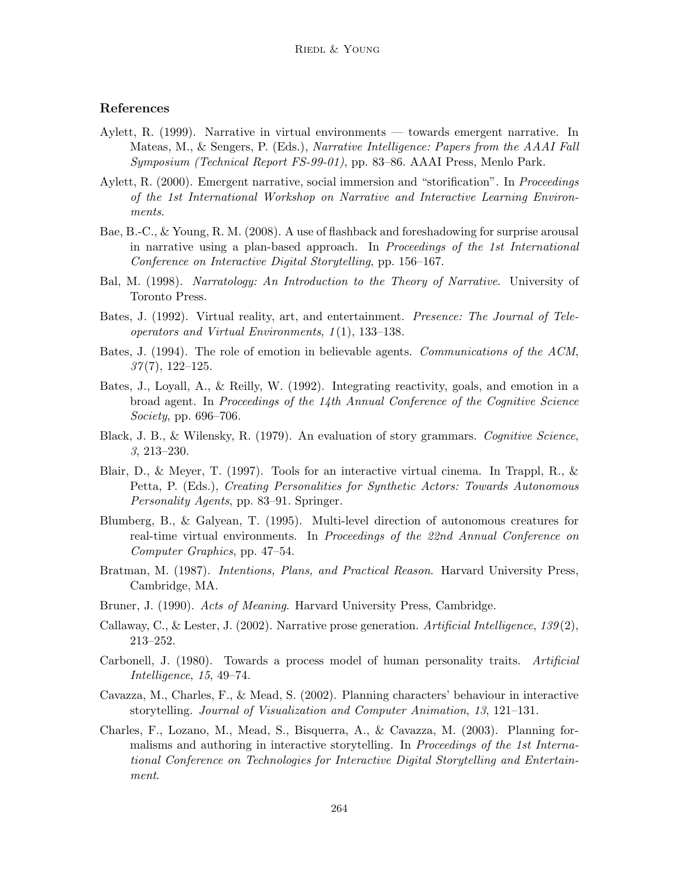## References

Aylett, R. (1999). Narrative in virtual environments — towards emergent narrative. In Mateas, M., & Sengers, P. (Eds.), *Narrative Intelligence: Papers from the AAAI Fall Symposium (Technical Report FS-99-01)*, pp. 83–86. AAAI Press, Menlo Park.

Aylett, R. (2000). Emergent narrative, social immersion and "storification". In *Proceedings of the 1st International Workshop on Narrative and Interactive Learning Environments*.

Bae, B.-C., & Young, R. M. (2008). A use of flashback and foreshadowing for surprise arousal in narrative using a plan-based approach. In *Proceedings of the 1st International Conference on Interactive Digital Storytelling*, pp. 156–167.

Bal, M. (1998). *Narratology: An Introduction to the Theory of Narrative*. University of Toronto Press.

Bates, J. (1992). Virtual reality, art, and entertainment. *Presence: The Journal of Teleoperators and Virtual Environments*, *1*(1), 133–138.

Bates, J. (1994). The role of emotion in believable agents. *Communications of the ACM*, *37*(7), 122–125.

Bates, J., Loyall, A., & Reilly, W. (1992). Integrating reactivity, goals, and emotion in a broad agent. In *Proceedings of the 14th Annual Conference of the Cognitive Science Society*, pp. 696–706.

Black, J. B., & Wilensky, R. (1979). An evaluation of story grammars. *Cognitive Science*, *3*, 213–230.

Blair, D., & Meyer, T. (1997). Tools for an interactive virtual cinema. In Trappl, R., & Petta, P. (Eds.), *Creating Personalities for Synthetic Actors: Towards Autonomous Personality Agents*, pp. 83–91. Springer.

Blumberg, B., & Galyean, T. (1995). Multi-level direction of autonomous creatures for real-time virtual environments. In *Proceedings of the 22nd Annual Conference on Computer Graphics*, pp. 47–54.

Bratman, M. (1987). *Intentions, Plans, and Practical Reason*. Harvard University Press, Cambridge, MA.

Bruner, J. (1990). *Acts of Meaning*. Harvard University Press, Cambridge.

Callaway, C., & Lester, J. (2002). Narrative prose generation. *Artificial Intelligence*, *139*(2), 213–252.

Carbonell, J. (1980). Towards a process model of human personality traits. *Artificial Intelligence*, *15*, 49–74.

Cavazza, M., Charles, F., & Mead, S. (2002). Planning characters' behaviour in interactive storytelling. *Journal of Visualization and Computer Animation*, *13*, 121–131.

Charles, F., Lozano, M., Mead, S., Bisquerra, A., & Cavazza, M. (2003). Planning formalisms and authoring in interactive storytelling. In *Proceedings of the 1st International Conference on Technologies for Interactive Digital Storytelling and Entertainment*.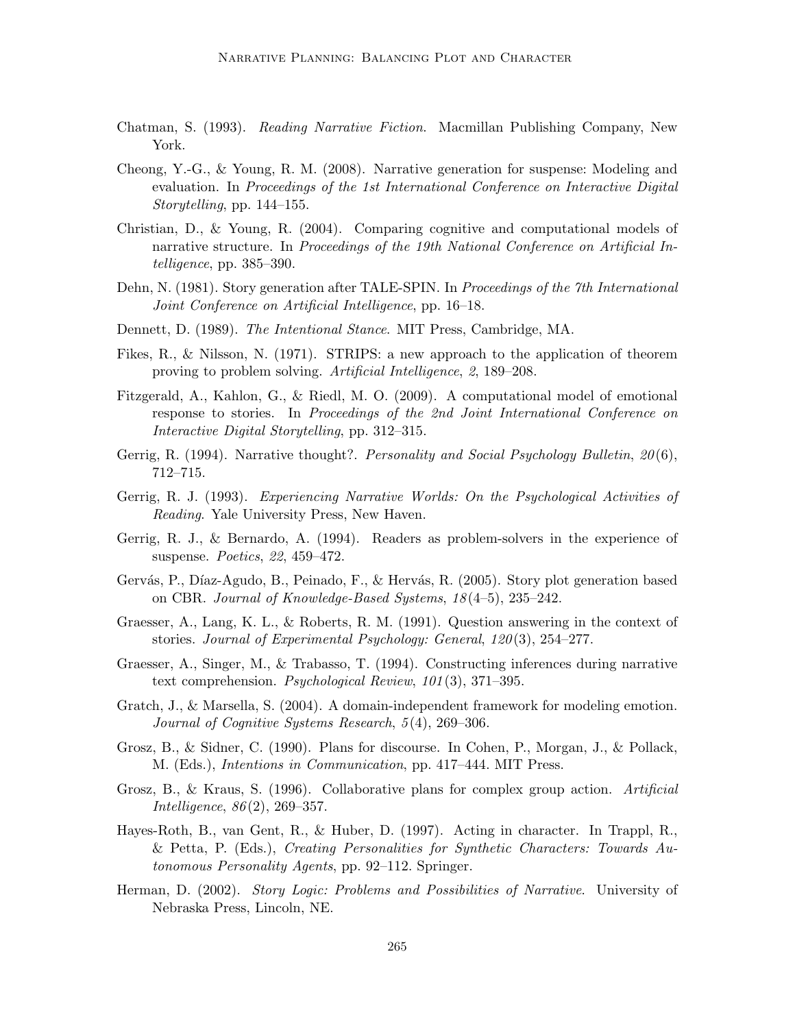Chatman, S. (1993). *Reading Narrative Fiction*. Macmillan Publishing Company, New York.

Cheong, Y.-G., & Young, R. M. (2008). Narrative generation for suspense: Modeling and evaluation. In *Proceedings of the 1st International Conference on Interactive Digital Storytelling*, pp. 144–155.

Christian, D., & Young, R. (2004). Comparing cognitive and computational models of narrative structure. In *Proceedings of the 19th National Conference on Artificial Intelligence*, pp. 385–390.

Dehn, N. (1981). Story generation after TALE-SPIN. In *Proceedings of the 7th International Joint Conference on Artificial Intelligence*, pp. 16–18.

Dennett, D. (1989). *The Intentional Stance*. MIT Press, Cambridge, MA.

Fikes, R., & Nilsson, N. (1971). STRIPS: a new approach to the application of theorem proving to problem solving. *Artificial Intelligence*, *2*, 189–208.

Fitzgerald, A., Kahlon, G., & Riedl, M. O. (2009). A computational model of emotional response to stories. In *Proceedings of the 2nd Joint International Conference on Interactive Digital Storytelling*, pp. 312–315.

Gerrig, R. (1994). Narrative thought?. *Personality and Social Psychology Bulletin*, *20*(6), 712–715.

Gerrig, R. J. (1993). *Experiencing Narrative Worlds: On the Psychological Activities of Reading*. Yale University Press, New Haven.

Gerrig, R. J., & Bernardo, A. (1994). Readers as problem-solvers in the experience of suspense. *Poetics*, *22*, 459–472.

Gervás, P., Díaz-Agudo, B., Peinado, F., & Hervás, R. (2005). Story plot generation based on CBR. *Journal of Knowledge-Based Systems*, *18*(4–5), 235–242.

Graesser, A., Lang, K. L., & Roberts, R. M. (1991). Question answering in the context of stories. *Journal of Experimental Psychology: General*, *120*(3), 254–277.

Graesser, A., Singer, M., & Trabasso, T. (1994). Constructing inferences during narrative text comprehension. *Psychological Review*, *101*(3), 371–395.

Gratch, J., & Marsella, S. (2004). A domain-independent framework for modeling emotion. *Journal of Cognitive Systems Research*, *5*(4), 269–306.

Grosz, B., & Sidner, C. (1990). Plans for discourse. In Cohen, P., Morgan, J., & Pollack, M. (Eds.), *Intentions in Communication*, pp. 417–444. MIT Press.

Grosz, B., & Kraus, S. (1996). Collaborative plans for complex group action. *Artificial Intelligence*, *86*(2), 269–357.

Hayes-Roth, B., van Gent, R., & Huber, D. (1997). Acting in character. In Trappl, R., & Petta, P. (Eds.), *Creating Personalities for Synthetic Characters: Towards Autonomous Personality Agents*, pp. 92–112. Springer.

Herman, D. (2002). *Story Logic: Problems and Possibilities of Narrative*. University of Nebraska Press, Lincoln, NE.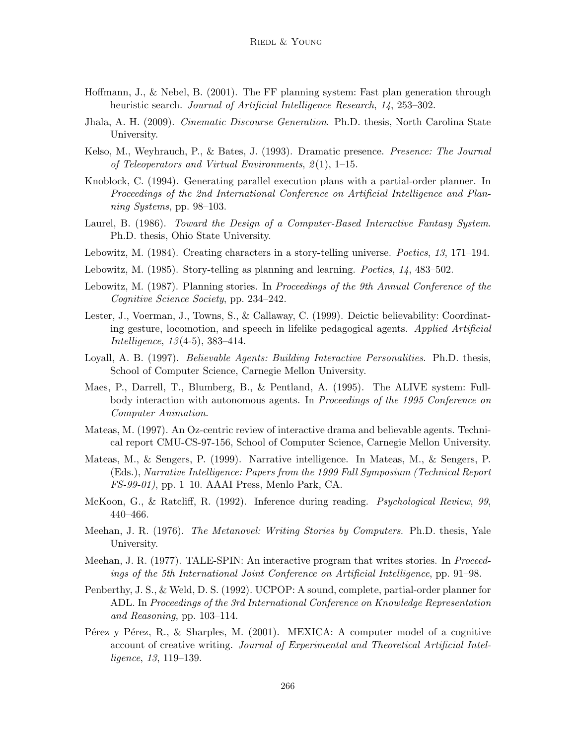Hoffmann, J., & Nebel, B. (2001). The FF planning system: Fast plan generation through heuristic search. *Journal of Artificial Intelligence Research*, *14*, 253–302.

Jhala, A. H. (2009). *Cinematic Discourse Generation*. Ph.D. thesis, North Carolina State University.

Kelso, M., Weyhrauch, P., & Bates, J. (1993). Dramatic presence. *Presence: The Journal of Teleoperators and Virtual Environments*, *2*(1), 1–15.

Knoblock, C. (1994). Generating parallel execution plans with a partial-order planner. In *Proceedings of the 2nd International Conference on Artificial Intelligence and Planning Systems*, pp. 98–103.

Laurel, B. (1986). *Toward the Design of a Computer-Based Interactive Fantasy System*. Ph.D. thesis, Ohio State University.

Lebowitz, M. (1984). Creating characters in a story-telling universe. *Poetics*, *13*, 171–194.

Lebowitz, M. (1985). Story-telling as planning and learning. *Poetics*, *14*, 483–502.

Lebowitz, M. (1987). Planning stories. In *Proceedings of the 9th Annual Conference of the Cognitive Science Society*, pp. 234–242.

Lester, J., Voerman, J., Towns, S., & Callaway, C. (1999). Deictic believability: Coordinating gesture, locomotion, and speech in lifelike pedagogical agents. *Applied Artificial Intelligence*, *13*(4-5), 383–414.

Loyall, A. B. (1997). *Believable Agents: Building Interactive Personalities*. Ph.D. thesis, School of Computer Science, Carnegie Mellon University.

Maes, P., Darrell, T., Blumberg, B., & Pentland, A. (1995). The ALIVE system: Full-body interaction with autonomous agents. In *Proceedings of the 1995 Conference on Computer Animation*.

Mateas, M. (1997). An Oz-centric review of interactive drama and believable agents. Technical report CMU-CS-97-156, School of Computer Science, Carnegie Mellon University.

Mateas, M., & Sengers, P. (1999). Narrative intelligence. In Mateas, M., & Sengers, P. (Eds.), *Narrative Intelligence: Papers from the 1999 Fall Symposium (Technical Report FS-99-01)*, pp. 1–10. AAAI Press, Menlo Park, CA.

McKoon, G., & Ratcliff, R. (1992). Inference during reading. *Psychological Review*, *99*, 440–466.

Meehan, J. R. (1976). *The Metanovel: Writing Stories by Computers*. Ph.D. thesis, Yale University.

Meehan, J. R. (1977). TALE-SPIN: An interactive program that writes stories. In *Proceedings of the 5th International Joint Conference on Artificial Intelligence*, pp. 91–98.

Penberthy, J. S., & Weld, D. S. (1992). UCPOP: A sound, complete, partial-order planner for ADL. In *Proceedings of the 3rd International Conference on Knowledge Representation and Reasoning*, pp. 103–114.

Pérez y Pérez, R., & Sharples, M. (2001). MEXICA: A computer model of a cognitive account of creative writing. *Journal of Experimental and Theoretical Artificial Intelligence*, *13*, 119–139.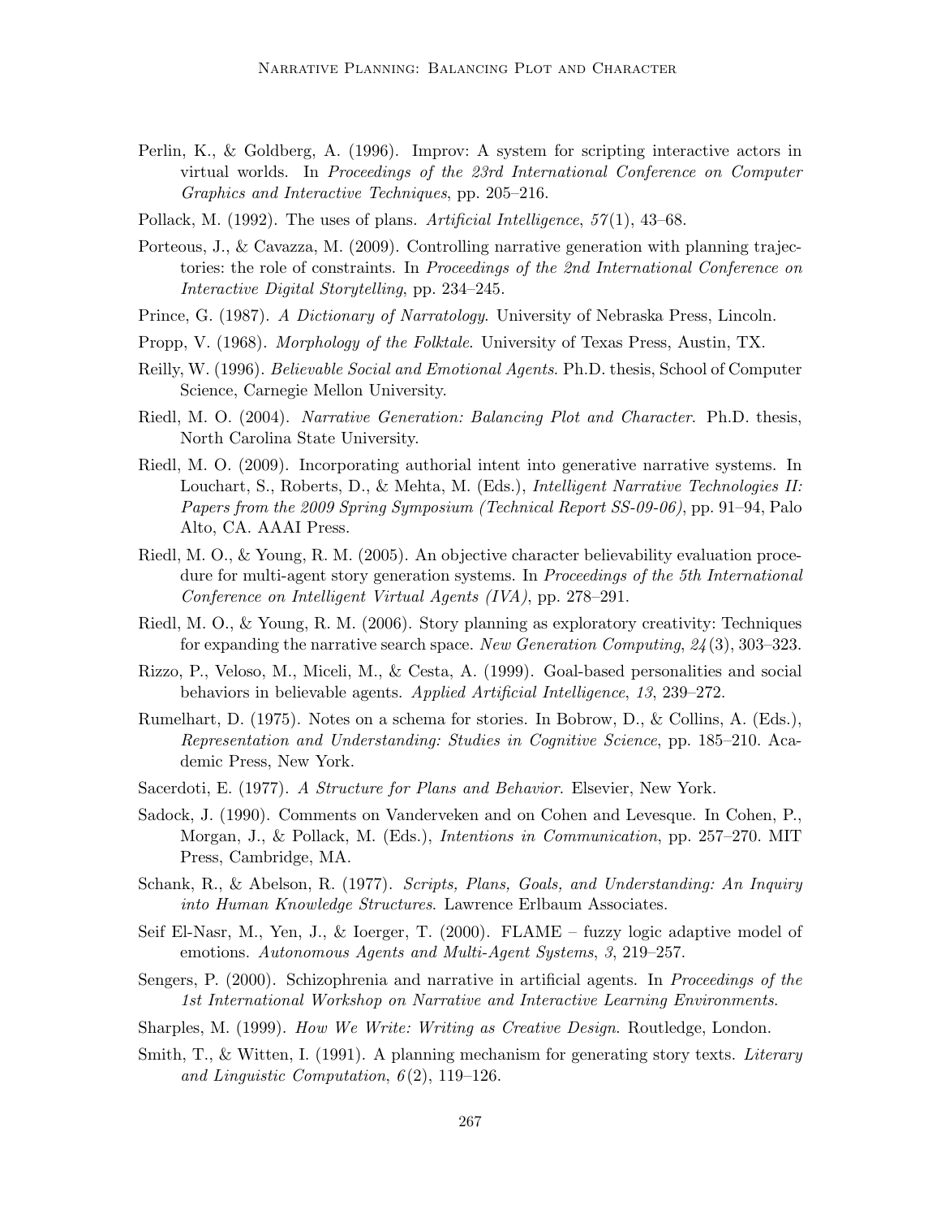Perlin, K., & Goldberg, A. (1996). Improv: A system for scripting interactive actors in virtual worlds. In *Proceedings of the 23rd International Conference on Computer Graphics and Interactive Techniques*, pp. 205–216.

Pollack, M. (1992). The uses of plans. *Artificial Intelligence*, *57*(1), 43–68.

Porteous, J., & Cavazza, M. (2009). Controlling narrative generation with planning trajectories: the role of constraints. In *Proceedings of the 2nd International Conference on Interactive Digital Storytelling*, pp. 234–245.

Prince, G. (1987). *A Dictionary of Narratology*. University of Nebraska Press, Lincoln.

Propp, V. (1968). *Morphology of the Folktale*. University of Texas Press, Austin, TX.

Reilly, W. (1996). *Believable Social and Emotional Agents*. Ph.D. thesis, School of Computer Science, Carnegie Mellon University.

Riedl, M. O. (2004). *Narrative Generation: Balancing Plot and Character*. Ph.D. thesis, North Carolina State University.

Riedl, M. O. (2009). Incorporating authorial intent into generative narrative systems. In Louchart, S., Roberts, D., & Mehta, M. (Eds.), *Intelligent Narrative Technologies II: Papers from the 2009 Spring Symposium (Technical Report SS-09-06)*, pp. 91–94, Palo Alto, CA. AAAI Press.

Riedl, M. O., & Young, R. M. (2005). An objective character believability evaluation procedure for multi-agent story generation systems. In *Proceedings of the 5th International Conference on Intelligent Virtual Agents (IVA)*, pp. 278–291.

Riedl, M. O., & Young, R. M. (2006). Story planning as exploratory creativity: Techniques for expanding the narrative search space. *New Generation Computing*, *24*(3), 303–323.

Rizzo, P., Veloso, M., Miceli, M., & Cesta, A. (1999). Goal-based personalities and social behaviors in believable agents. *Applied Artificial Intelligence*, *13*, 239–272.

Rumelhart, D. (1975). Notes on a schema for stories. In Bobrow, D., & Collins, A. (Eds.), *Representation and Understanding: Studies in Cognitive Science*, pp. 185–210. Academic Press, New York.

Sacerdoti, E. (1977). *A Structure for Plans and Behavior*. Elsevier, New York.

Sadock, J. (1990). Comments on Vanderveken and on Cohen and Levesque. In Cohen, P., Morgan, J., & Pollack, M. (Eds.), *Intentions in Communication*, pp. 257–270. MIT Press, Cambridge, MA.

Schank, R., & Abelson, R. (1977). *Scripts, Plans, Goals, and Understanding: An Inquiry into Human Knowledge Structures*. Lawrence Erlbaum Associates.

Seif El-Nasr, M., Yen, J., & Ioerger, T. (2000). FLAME – fuzzy logic adaptive model of emotions. *Autonomous Agents and Multi-Agent Systems*, *3*, 219–257.

Sengers, P. (2000). Schizophrenia and narrative in artificial agents. In *Proceedings of the 1st International Workshop on Narrative and Interactive Learning Environments*.

Sharples, M. (1999). *How We Write: Writing as Creative Design*. Routledge, London.

Smith, T., & Witten, I. (1991). A planning mechanism for generating story texts. *Literary and Linguistic Computation*, *6*(2), 119–126.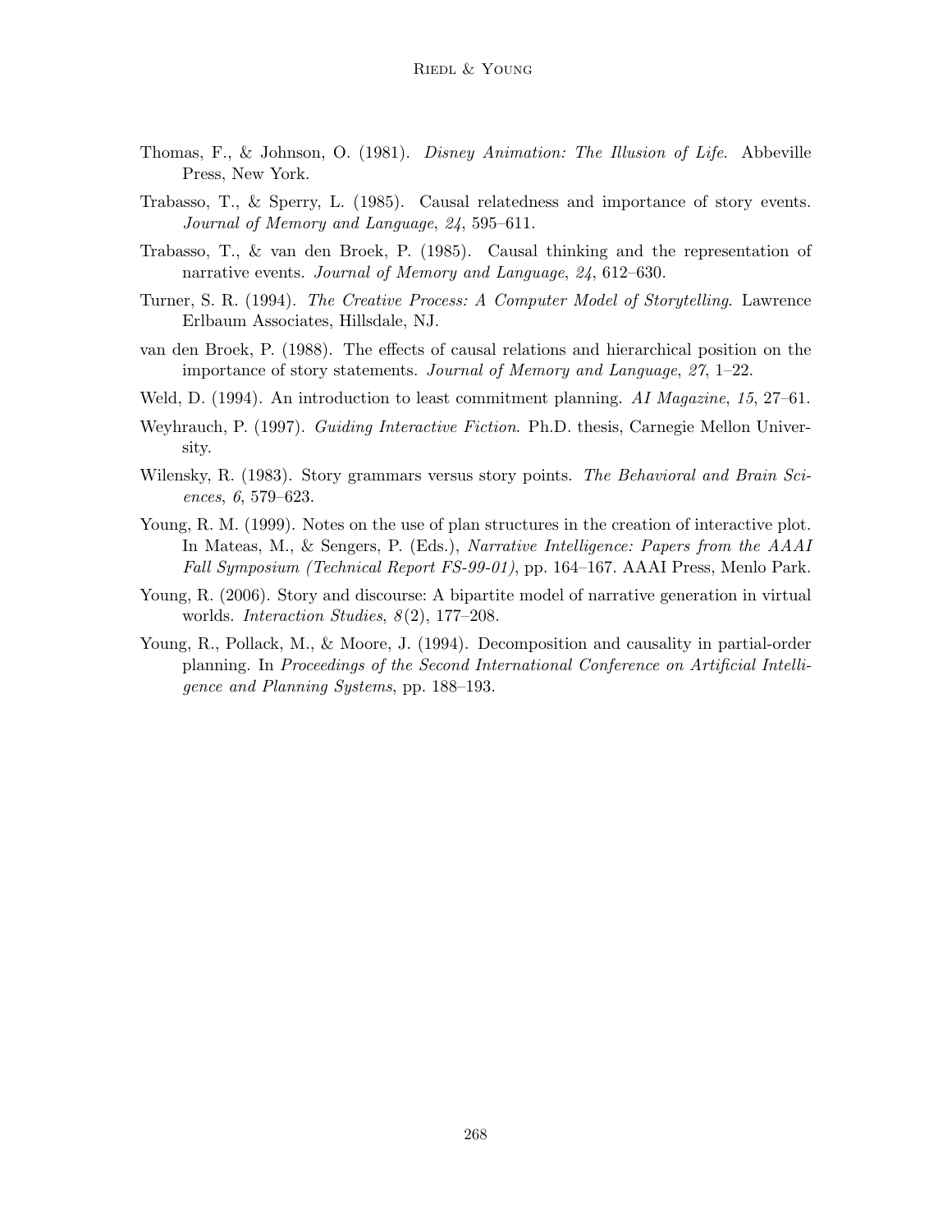Thomas, F., & Johnson, O. (1981). *Disney Animation: The Illusion of Life*. Abbeville Press, New York.

Trabasso, T., & Sperry, L. (1985). Causal relatedness and importance of story events. *Journal of Memory and Language*, *24*, 595–611.

Trabasso, T., & van den Broek, P. (1985). Causal thinking and the representation of narrative events. *Journal of Memory and Language*, *24*, 612–630.

Turner, S. R. (1994). *The Creative Process: A Computer Model of Storytelling*. Lawrence Erlbaum Associates, Hillsdale, NJ.

van den Broek, P. (1988). The effects of causal relations and hierarchical position on the importance of story statements. *Journal of Memory and Language*, *27*, 1–22.

Weld, D. (1994). An introduction to least commitment planning. *AI Magazine*, *15*, 27–61.

Weyhrauch, P. (1997). *Guiding Interactive Fiction*. Ph.D. thesis, Carnegie Mellon University.

Wilensky, R. (1983). Story grammars versus story points. *The Behavioral and Brain Sciences*, *6*, 579–623.

Young, R. M. (1999). Notes on the use of plan structures in the creation of interactive plot. In Mateas, M., & Sengers, P. (Eds.), *Narrative Intelligence: Papers from the AAAI Fall Symposium (Technical Report FS-99-01)*, pp. 164–167. AAAI Press, Menlo Park.

Young, R. (2006). Story and discourse: A bipartite model of narrative generation in virtual worlds. *Interaction Studies*, *8*(2), 177–208.

Young, R., Pollack, M., & Moore, J. (1994). Decomposition and causality in partial-order planning. In *Proceedings of the Second International Conference on Artificial Intelligence and Planning Systems*, pp. 188–193.